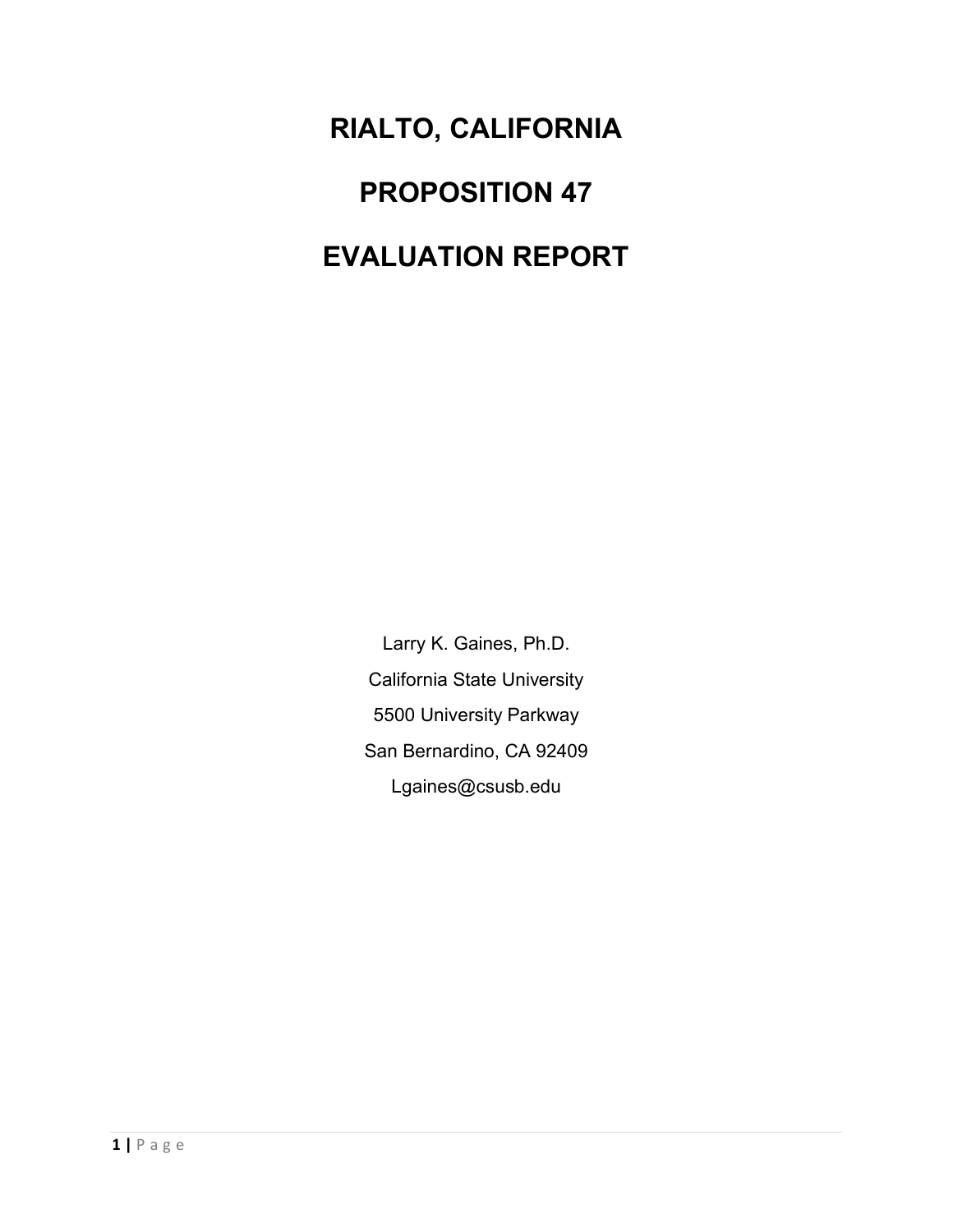# RIALTO, CALIFORNIA

# PROPOSITION 47

# EVALUATION REPORT

Larry K. Gaines, Ph.D.

California State University

5500 University Parkway

San Bernardino, CA 92409

Lgaines@csusb.edu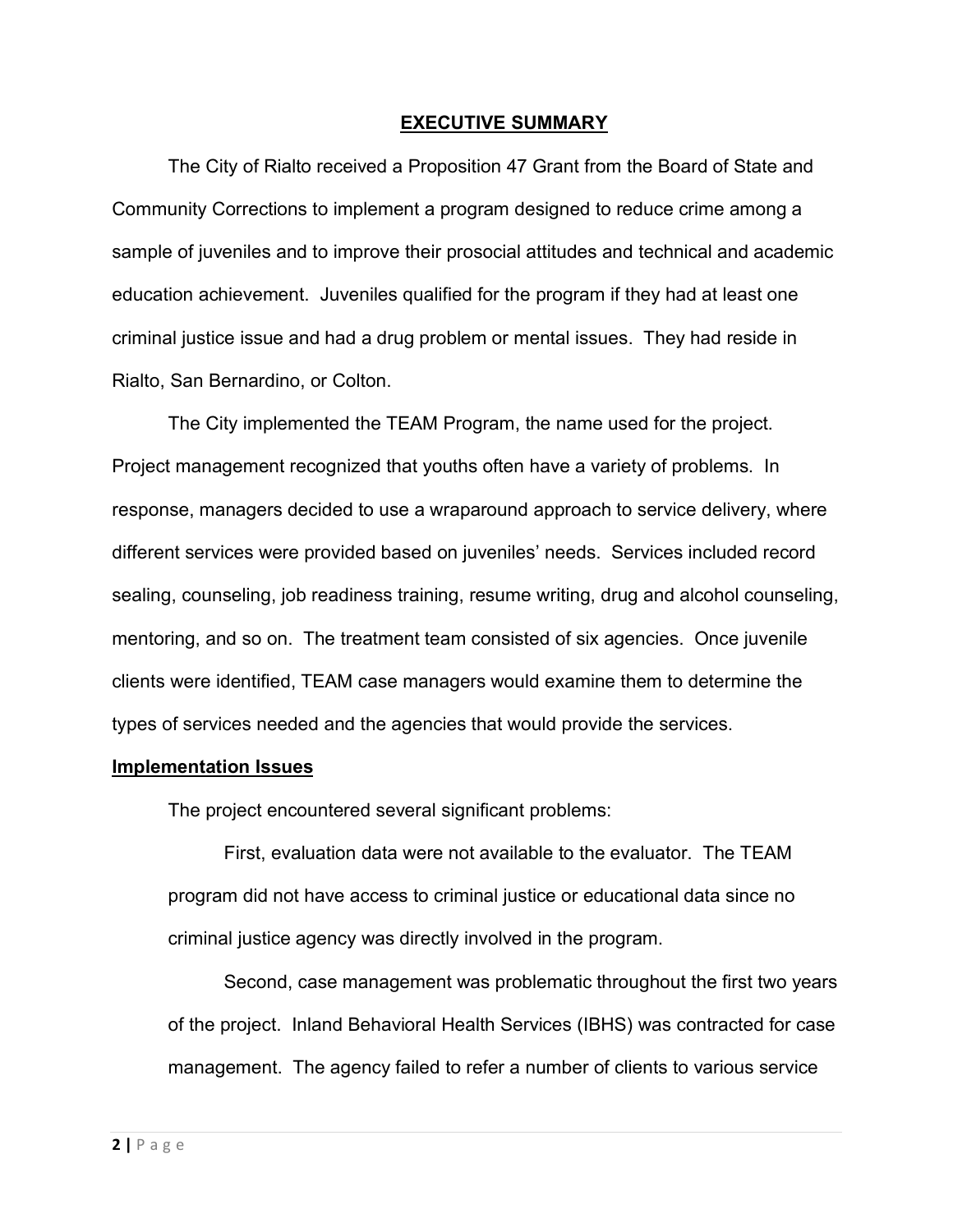## EXECUTIVE SUMMARY

The City of Rialto received a Proposition 47 Grant from the Board of State and Community Corrections to implement a program designed to reduce crime among a sample of juveniles and to improve their prosocial attitudes and technical and academic education achievement. Juveniles qualified for the program if they had at least one criminal justice issue and had a drug problem or mental issues. They had reside in Rialto, San Bernardino, or Colton.

The City implemented the TEAM Program, the name used for the project. Project management recognized that youths often have a variety of problems. In response, managers decided to use a wraparound approach to service delivery, where different services were provided based on juveniles' needs. Services included record sealing, counseling, job readiness training, resume writing, drug and alcohol counseling, mentoring, and so on. The treatment team consisted of six agencies. Once juvenile clients were identified, TEAM case managers would examine them to determine the types of services needed and the agencies that would provide the services.

### Implementation Issues

The project encountered several significant problems:

First, evaluation data were not available to the evaluator. The TEAM program did not have access to criminal justice or educational data since no criminal justice agency was directly involved in the program.

Second, case management was problematic throughout the first two years of the project. Inland Behavioral Health Services (IBHS) was contracted for case management. The agency failed to refer a number of clients to various service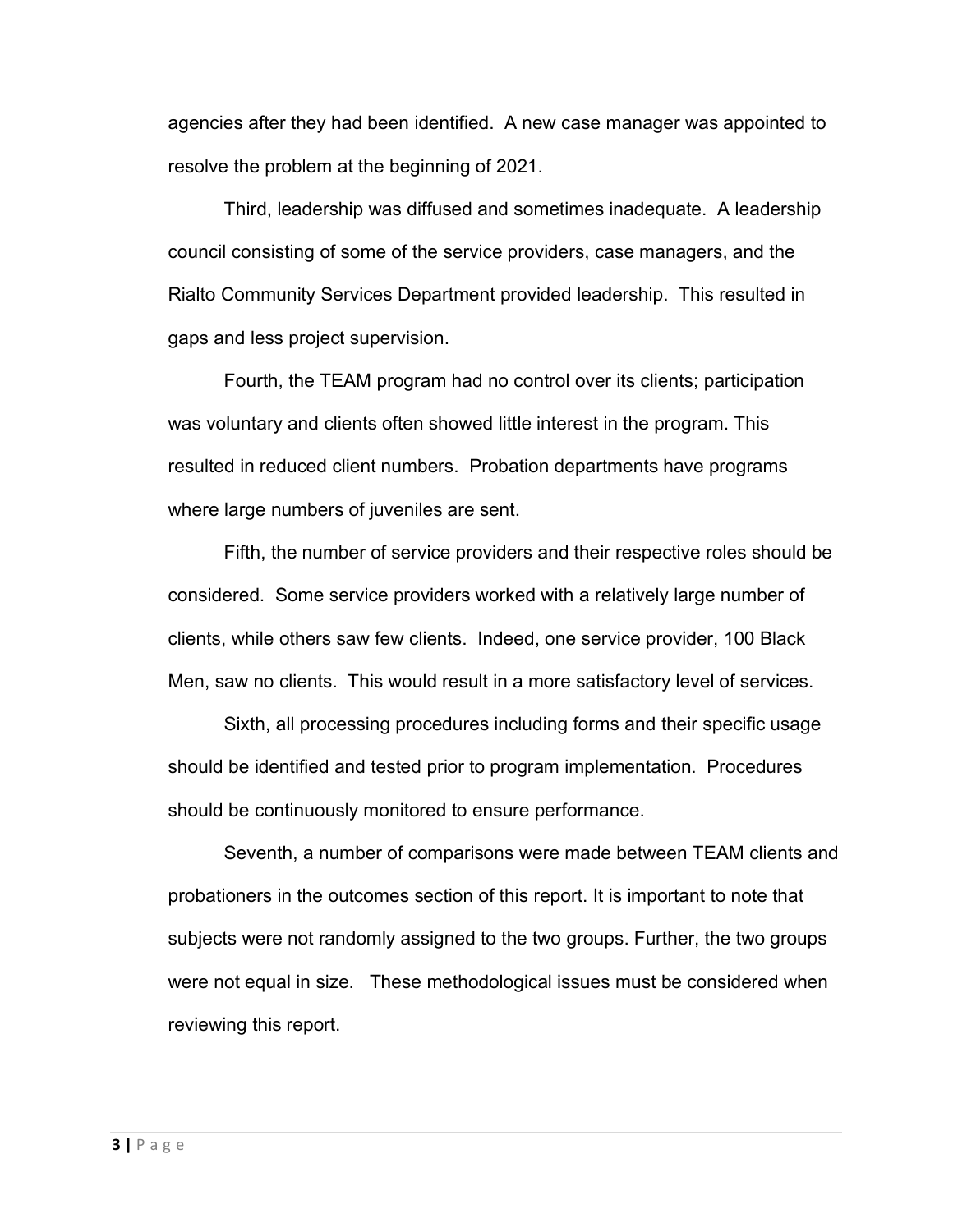agencies after they had been identified. A new case manager was appointed to resolve the problem at the beginning of 2021.

Third, leadership was diffused and sometimes inadequate. A leadership council consisting of some of the service providers, case managers, and the Rialto Community Services Department provided leadership. This resulted in gaps and less project supervision.

Fourth, the TEAM program had no control over its clients; participation was voluntary and clients often showed little interest in the program. This resulted in reduced client numbers. Probation departments have programs where large numbers of juveniles are sent.

Fifth, the number of service providers and their respective roles should be considered. Some service providers worked with a relatively large number of clients, while others saw few clients. Indeed, one service provider, 100 Black Men, saw no clients. This would result in a more satisfactory level of services.

Sixth, all processing procedures including forms and their specific usage should be identified and tested prior to program implementation. Procedures should be continuously monitored to ensure performance.

Seventh, a number of comparisons were made between TEAM clients and probationers in the outcomes section of this report. It is important to note that subjects were not randomly assigned to the two groups. Further, the two groups were not equal in size. These methodological issues must be considered when reviewing this report.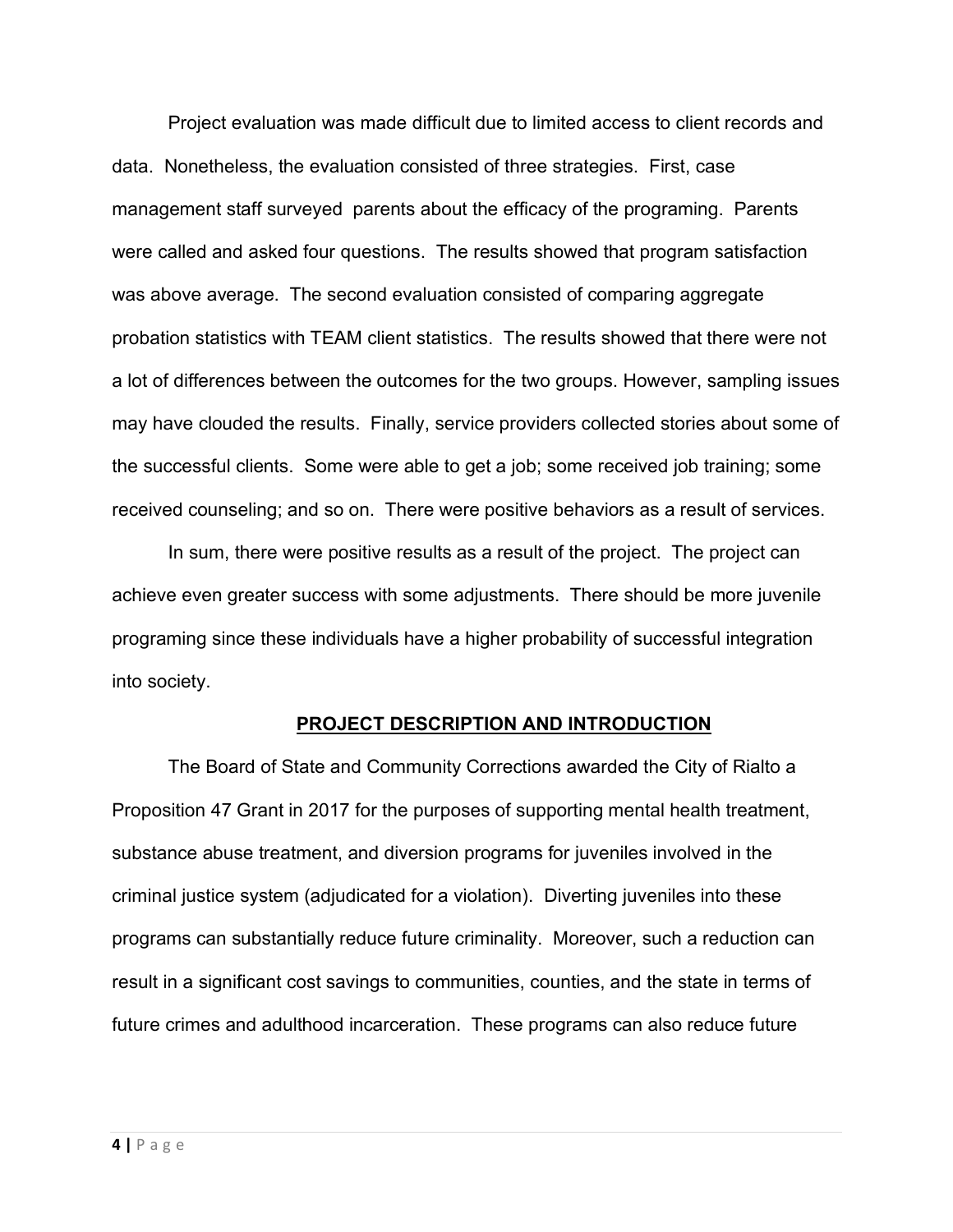Project evaluation was made difficult due to limited access to client records and data. Nonetheless, the evaluation consisted of three strategies. First, case management staff surveyed parents about the efficacy of the programing. Parents were called and asked four questions. The results showed that program satisfaction was above average. The second evaluation consisted of comparing aggregate probation statistics with TEAM client statistics. The results showed that there were not a lot of differences between the outcomes for the two groups. However, sampling issues may have clouded the results. Finally, service providers collected stories about some of the successful clients. Some were able to get a job; some received job training; some received counseling; and so on. There were positive behaviors as a result of services.

In sum, there were positive results as a result of the project. The project can achieve even greater success with some adjustments. There should be more juvenile programing since these individuals have a higher probability of successful integration into society.

## PROJECT DESCRIPTION AND INTRODUCTION

The Board of State and Community Corrections awarded the City of Rialto a Proposition 47 Grant in 2017 for the purposes of supporting mental health treatment, substance abuse treatment, and diversion programs for juveniles involved in the criminal justice system (adjudicated for a violation). Diverting juveniles into these programs can substantially reduce future criminality. Moreover, such a reduction can result in a significant cost savings to communities, counties, and the state in terms of future crimes and adulthood incarceration. These programs can also reduce future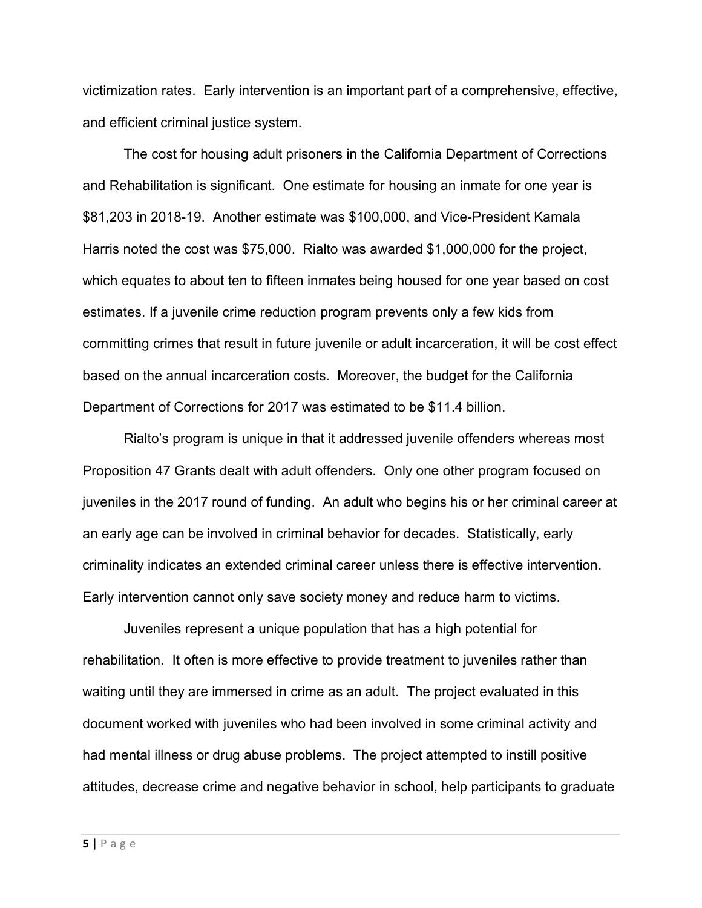victimization rates. Early intervention is an important part of a comprehensive, effective, and efficient criminal justice system.

The cost for housing adult prisoners in the California Department of Corrections and Rehabilitation is significant. One estimate for housing an inmate for one year is $81,203 in 2018-19. Another estimate was $100,000, and Vice-President Kamala Harris noted the cost was $75,000. Rialto was awarded $1,000,000 for the project, which equates to about ten to fifteen inmates being housed for one year based on cost estimates. If a juvenile crime reduction program prevents only a few kids from committing crimes that result in future juvenile or adult incarceration, it will be cost effect based on the annual incarceration costs. Moreover, the budget for the California Department of Corrections for 2017 was estimated to be $11.4 billion.

Rialto's program is unique in that it addressed juvenile offenders whereas most Proposition 47 Grants dealt with adult offenders. Only one other program focused on juveniles in the 2017 round of funding. An adult who begins his or her criminal career at an early age can be involved in criminal behavior for decades. Statistically, early criminality indicates an extended criminal career unless there is effective intervention. Early intervention cannot only save society money and reduce harm to victims.

Juveniles represent a unique population that has a high potential for rehabilitation. It often is more effective to provide treatment to juveniles rather than waiting until they are immersed in crime as an adult. The project evaluated in this document worked with juveniles who had been involved in some criminal activity and had mental illness or drug abuse problems. The project attempted to instill positive attitudes, decrease crime and negative behavior in school, help participants to graduate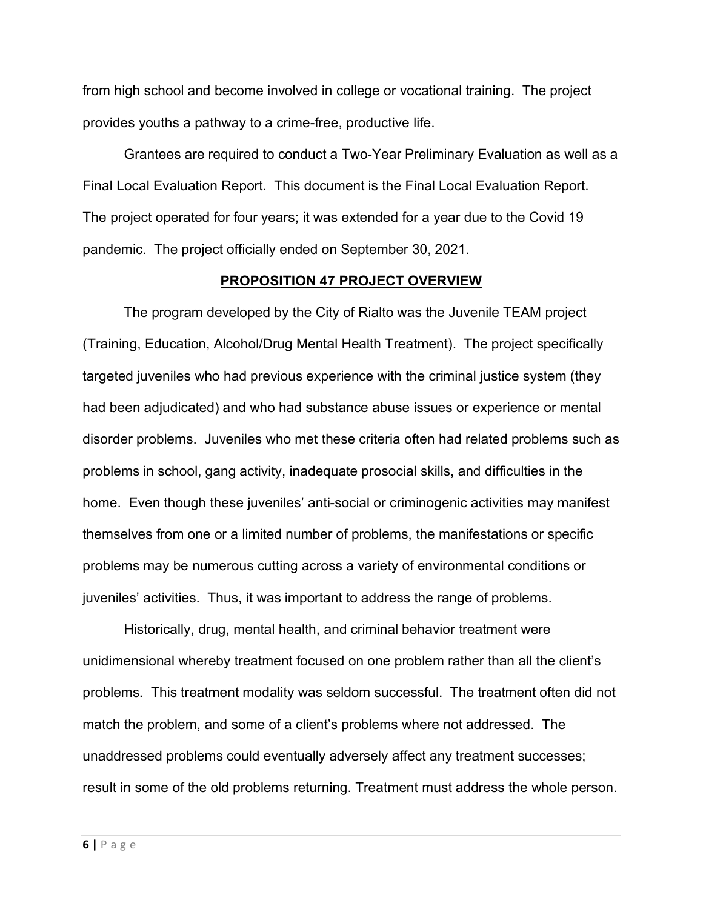from high school and become involved in college or vocational training. The project provides youths a pathway to a crime-free, productive life.

Grantees are required to conduct a Two-Year Preliminary Evaluation as well as a Final Local Evaluation Report. This document is the Final Local Evaluation Report. The project operated for four years; it was extended for a year due to the Covid 19 pandemic. The project officially ended on September 30, 2021.

## **PROPOSITION 47 PROJECT OVERVIEW**

The program developed by the City of Rialto was the Juvenile TEAM project (Training, Education, Alcohol/Drug Mental Health Treatment). The project specifically targeted juveniles who had previous experience with the criminal justice system (they had been adjudicated) and who had substance abuse issues or experience or mental disorder problems. Juveniles who met these criteria often had related problems such as problems in school, gang activity, inadequate prosocial skills, and difficulties in the home. Even though these juveniles' anti-social or criminogenic activities may manifest themselves from one or a limited number of problems, the manifestations or specific problems may be numerous cutting across a variety of environmental conditions or juveniles' activities. Thus, it was important to address the range of problems.

Historically, drug, mental health, and criminal behavior treatment were unidimensional whereby treatment focused on one problem rather than all the client's problems. This treatment modality was seldom successful. The treatment often did not match the problem, and some of a client's problems where not addressed. The unaddressed problems could eventually adversely affect any treatment successes; result in some of the old problems returning. Treatment must address the whole person.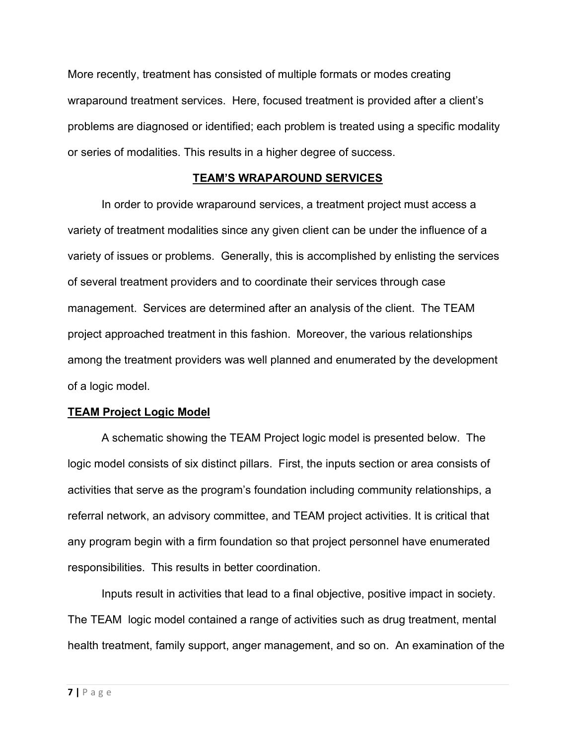More recently, treatment has consisted of multiple formats or modes creating wraparound treatment services. Here, focused treatment is provided after a client's problems are diagnosed or identified; each problem is treated using a specific modality or series of modalities. This results in a higher degree of success.

## TEAM'S WRAPAROUND SERVICES

In order to provide wraparound services, a treatment project must access a variety of treatment modalities since any given client can be under the influence of a variety of issues or problems. Generally, this is accomplished by enlisting the services of several treatment providers and to coordinate their services through case management. Services are determined after an analysis of the client. The TEAM project approached treatment in this fashion. Moreover, the various relationships among the treatment providers was well planned and enumerated by the development of a logic model.

### TEAM Project Logic Model

A schematic showing the TEAM Project logic model is presented below. The logic model consists of six distinct pillars. First, the inputs section or area consists of activities that serve as the program's foundation including community relationships, a referral network, an advisory committee, and TEAM project activities. It is critical that any program begin with a firm foundation so that project personnel have enumerated responsibilities. This results in better coordination.

Inputs result in activities that lead to a final objective, positive impact in society. The TEAM logic model contained a range of activities such as drug treatment, mental health treatment, family support, anger management, and so on. An examination of the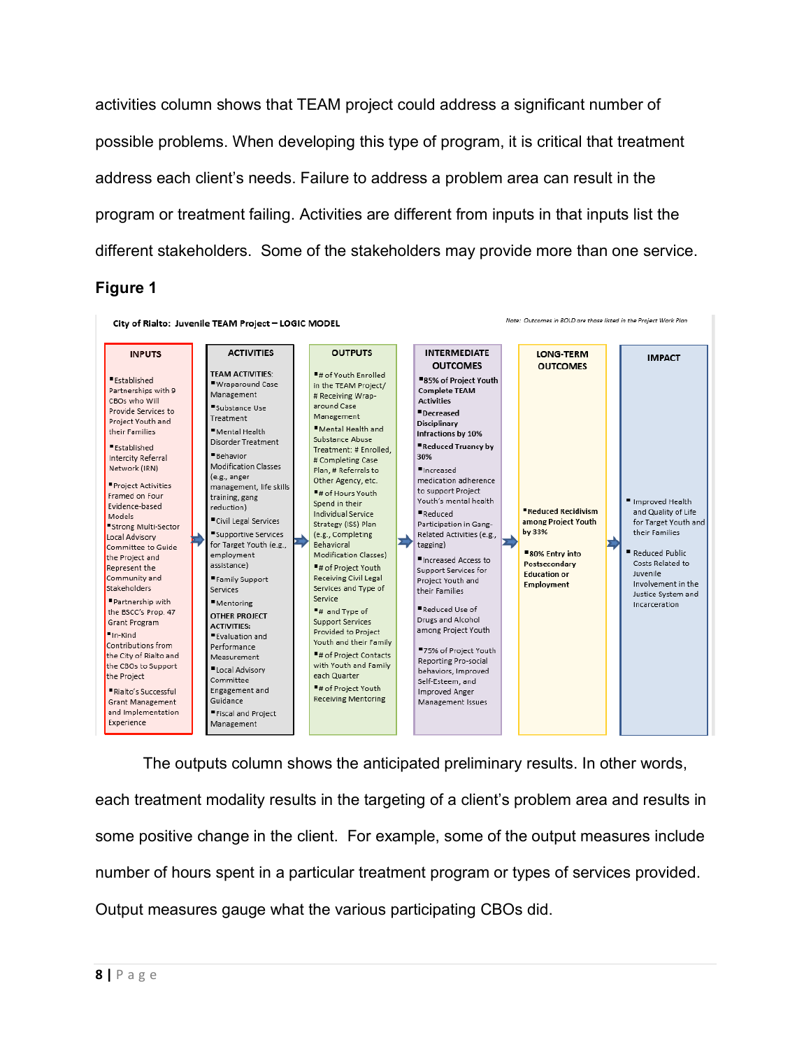activities column shows that TEAM project could address a significant number of possible problems. When developing this type of program, it is critical that treatment address each client's needs. Failure to address a problem area can result in the program or treatment failing. Activities are different from inputs in that inputs list the different stakeholders. Some of the stakeholders may provide more than one service.

**Figure 1**

**City of Rialto: Juvenile TEAM Project – LOGIC MODEL**

*Note: Outcomes in BOLD are those listed in the Project Work Plan*

| INPUTS | ACTIVITIES | OUTPUTS | INTERMEDIATE OUTCOMES | LONG-TERM OUTCOMES | IMPACT |
|---|---|---|---|---|---|
| ▪Established Partnerships with 9 CBOs who Will Provide Services to Project Youth and their Families<br>▪Established Intercity Referral Network (IRN)<br>▪Project Activities Framed on Four Evidence-based Models<br>▪Strong Multi-Sector Local Advisory Committee to Guide the Project and Represent the Community and Stakeholders<br>▪Partnership with the BSCC's Prop. 47 Grant Program<br>▪In-Kind Contributions from the City of Rialto and the CBOs to Support the Project<br>▪Rialto's Successful Grant Management and Implementation Experience | TEAM ACTIVITIES:<br>▪Wraparound Case Management<br>▪Substance Use Treatment<br>▪Mental Health Disorder Treatment<br>▪Behavior Modification Classes (e.g., anger management, life skills training, gang reduction)<br>▪Civil Legal Services<br>▪Supportive Services for Target Youth (e.g., employment assistance)<br>▪Family Support Services<br>▪Mentoring<br>OTHER PROJECT ACTIVITIES:<br>▪Evaluation and Performance Measurement<br>▪Local Advisory Committee Engagement and Guidance<br>▪Fiscal and Project Management | ▪# of Youth Enrolled in the TEAM Project/ # Receiving Wrap-around Case Management<br>▪Mental Health and Substance Abuse Treatment: # Enrolled, # Completing Case Plan, # Referrals to Other Agency, etc.<br>▪# of Hours Youth Spend in their Individual Service Strategy (ISS) Plan (e.g., Completing Behavioral Modification Classes)<br>▪# of Project Youth Receiving Civil Legal Services and Type of Service<br>▪# and Type of Support Services Provided to Project Youth and their Family<br>▪# of Project Contacts with Youth and Family each Quarter<br>▪# of Project Youth Receiving Mentoring | ▪**85% of Project Youth Complete TEAM Activities**<br>▪**Decreased Disciplinary Infractions by 10%**<br>▪**Reduced Truancy by 30%**<br>▪Increased medication adherence to support Project Youth's mental health<br>▪Reduced Participation in Gang-Related Activities (e.g., tagging)<br>▪Increased Access to Support Services for Project Youth and their Families<br>▪Reduced Use of Drugs and Alcohol among Project Youth<br>▪75% of Project Youth Reporting Pro-social behaviors, Improved Self-Esteem, and Improved Anger Management Issues | ▪**Reduced Recidivism among Project Youth by 33%**<br>▪**80% Entry into Postsecondary Education or Employment** | ▪Improved Health and Quality of Life for Target Youth and their Families<br>▪Reduced Public Costs Related to Juvenile Involvement in the Justice System and Incarceration |

The outputs column shows the anticipated preliminary results. In other words, each treatment modality results in the targeting of a client's problem area and results in some positive change in the client. For example, some of the output measures include number of hours spent in a particular treatment program or types of services provided. Output measures gauge what the various participating CBOs did.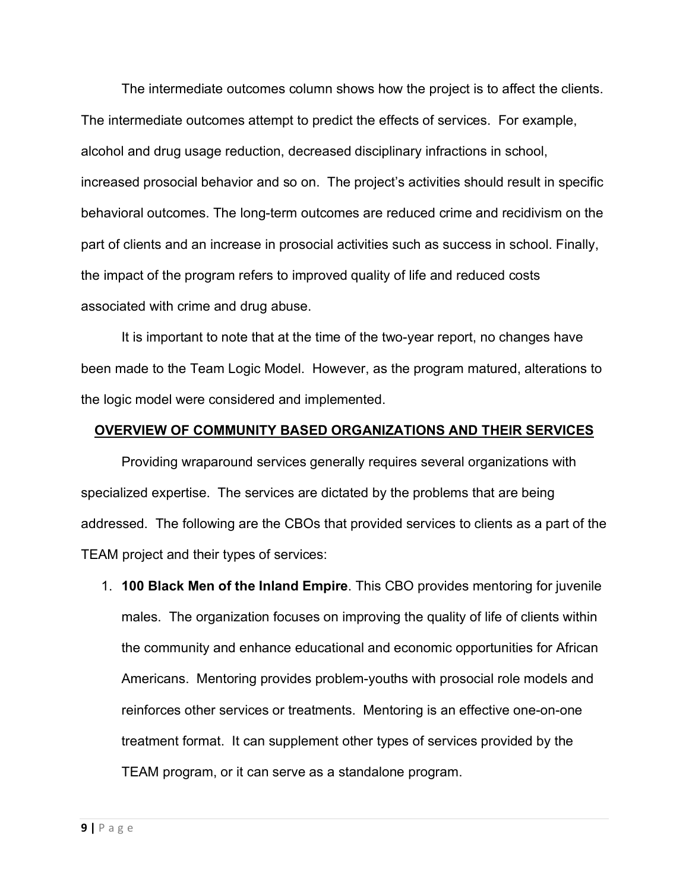The intermediate outcomes column shows how the project is to affect the clients. The intermediate outcomes attempt to predict the effects of services. For example, alcohol and drug usage reduction, decreased disciplinary infractions in school, increased prosocial behavior and so on. The project's activities should result in specific behavioral outcomes. The long-term outcomes are reduced crime and recidivism on the part of clients and an increase in prosocial activities such as success in school. Finally, the impact of the program refers to improved quality of life and reduced costs associated with crime and drug abuse.

It is important to note that at the time of the two-year report, no changes have been made to the Team Logic Model. However, as the program matured, alterations to the logic model were considered and implemented.

## OVERVIEW OF COMMUNITY BASED ORGANIZATIONS AND THEIR SERVICES

Providing wraparound services generally requires several organizations with specialized expertise. The services are dictated by the problems that are being addressed. The following are the CBOs that provided services to clients as a part of the TEAM project and their types of services:

1. **100 Black Men of the Inland Empire**. This CBO provides mentoring for juvenile males. The organization focuses on improving the quality of life of clients within the community and enhance educational and economic opportunities for African Americans. Mentoring provides problem-youths with prosocial role models and reinforces other services or treatments. Mentoring is an effective one-on-one treatment format. It can supplement other types of services provided by the TEAM program, or it can serve as a standalone program.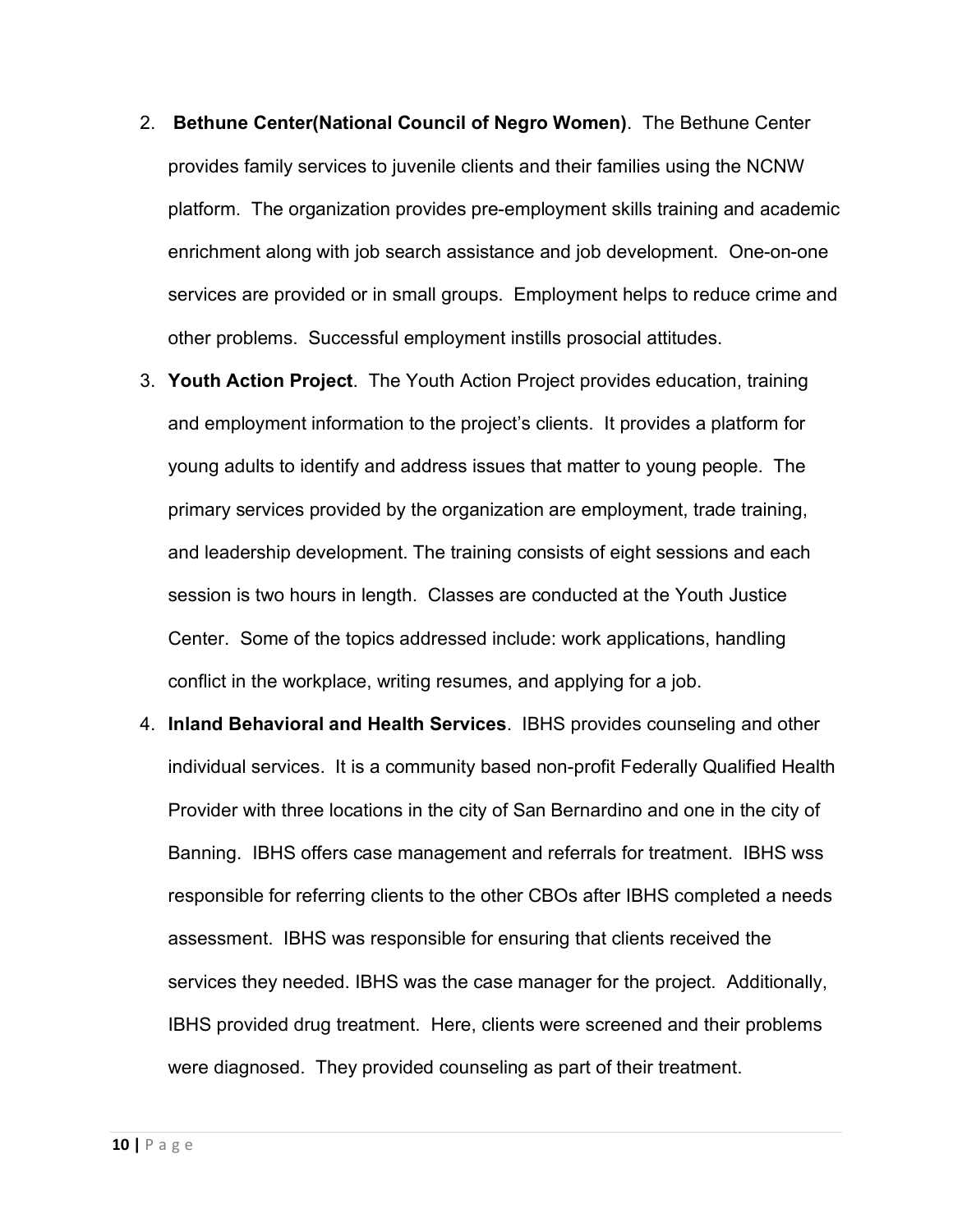2. **Bethune Center(National Council of Negro Women)**. The Bethune Center provides family services to juvenile clients and their families using the NCNW platform. The organization provides pre-employment skills training and academic enrichment along with job search assistance and job development. One-on-one services are provided or in small groups. Employment helps to reduce crime and other problems. Successful employment instills prosocial attitudes.
3. **Youth Action Project**. The Youth Action Project provides education, training and employment information to the project's clients. It provides a platform for young adults to identify and address issues that matter to young people. The primary services provided by the organization are employment, trade training, and leadership development. The training consists of eight sessions and each session is two hours in length. Classes are conducted at the Youth Justice Center. Some of the topics addressed include: work applications, handling conflict in the workplace, writing resumes, and applying for a job.
4. **Inland Behavioral and Health Services**. IBHS provides counseling and other individual services. It is a community based non-profit Federally Qualified Health Provider with three locations in the city of San Bernardino and one in the city of Banning. IBHS offers case management and referrals for treatment. IBHS wss responsible for referring clients to the other CBOs after IBHS completed a needs assessment. IBHS was responsible for ensuring that clients received the services they needed. IBHS was the case manager for the project. Additionally, IBHS provided drug treatment. Here, clients were screened and their problems were diagnosed. They provided counseling as part of their treatment.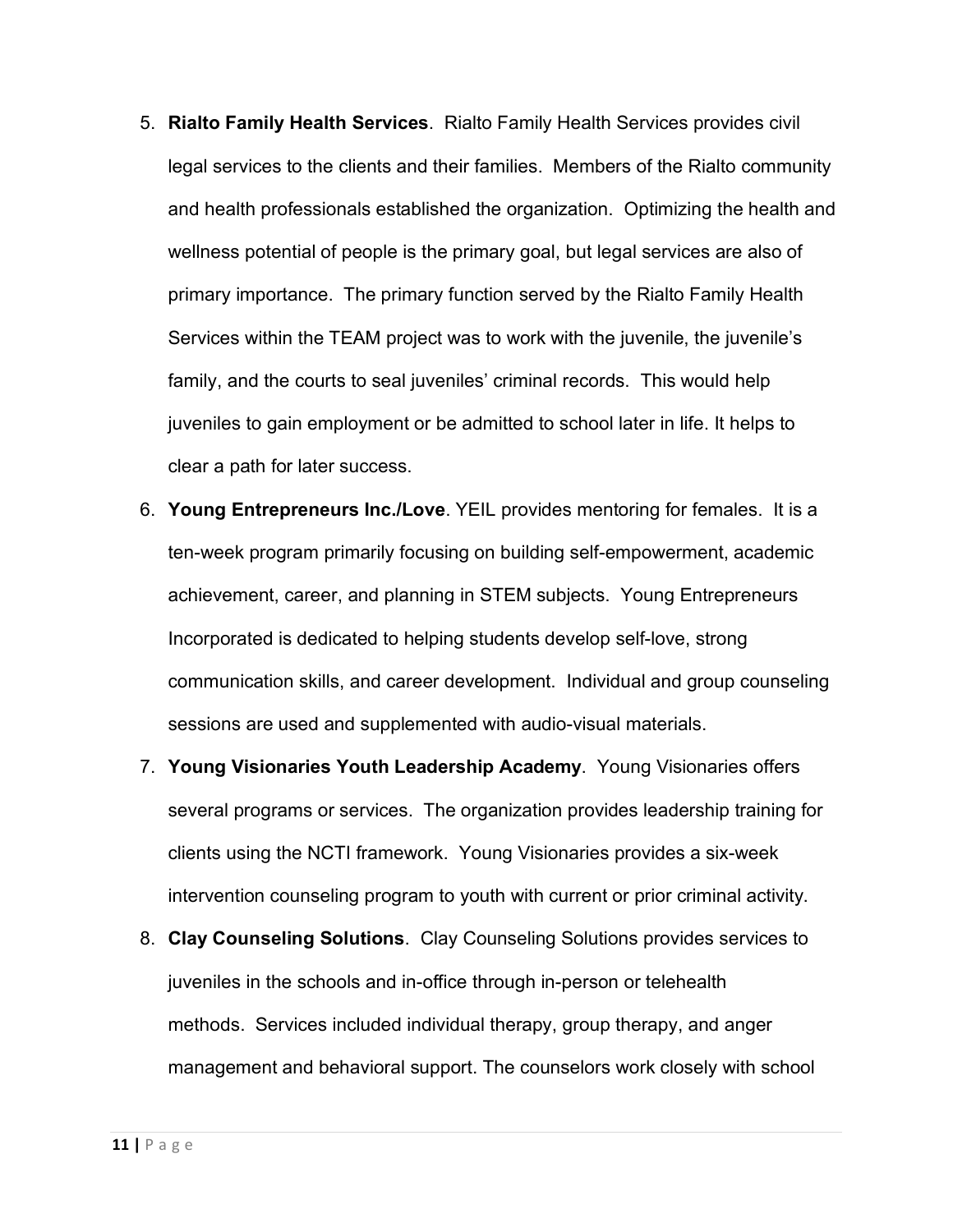5. **Rialto Family Health Services**. Rialto Family Health Services provides civil legal services to the clients and their families. Members of the Rialto community and health professionals established the organization. Optimizing the health and wellness potential of people is the primary goal, but legal services are also of primary importance. The primary function served by the Rialto Family Health Services within the TEAM project was to work with the juvenile, the juvenile's family, and the courts to seal juveniles' criminal records. This would help juveniles to gain employment or be admitted to school later in life. It helps to clear a path for later success.
6. **Young Entrepreneurs Inc./Love**. YEIL provides mentoring for females. It is a ten-week program primarily focusing on building self-empowerment, academic achievement, career, and planning in STEM subjects. Young Entrepreneurs Incorporated is dedicated to helping students develop self-love, strong communication skills, and career development. Individual and group counseling sessions are used and supplemented with audio-visual materials.
7. **Young Visionaries Youth Leadership Academy**. Young Visionaries offers several programs or services. The organization provides leadership training for clients using the NCTI framework. Young Visionaries provides a six-week intervention counseling program to youth with current or prior criminal activity.
8. **Clay Counseling Solutions**. Clay Counseling Solutions provides services to juveniles in the schools and in-office through in-person or telehealth methods. Services included individual therapy, group therapy, and anger management and behavioral support. The counselors work closely with school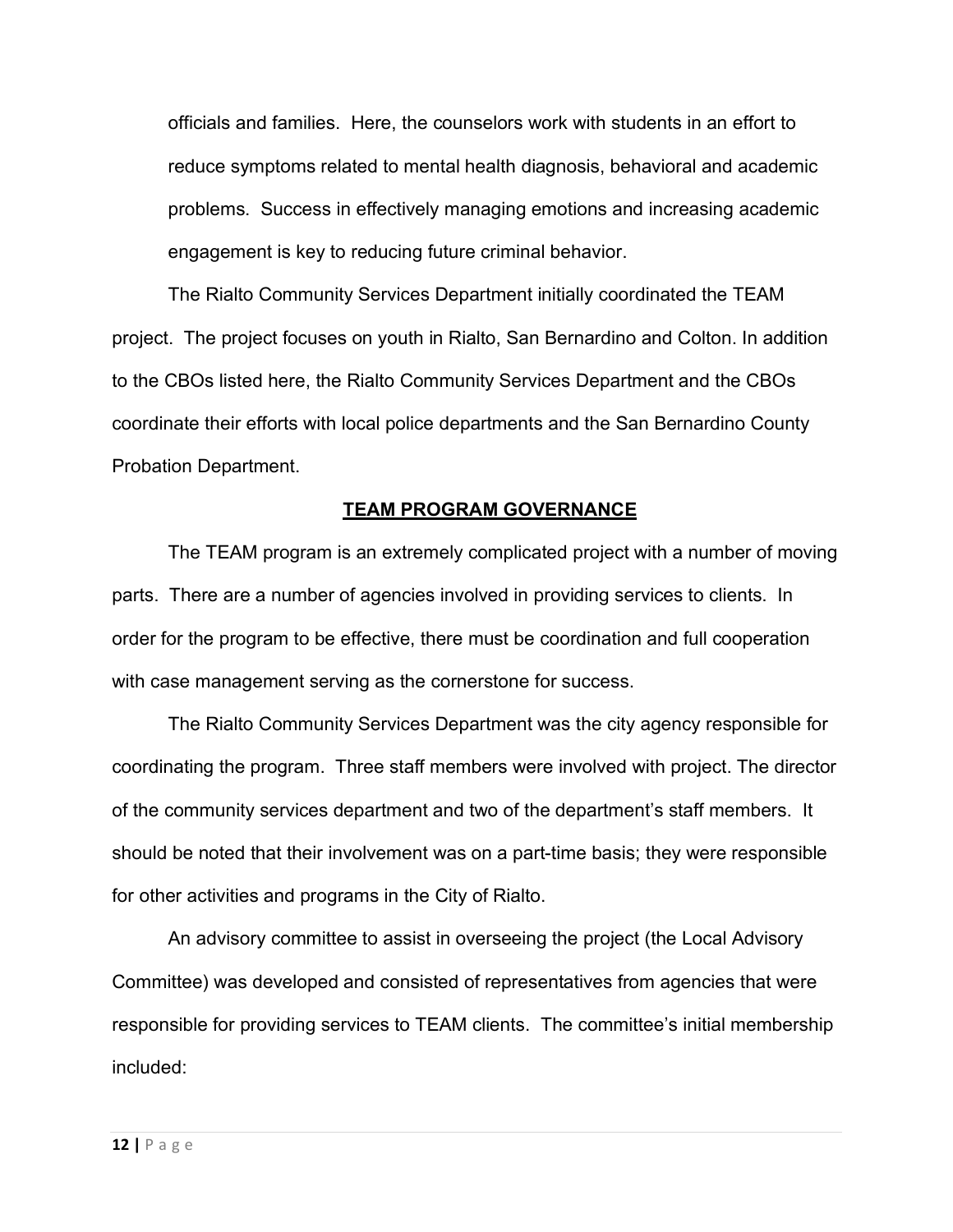officials and families. Here, the counselors work with students in an effort to reduce symptoms related to mental health diagnosis, behavioral and academic problems. Success in effectively managing emotions and increasing academic engagement is key to reducing future criminal behavior.

The Rialto Community Services Department initially coordinated the TEAM project. The project focuses on youth in Rialto, San Bernardino and Colton. In addition to the CBOs listed here, the Rialto Community Services Department and the CBOs coordinate their efforts with local police departments and the San Bernardino County Probation Department.

## TEAM PROGRAM GOVERNANCE

The TEAM program is an extremely complicated project with a number of moving parts. There are a number of agencies involved in providing services to clients. In order for the program to be effective, there must be coordination and full cooperation with case management serving as the cornerstone for success.

The Rialto Community Services Department was the city agency responsible for coordinating the program. Three staff members were involved with project. The director of the community services department and two of the department's staff members. It should be noted that their involvement was on a part-time basis; they were responsible for other activities and programs in the City of Rialto.

An advisory committee to assist in overseeing the project (the Local Advisory Committee) was developed and consisted of representatives from agencies that were responsible for providing services to TEAM clients. The committee's initial membership included: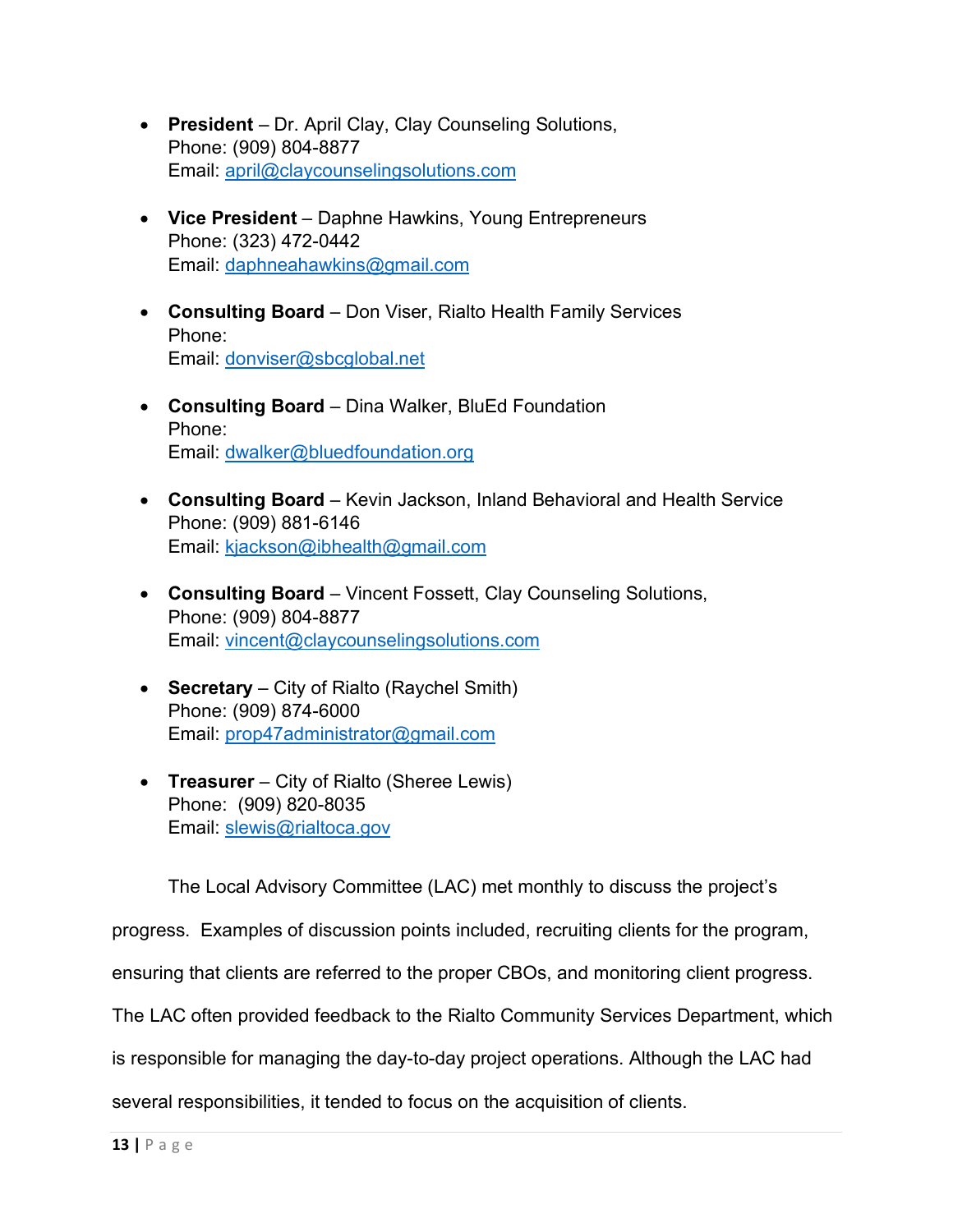- **President** – Dr. April Clay, Clay Counseling Solutions,
  Phone: (909) 804-8877
  Email: april@claycounselingsolutions.com

- **Vice President** – Daphne Hawkins, Young Entrepreneurs
  Phone: (323) 472-0442
  Email: daphneahawkins@gmail.com

- **Consulting Board** – Don Viser, Rialto Health Family Services
  Phone:
  Email: donviser@sbcglobal.net

- **Consulting Board** – Dina Walker, BluEd Foundation
  Phone:
  Email: dwalker@bluedfoundation.org

- **Consulting Board** – Kevin Jackson, Inland Behavioral and Health Service
  Phone: (909) 881-6146
  Email: kjackson@ibhealth@gmail.com

- **Consulting Board** – Vincent Fossett, Clay Counseling Solutions,
  Phone: (909) 804-8877
  Email: vincent@claycounselingsolutions.com

- **Secretary** – City of Rialto (Raychel Smith)
  Phone: (909) 874-6000
  Email: prop47administrator@gmail.com

- **Treasurer** – City of Rialto (Sheree Lewis)
  Phone: (909) 820-8035
  Email: slewis@rialtoca.gov

The Local Advisory Committee (LAC) met monthly to discuss the project's progress. Examples of discussion points included, recruiting clients for the program, ensuring that clients are referred to the proper CBOs, and monitoring client progress. The LAC often provided feedback to the Rialto Community Services Department, which is responsible for managing the day-to-day project operations. Although the LAC had several responsibilities, it tended to focus on the acquisition of clients.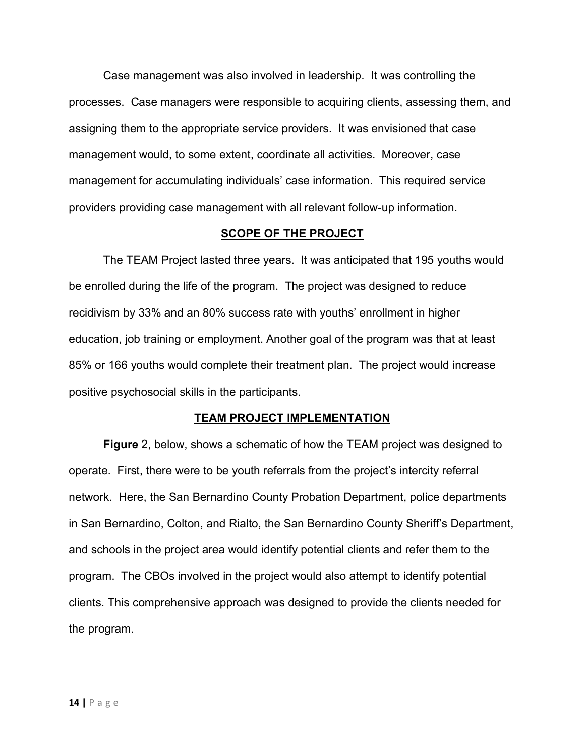Case management was also involved in leadership. It was controlling the processes. Case managers were responsible to acquiring clients, assessing them, and assigning them to the appropriate service providers. It was envisioned that case management would, to some extent, coordinate all activities. Moreover, case management for accumulating individuals' case information. This required service providers providing case management with all relevant follow-up information.

## SCOPE OF THE PROJECT

The TEAM Project lasted three years. It was anticipated that 195 youths would be enrolled during the life of the program. The project was designed to reduce recidivism by 33% and an 80% success rate with youths' enrollment in higher education, job training or employment. Another goal of the program was that at least 85% or 166 youths would complete their treatment plan. The project would increase positive psychosocial skills in the participants.

## TEAM PROJECT IMPLEMENTATION

**Figure** 2, below, shows a schematic of how the TEAM project was designed to operate. First, there were to be youth referrals from the project's intercity referral network. Here, the San Bernardino County Probation Department, police departments in San Bernardino, Colton, and Rialto, the San Bernardino County Sheriff's Department, and schools in the project area would identify potential clients and refer them to the program. The CBOs involved in the project would also attempt to identify potential clients. This comprehensive approach was designed to provide the clients needed for the program.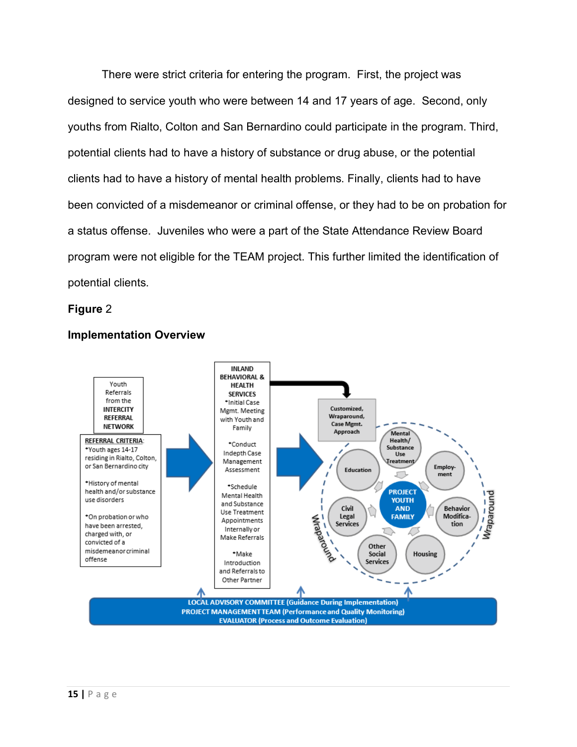There were strict criteria for entering the program. First, the project was designed to service youth who were between 14 and 17 years of age. Second, only youths from Rialto, Colton and San Bernardino could participate in the program. Third, potential clients had to have a history of substance or drug abuse, or the potential clients had to have a history of mental health problems. Finally, clients had to have been convicted of a misdemeanor or criminal offense, or they had to be on probation for a status offense. Juveniles who were a part of the State Attendance Review Board program were not eligible for the TEAM project. This further limited the identification of potential clients.

**Figure** 2

**Implementation Overview**

Youth Referrals from the **INTERCITY REFERRAL NETWORK**

**REFERRAL CRITERIA**:
- Youth ages 14-17 residing in Rialto, Colton, or San Bernardino city
- History of mental health and/or substance use disorders
- On probation or who have been arrested, charged with, or convicted of a misdemeanor criminal offense

**INLAND BEHAVIORAL & HEALTH SERVICES**
- Initial Case Mgmt. Meeting with Youth and Family
- Conduct Indepth Case Management Assessment
- Schedule Mental Health and Substance Use Treatment Appointments Internally or Make Referrals
- Make Introduction and Referrals to Other Partner

Customized, Wraparound, Case Mgmt. Approach

PROJECT YOUTH AND FAMILY

Mental Health/ Substance Use Treatment; Employ-ment; Behavior Modifica-tion; Housing; Other Social Services; Civil Legal Services; Education

Wraparound

LOCAL ADVISORY COMMITTEE (Guidance During Implementation)
PROJECT MANAGEMENT TEAM (Performance and Quality Monitoring)
EVALUATOR (Process and Outcome Evaluation)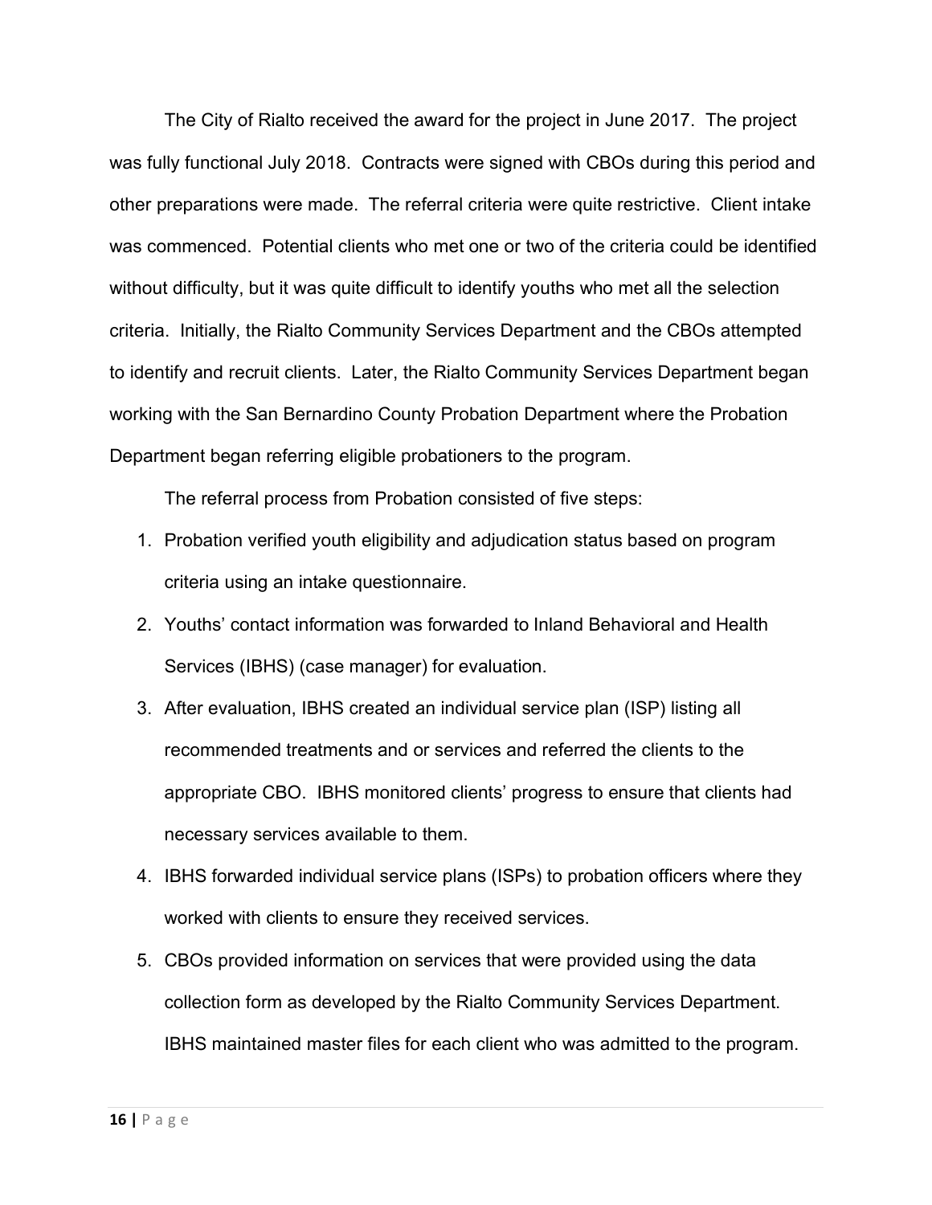The City of Rialto received the award for the project in June 2017. The project was fully functional July 2018. Contracts were signed with CBOs during this period and other preparations were made. The referral criteria were quite restrictive. Client intake was commenced. Potential clients who met one or two of the criteria could be identified without difficulty, but it was quite difficult to identify youths who met all the selection criteria. Initially, the Rialto Community Services Department and the CBOs attempted to identify and recruit clients. Later, the Rialto Community Services Department began working with the San Bernardino County Probation Department where the Probation Department began referring eligible probationers to the program.

The referral process from Probation consisted of five steps:

1. Probation verified youth eligibility and adjudication status based on program criteria using an intake questionnaire.
2. Youths' contact information was forwarded to Inland Behavioral and Health Services (IBHS) (case manager) for evaluation.
3. After evaluation, IBHS created an individual service plan (ISP) listing all recommended treatments and or services and referred the clients to the appropriate CBO. IBHS monitored clients' progress to ensure that clients had necessary services available to them.
4. IBHS forwarded individual service plans (ISPs) to probation officers where they worked with clients to ensure they received services.
5. CBOs provided information on services that were provided using the data collection form as developed by the Rialto Community Services Department. IBHS maintained master files for each client who was admitted to the program.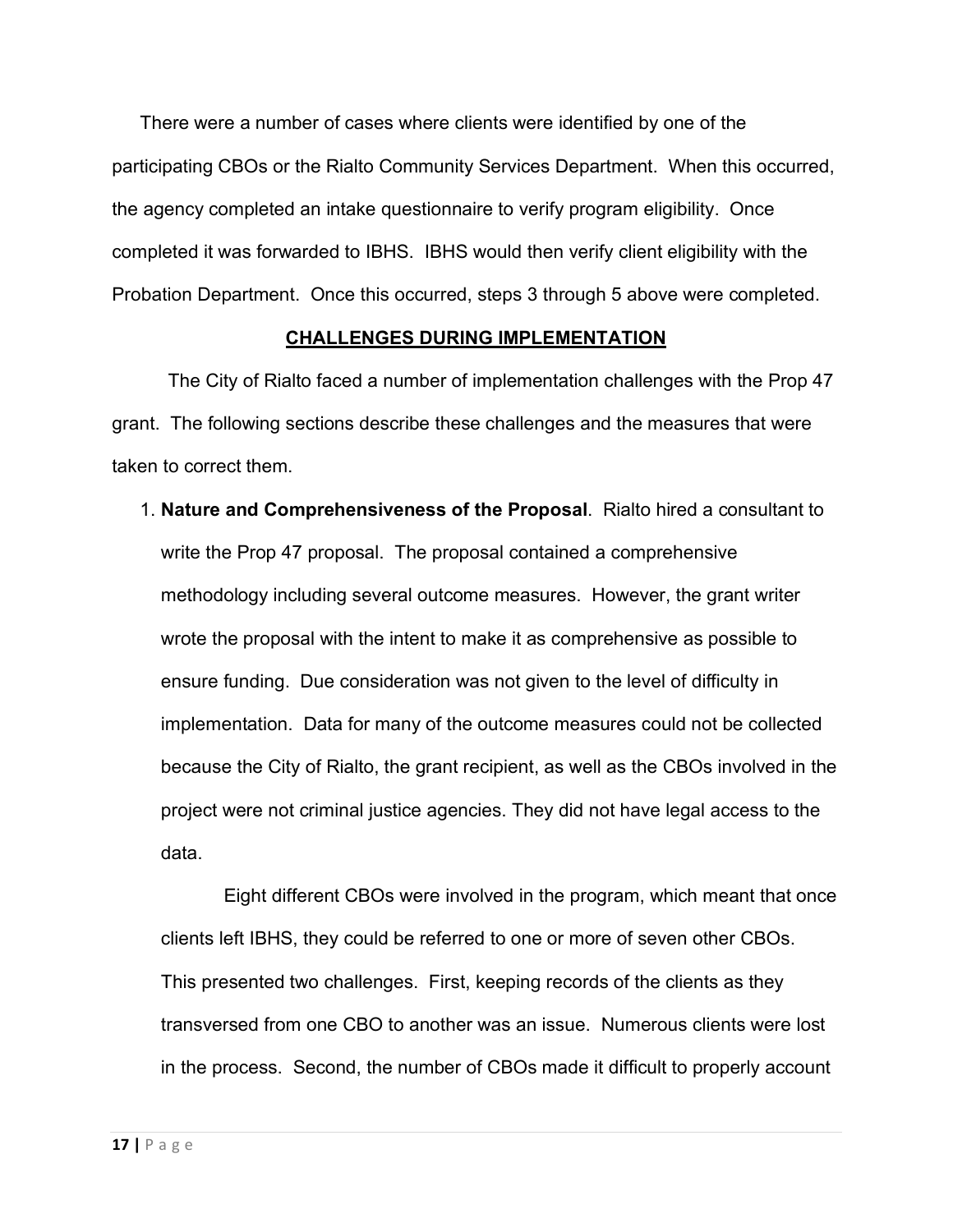There were a number of cases where clients were identified by one of the participating CBOs or the Rialto Community Services Department. When this occurred, the agency completed an intake questionnaire to verify program eligibility. Once completed it was forwarded to IBHS. IBHS would then verify client eligibility with the Probation Department. Once this occurred, steps 3 through 5 above were completed.

## CHALLENGES DURING IMPLEMENTATION

The City of Rialto faced a number of implementation challenges with the Prop 47 grant. The following sections describe these challenges and the measures that were taken to correct them.

1. **Nature and Comprehensiveness of the Proposal**. Rialto hired a consultant to write the Prop 47 proposal. The proposal contained a comprehensive methodology including several outcome measures. However, the grant writer wrote the proposal with the intent to make it as comprehensive as possible to ensure funding. Due consideration was not given to the level of difficulty in implementation. Data for many of the outcome measures could not be collected because the City of Rialto, the grant recipient, as well as the CBOs involved in the project were not criminal justice agencies. They did not have legal access to the data.

   Eight different CBOs were involved in the program, which meant that once clients left IBHS, they could be referred to one or more of seven other CBOs. This presented two challenges. First, keeping records of the clients as they transversed from one CBO to another was an issue. Numerous clients were lost in the process. Second, the number of CBOs made it difficult to properly account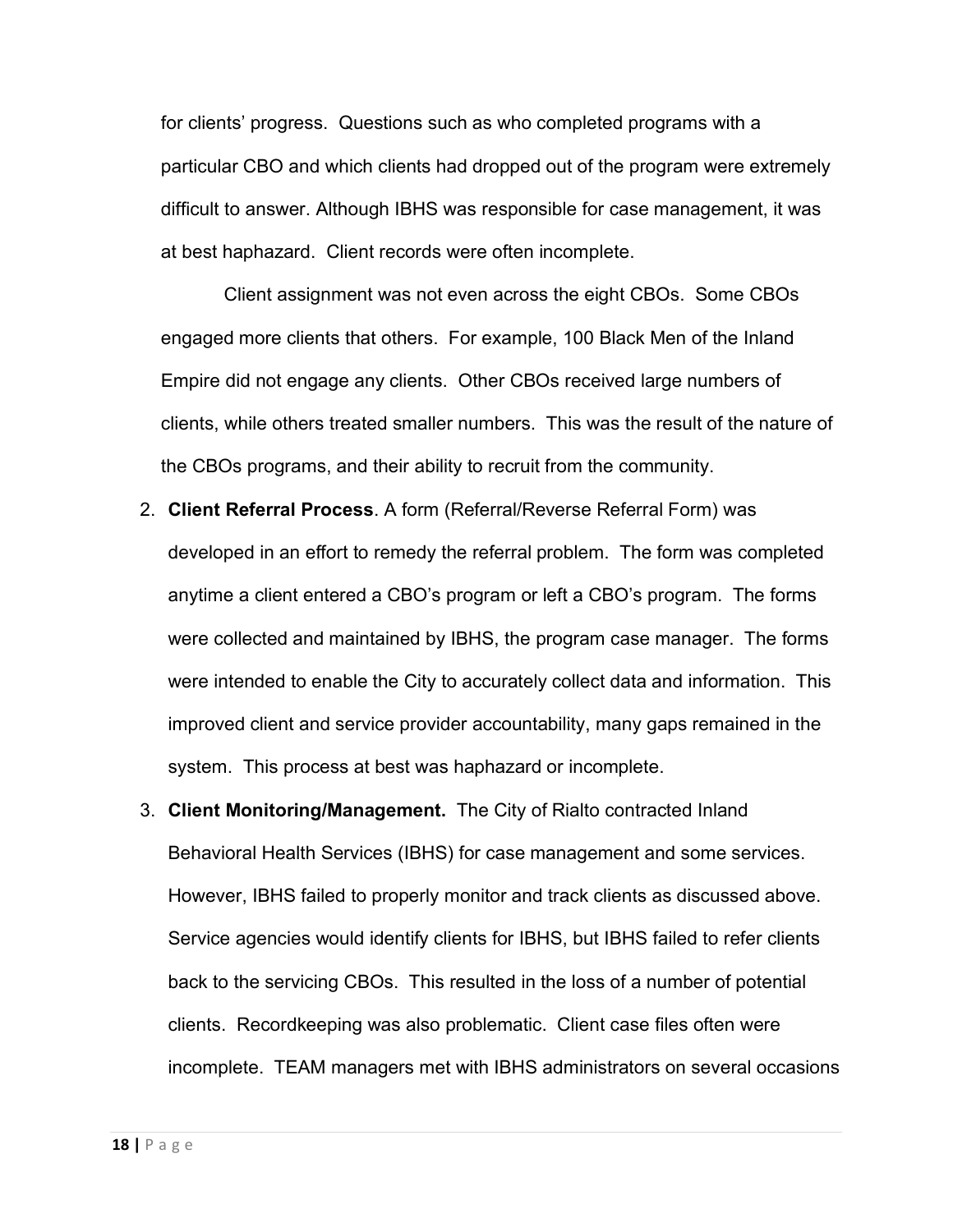for clients' progress. Questions such as who completed programs with a particular CBO and which clients had dropped out of the program were extremely difficult to answer. Although IBHS was responsible for case management, it was at best haphazard. Client records were often incomplete.

Client assignment was not even across the eight CBOs. Some CBOs engaged more clients that others. For example, 100 Black Men of the Inland Empire did not engage any clients. Other CBOs received large numbers of clients, while others treated smaller numbers. This was the result of the nature of the CBOs programs, and their ability to recruit from the community.

2. **Client Referral Process**. A form (Referral/Reverse Referral Form) was developed in an effort to remedy the referral problem. The form was completed anytime a client entered a CBO's program or left a CBO's program. The forms were collected and maintained by IBHS, the program case manager. The forms were intended to enable the City to accurately collect data and information. This improved client and service provider accountability, many gaps remained in the system. This process at best was haphazard or incomplete.

3. **Client Monitoring/Management.** The City of Rialto contracted Inland Behavioral Health Services (IBHS) for case management and some services. However, IBHS failed to properly monitor and track clients as discussed above. Service agencies would identify clients for IBHS, but IBHS failed to refer clients back to the servicing CBOs. This resulted in the loss of a number of potential clients. Recordkeeping was also problematic. Client case files often were incomplete. TEAM managers met with IBHS administrators on several occasions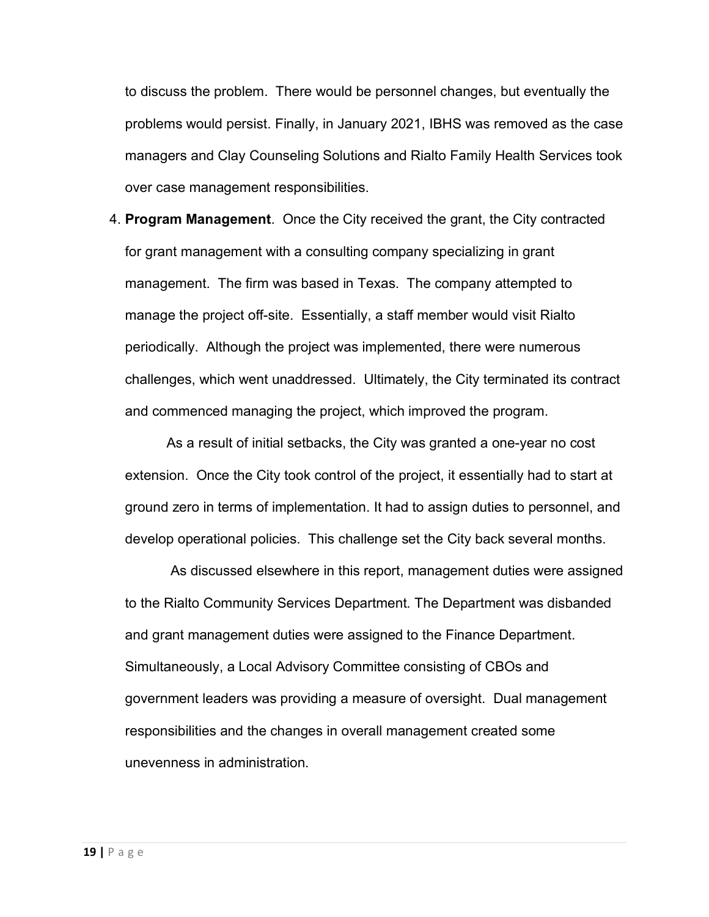to discuss the problem. There would be personnel changes, but eventually the problems would persist. Finally, in January 2021, IBHS was removed as the case managers and Clay Counseling Solutions and Rialto Family Health Services took over case management responsibilities.

4. **Program Management**. Once the City received the grant, the City contracted for grant management with a consulting company specializing in grant management. The firm was based in Texas. The company attempted to manage the project off-site. Essentially, a staff member would visit Rialto periodically. Although the project was implemented, there were numerous challenges, which went unaddressed. Ultimately, the City terminated its contract and commenced managing the project, which improved the program.

   As a result of initial setbacks, the City was granted a one-year no cost extension. Once the City took control of the project, it essentially had to start at ground zero in terms of implementation. It had to assign duties to personnel, and develop operational policies. This challenge set the City back several months.

   As discussed elsewhere in this report, management duties were assigned to the Rialto Community Services Department. The Department was disbanded and grant management duties were assigned to the Finance Department. Simultaneously, a Local Advisory Committee consisting of CBOs and government leaders was providing a measure of oversight. Dual management responsibilities and the changes in overall management created some unevenness in administration.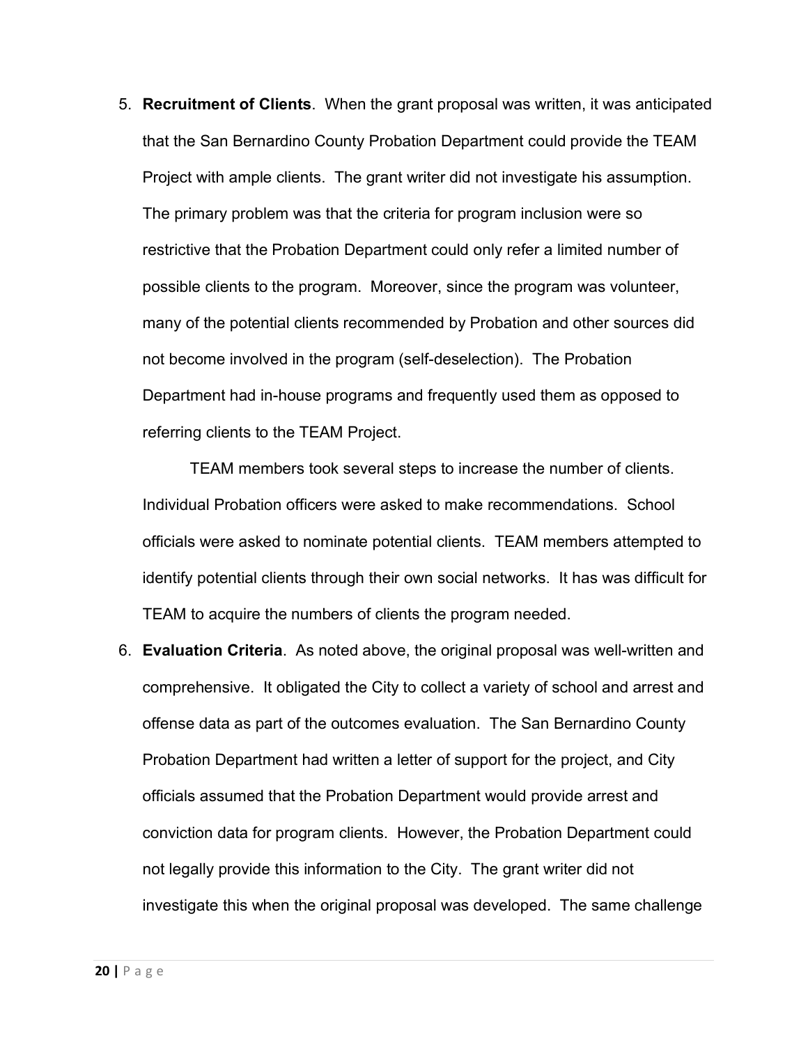5. **Recruitment of Clients**. When the grant proposal was written, it was anticipated that the San Bernardino County Probation Department could provide the TEAM Project with ample clients. The grant writer did not investigate his assumption. The primary problem was that the criteria for program inclusion were so restrictive that the Probation Department could only refer a limited number of possible clients to the program. Moreover, since the program was volunteer, many of the potential clients recommended by Probation and other sources did not become involved in the program (self-deselection). The Probation Department had in-house programs and frequently used them as opposed to referring clients to the TEAM Project.

   TEAM members took several steps to increase the number of clients. Individual Probation officers were asked to make recommendations. School officials were asked to nominate potential clients. TEAM members attempted to identify potential clients through their own social networks. It has was difficult for TEAM to acquire the numbers of clients the program needed.

6. **Evaluation Criteria**. As noted above, the original proposal was well-written and comprehensive. It obligated the City to collect a variety of school and arrest and offense data as part of the outcomes evaluation. The San Bernardino County Probation Department had written a letter of support for the project, and City officials assumed that the Probation Department would provide arrest and conviction data for program clients. However, the Probation Department could not legally provide this information to the City. The grant writer did not investigate this when the original proposal was developed. The same challenge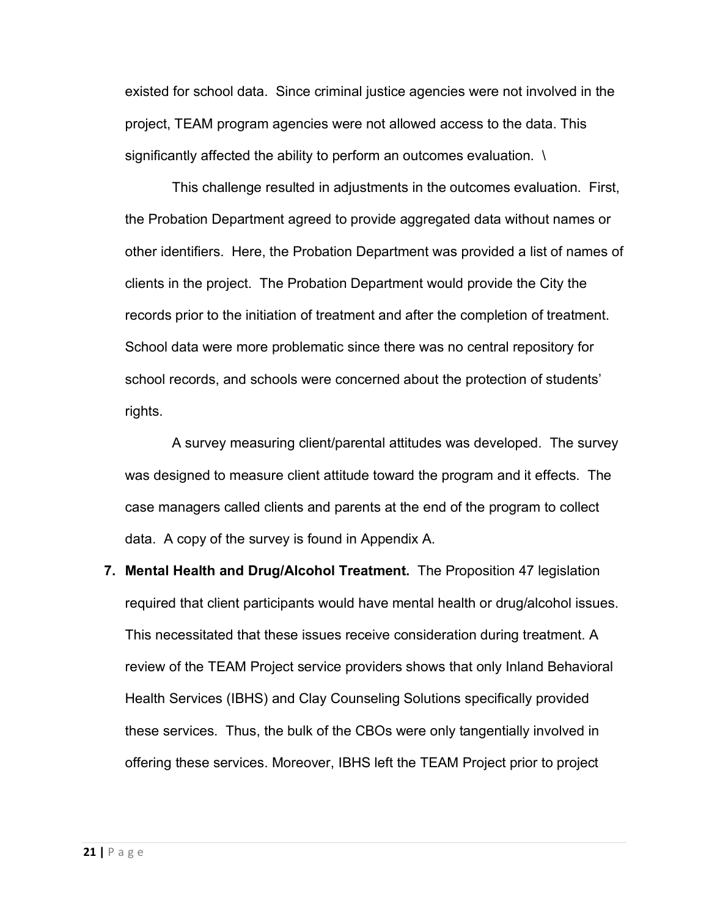existed for school data. Since criminal justice agencies were not involved in the project, TEAM program agencies were not allowed access to the data. This significantly affected the ability to perform an outcomes evaluation. \

This challenge resulted in adjustments in the outcomes evaluation. First, the Probation Department agreed to provide aggregated data without names or other identifiers. Here, the Probation Department was provided a list of names of clients in the project. The Probation Department would provide the City the records prior to the initiation of treatment and after the completion of treatment. School data were more problematic since there was no central repository for school records, and schools were concerned about the protection of students' rights.

A survey measuring client/parental attitudes was developed. The survey was designed to measure client attitude toward the program and it effects. The case managers called clients and parents at the end of the program to collect data. A copy of the survey is found in Appendix A.

7. **Mental Health and Drug/Alcohol Treatment.** The Proposition 47 legislation required that client participants would have mental health or drug/alcohol issues. This necessitated that these issues receive consideration during treatment. A review of the TEAM Project service providers shows that only Inland Behavioral Health Services (IBHS) and Clay Counseling Solutions specifically provided these services. Thus, the bulk of the CBOs were only tangentially involved in offering these services. Moreover, IBHS left the TEAM Project prior to project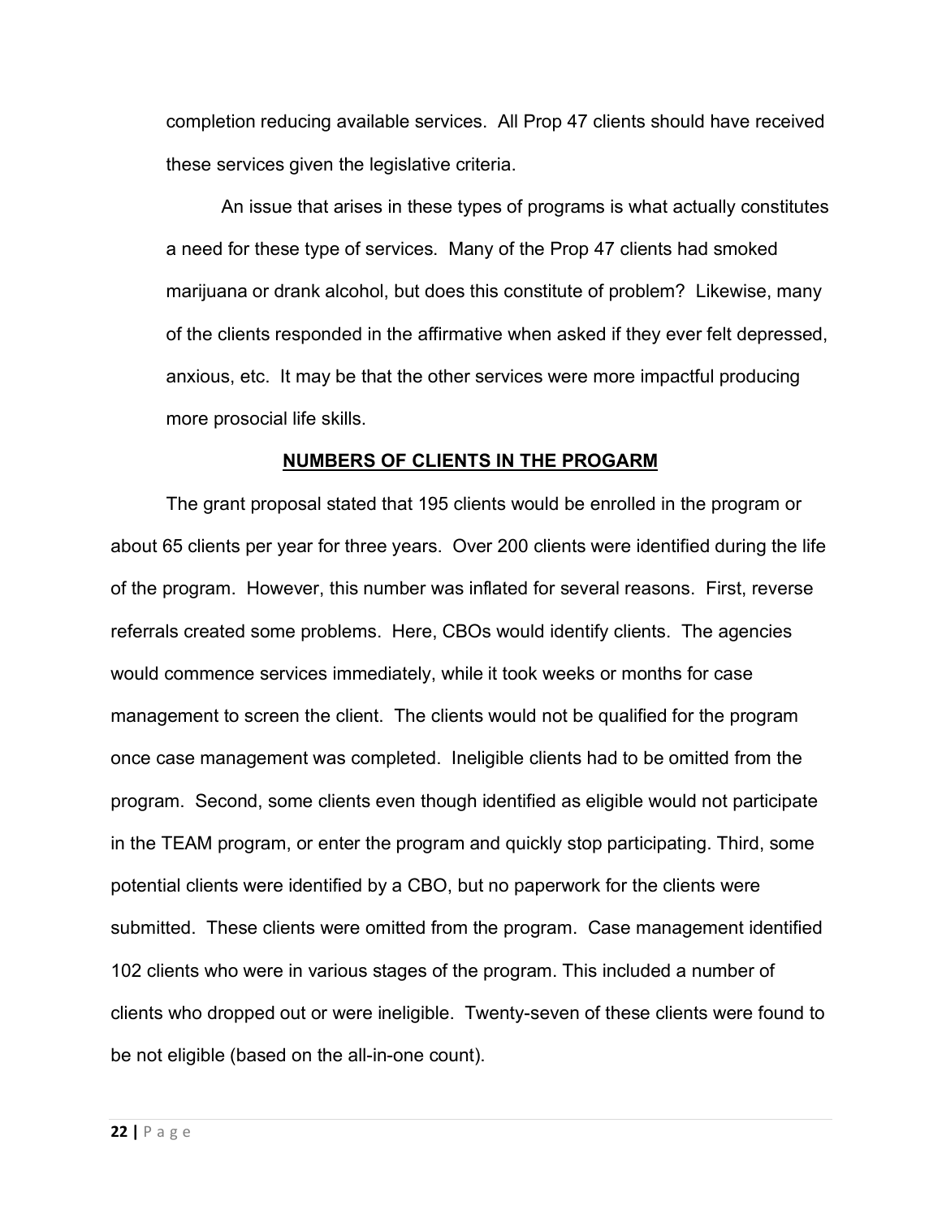completion reducing available services. All Prop 47 clients should have received these services given the legislative criteria.

An issue that arises in these types of programs is what actually constitutes a need for these type of services. Many of the Prop 47 clients had smoked marijuana or drank alcohol, but does this constitute of problem? Likewise, many of the clients responded in the affirmative when asked if they ever felt depressed, anxious, etc. It may be that the other services were more impactful producing more prosocial life skills.

## NUMBERS OF CLIENTS IN THE PROGARM

The grant proposal stated that 195 clients would be enrolled in the program or about 65 clients per year for three years. Over 200 clients were identified during the life of the program. However, this number was inflated for several reasons. First, reverse referrals created some problems. Here, CBOs would identify clients. The agencies would commence services immediately, while it took weeks or months for case management to screen the client. The clients would not be qualified for the program once case management was completed. Ineligible clients had to be omitted from the program. Second, some clients even though identified as eligible would not participate in the TEAM program, or enter the program and quickly stop participating. Third, some potential clients were identified by a CBO, but no paperwork for the clients were submitted. These clients were omitted from the program. Case management identified 102 clients who were in various stages of the program. This included a number of clients who dropped out or were ineligible. Twenty-seven of these clients were found to be not eligible (based on the all-in-one count).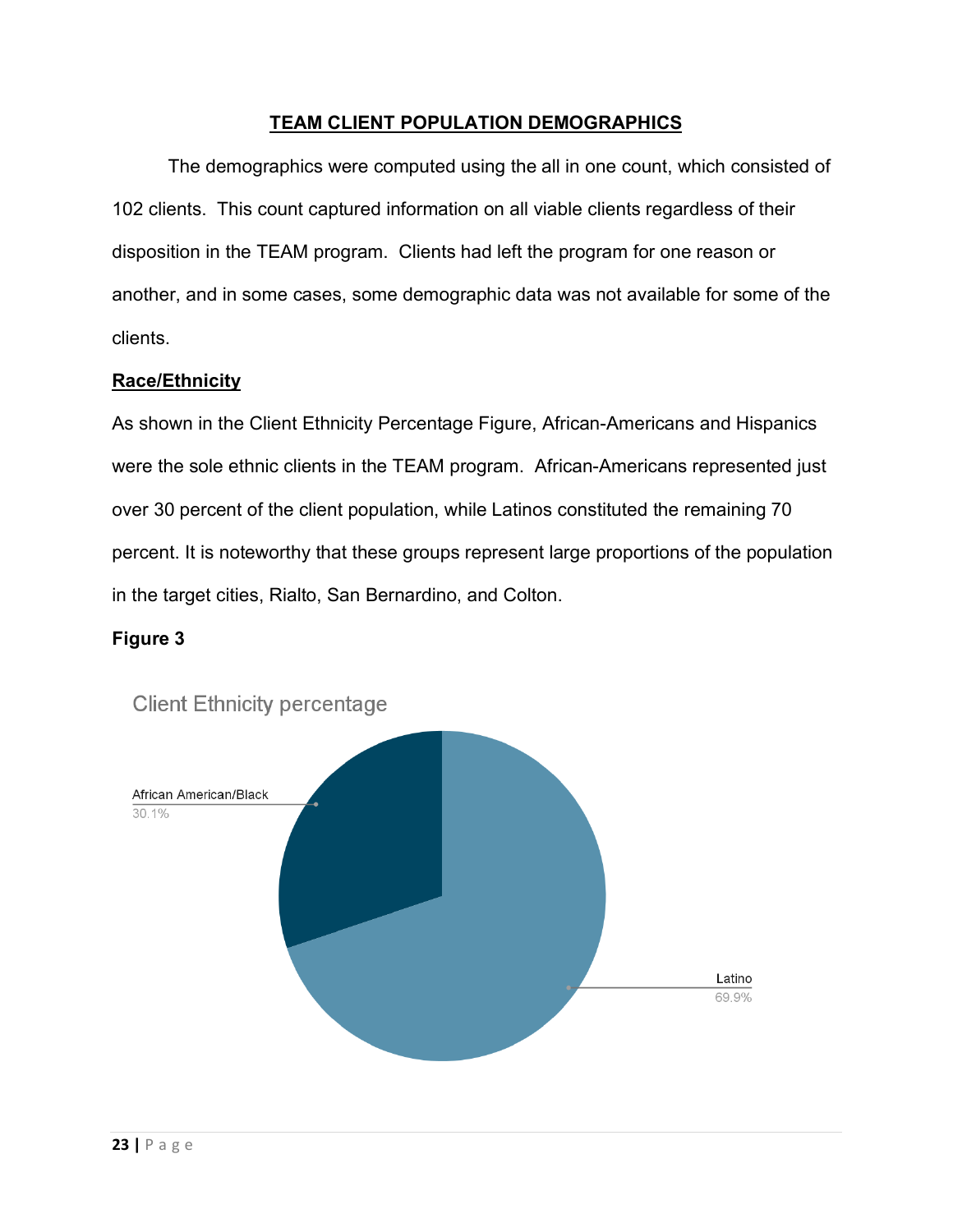## TEAM CLIENT POPULATION DEMOGRAPHICS

The demographics were computed using the all in one count, which consisted of 102 clients. This count captured information on all viable clients regardless of their disposition in the TEAM program. Clients had left the program for one reason or another, and in some cases, some demographic data was not available for some of the clients.

### Race/Ethnicity

As shown in the Client Ethnicity Percentage Figure, African-Americans and Hispanics were the sole ethnic clients in the TEAM program. African-Americans represented just over 30 percent of the client population, while Latinos constituted the remaining 70 percent. It is noteworthy that these groups represent large proportions of the population in the target cities, Rialto, San Bernardino, and Colton.

**Figure 3**

Client Ethnicity percentage

African American/Black 30.1%

Latino 69.9%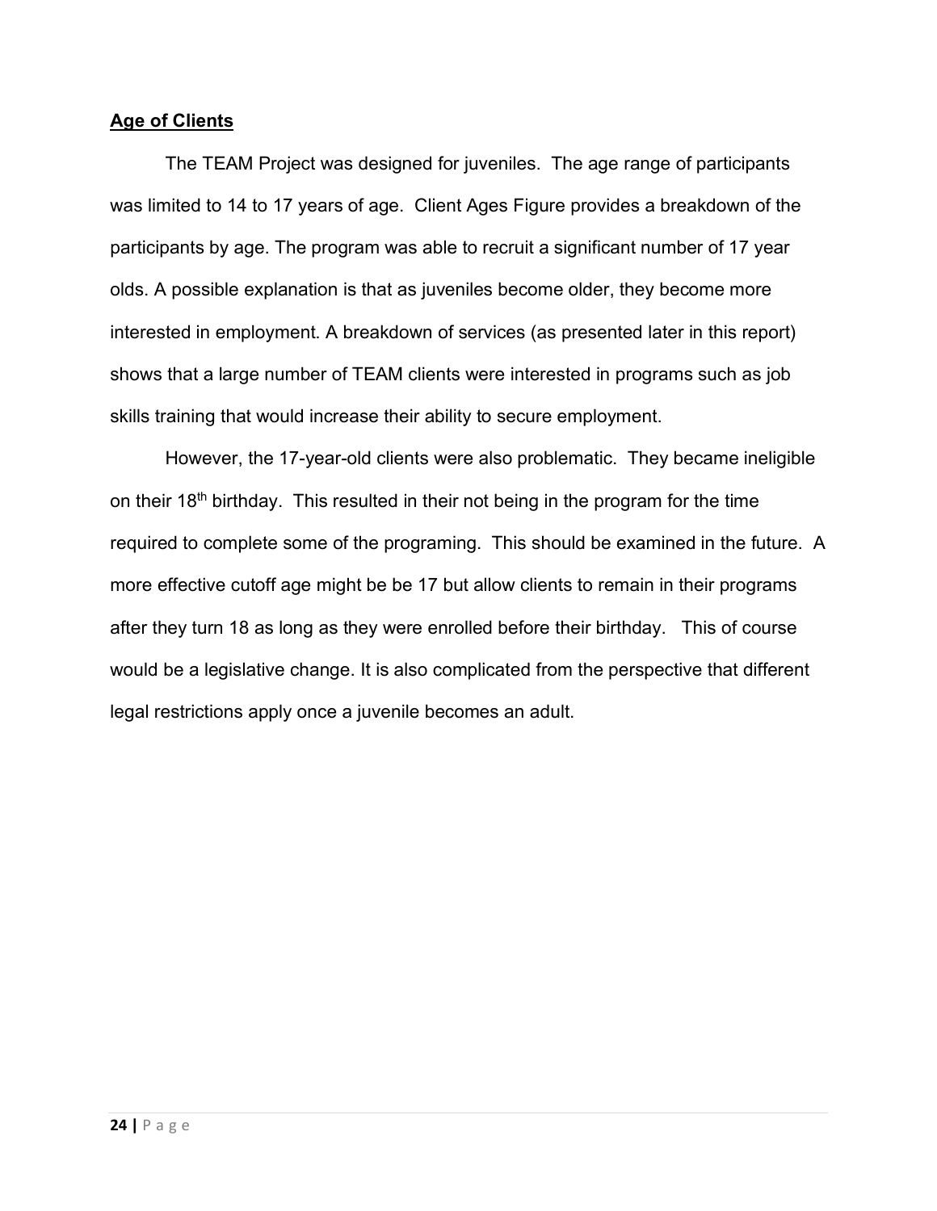## Age of Clients

The TEAM Project was designed for juveniles. The age range of participants was limited to 14 to 17 years of age. Client Ages Figure provides a breakdown of the participants by age. The program was able to recruit a significant number of 17 year olds. A possible explanation is that as juveniles become older, they become more interested in employment. A breakdown of services (as presented later in this report) shows that a large number of TEAM clients were interested in programs such as job skills training that would increase their ability to secure employment.

However, the 17-year-old clients were also problematic. They became ineligible on their 18th birthday. This resulted in their not being in the program for the time required to complete some of the programing. This should be examined in the future. A more effective cutoff age might be be 17 but allow clients to remain in their programs after they turn 18 as long as they were enrolled before their birthday. This of course would be a legislative change. It is also complicated from the perspective that different legal restrictions apply once a juvenile becomes an adult.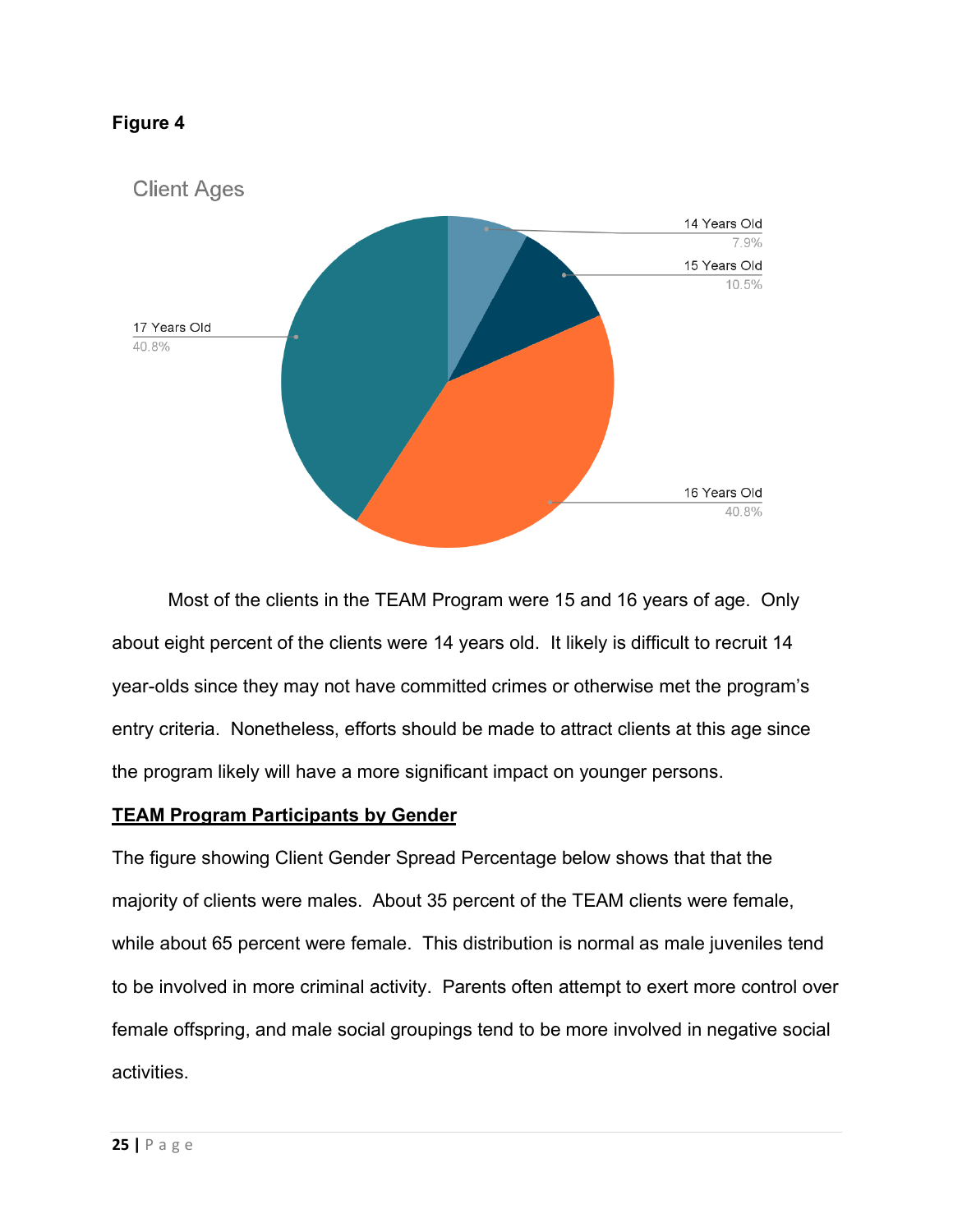**Figure 4**

Client Ages

| Age | Percentage |
| --- | --- |
| 14 Years Old | 7.9% |
| 15 Years Old | 10.5% |
| 16 Years Old | 40.8% |
| 17 Years Old | 40.8% |

Most of the clients in the TEAM Program were 15 and 16 years of age. Only about eight percent of the clients were 14 years old. It likely is difficult to recruit 14 year-olds since they may not have committed crimes or otherwise met the program's entry criteria. Nonetheless, efforts should be made to attract clients at this age since the program likely will have a more significant impact on younger persons.

**TEAM Program Participants by Gender**

The figure showing Client Gender Spread Percentage below shows that that the majority of clients were males. About 35 percent of the TEAM clients were female, while about 65 percent were female. This distribution is normal as male juveniles tend to be involved in more criminal activity. Parents often attempt to exert more control over female offspring, and male social groupings tend to be more involved in negative social activities.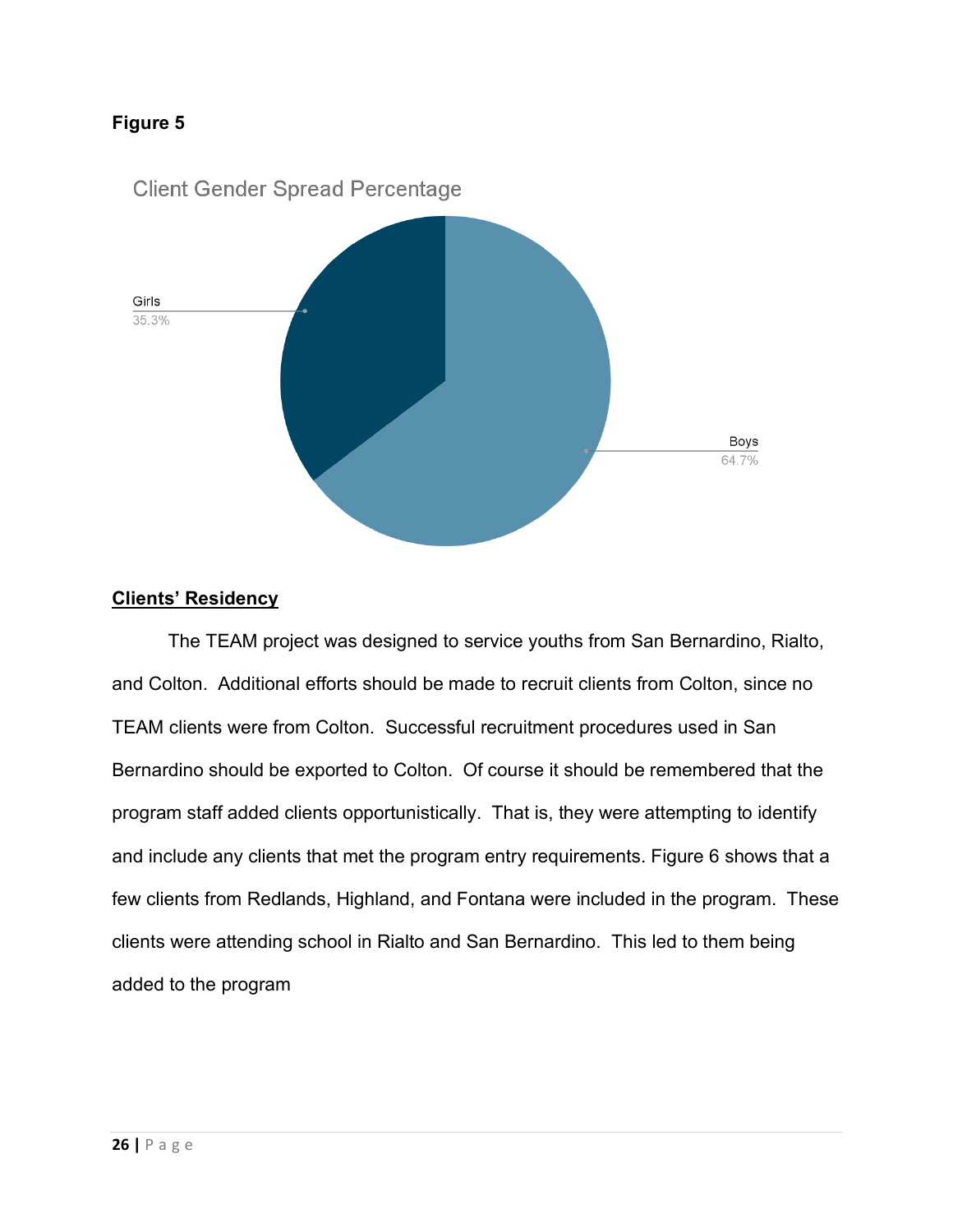**Figure 5**

Client Gender Spread Percentage

Girls 35.3%

Boys 64.7%

**<u>Clients' Residency</u>**

The TEAM project was designed to service youths from San Bernardino, Rialto, and Colton. Additional efforts should be made to recruit clients from Colton, since no TEAM clients were from Colton. Successful recruitment procedures used in San Bernardino should be exported to Colton. Of course it should be remembered that the program staff added clients opportunistically. That is, they were attempting to identify and include any clients that met the program entry requirements. Figure 6 shows that a few clients from Redlands, Highland, and Fontana were included in the program. These clients were attending school in Rialto and San Bernardino. This led to them being added to the program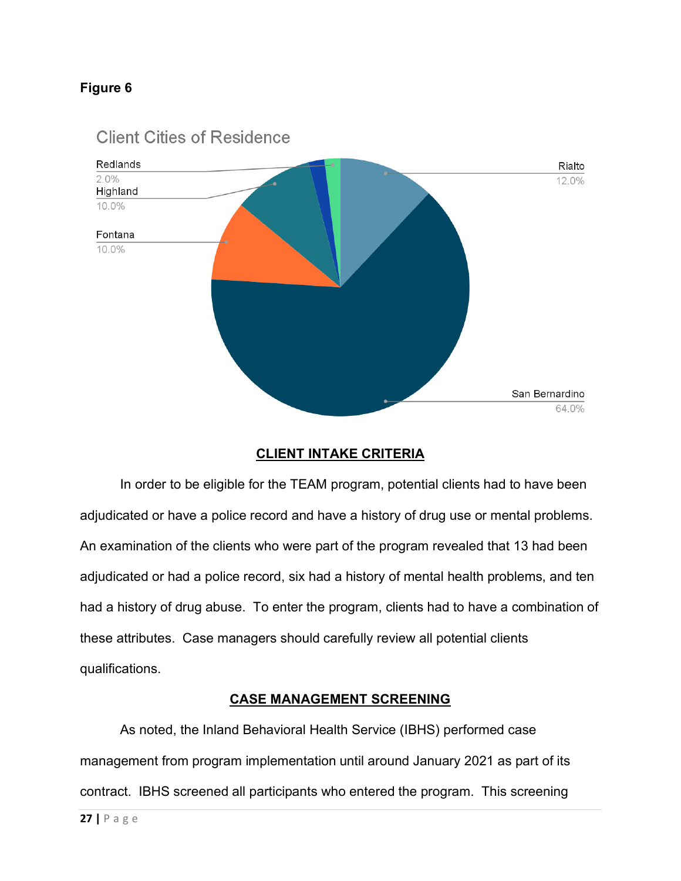**Figure 6**

Client Cities of Residence

| City | Percentage |
|---|---|
| Redlands | 2.0% |
| Highland | 10.0% |
| Fontana | 10.0% |
| Rialto | 12.0% |
| San Bernardino | 64.0% |

## CLIENT INTAKE CRITERIA

In order to be eligible for the TEAM program, potential clients had to have been adjudicated or have a police record and have a history of drug use or mental problems. An examination of the clients who were part of the program revealed that 13 had been adjudicated or had a police record, six had a history of mental health problems, and ten had a history of drug abuse. To enter the program, clients had to have a combination of these attributes. Case managers should carefully review all potential clients qualifications.

## CASE MANAGEMENT SCREENING

As noted, the Inland Behavioral Health Service (IBHS) performed case management from program implementation until around January 2021 as part of its contract. IBHS screened all participants who entered the program. This screening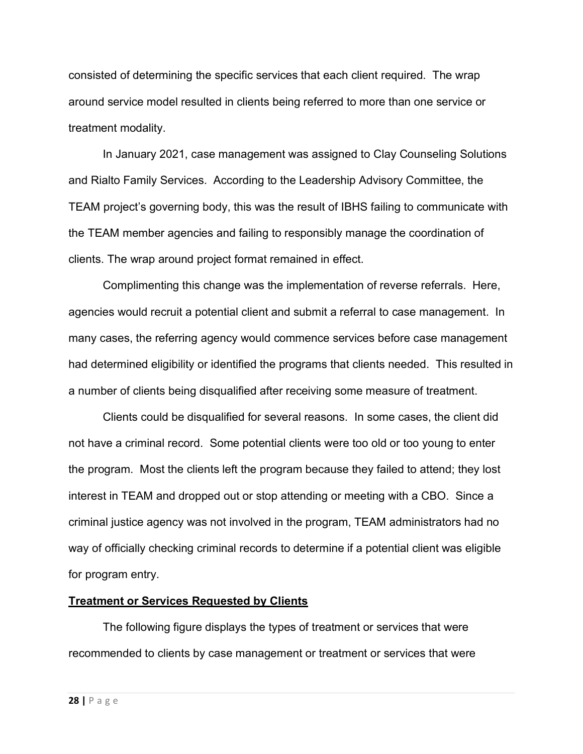consisted of determining the specific services that each client required. The wrap around service model resulted in clients being referred to more than one service or treatment modality.

In January 2021, case management was assigned to Clay Counseling Solutions and Rialto Family Services. According to the Leadership Advisory Committee, the TEAM project's governing body, this was the result of IBHS failing to communicate with the TEAM member agencies and failing to responsibly manage the coordination of clients. The wrap around project format remained in effect.

Complimenting this change was the implementation of reverse referrals. Here, agencies would recruit a potential client and submit a referral to case management. In many cases, the referring agency would commence services before case management had determined eligibility or identified the programs that clients needed. This resulted in a number of clients being disqualified after receiving some measure of treatment.

Clients could be disqualified for several reasons. In some cases, the client did not have a criminal record. Some potential clients were too old or too young to enter the program. Most the clients left the program because they failed to attend; they lost interest in TEAM and dropped out or stop attending or meeting with a CBO. Since a criminal justice agency was not involved in the program, TEAM administrators had no way of officially checking criminal records to determine if a potential client was eligible for program entry.

**<u>Treatment or Services Requested by Clients</u>**

The following figure displays the types of treatment or services that were recommended to clients by case management or treatment or services that were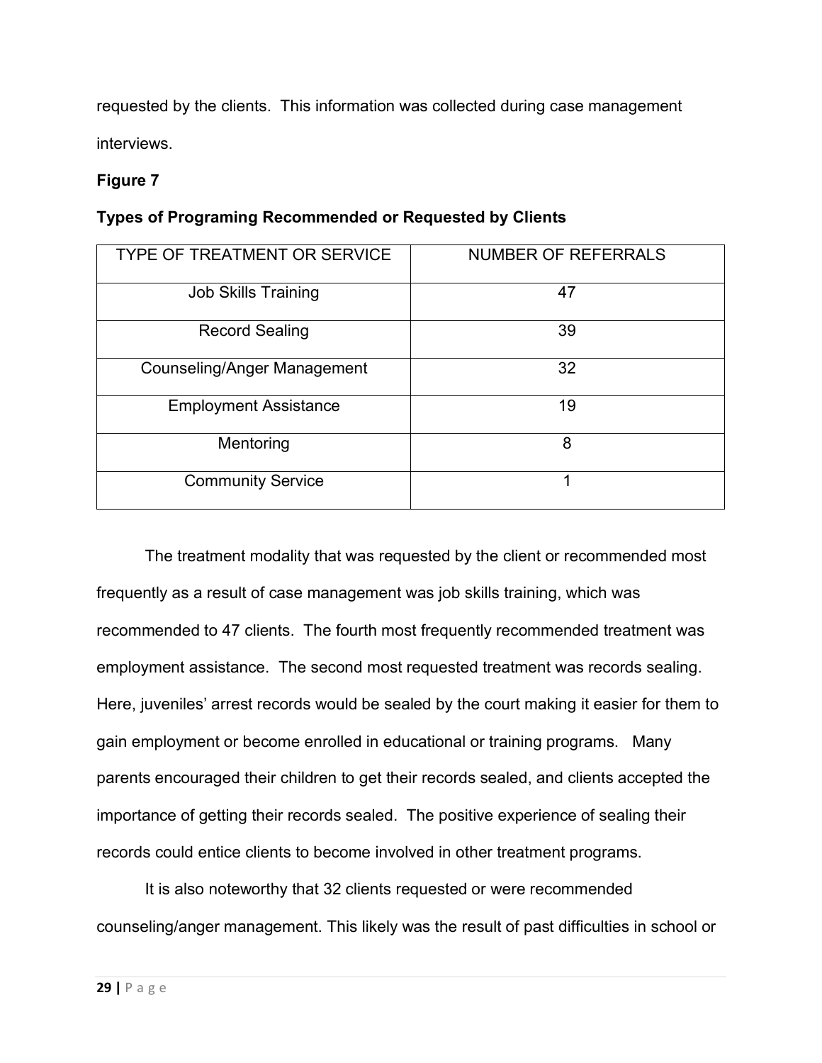requested by the clients. This information was collected during case management interviews.

**Figure 7**

**Types of Programing Recommended or Requested by Clients**

| TYPE OF TREATMENT OR SERVICE | NUMBER OF REFERRALS |
|---|---|
| Job Skills Training | 47 |
| Record Sealing | 39 |
| Counseling/Anger Management | 32 |
| Employment Assistance | 19 |
| Mentoring | 8 |
| Community Service | 1 |

The treatment modality that was requested by the client or recommended most frequently as a result of case management was job skills training, which was recommended to 47 clients. The fourth most frequently recommended treatment was employment assistance. The second most requested treatment was records sealing. Here, juveniles' arrest records would be sealed by the court making it easier for them to gain employment or become enrolled in educational or training programs. Many parents encouraged their children to get their records sealed, and clients accepted the importance of getting their records sealed. The positive experience of sealing their records could entice clients to become involved in other treatment programs.

It is also noteworthy that 32 clients requested or were recommended counseling/anger management. This likely was the result of past difficulties in school or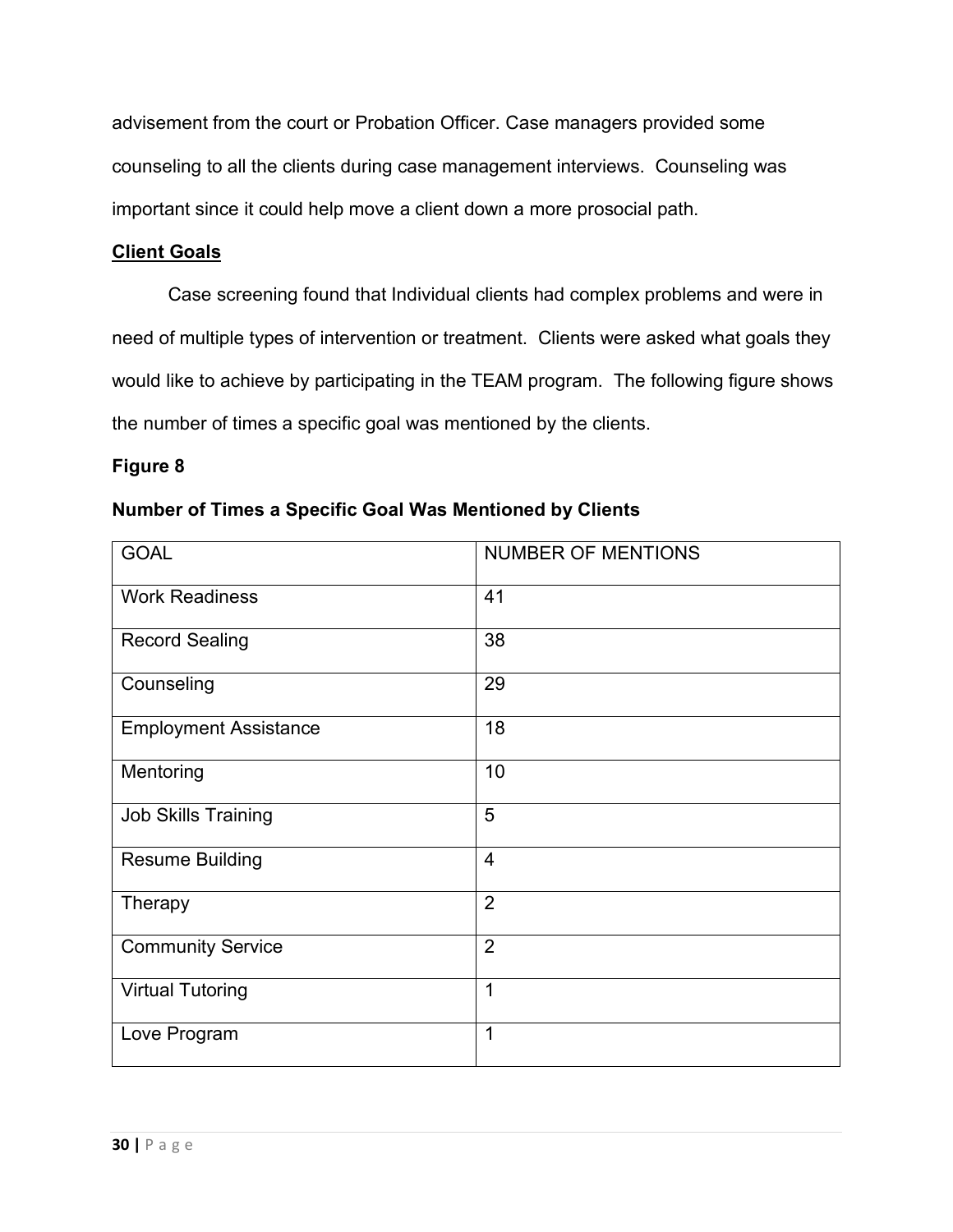advisement from the court or Probation Officer. Case managers provided some counseling to all the clients during case management interviews. Counseling was important since it could help move a client down a more prosocial path.

**Client Goals**

Case screening found that Individual clients had complex problems and were in need of multiple types of intervention or treatment. Clients were asked what goals they would like to achieve by participating in the TEAM program. The following figure shows the number of times a specific goal was mentioned by the clients.

**Figure 8**

**Number of Times a Specific Goal Was Mentioned by Clients**

| GOAL | NUMBER OF MENTIONS |
| --- | --- |
| Work Readiness | 41 |
| Record Sealing | 38 |
| Counseling | 29 |
| Employment Assistance | 18 |
| Mentoring | 10 |
| Job Skills Training | 5 |
| Resume Building | 4 |
| Therapy | 2 |
| Community Service | 2 |
| Virtual Tutoring | 1 |
| Love Program | 1 |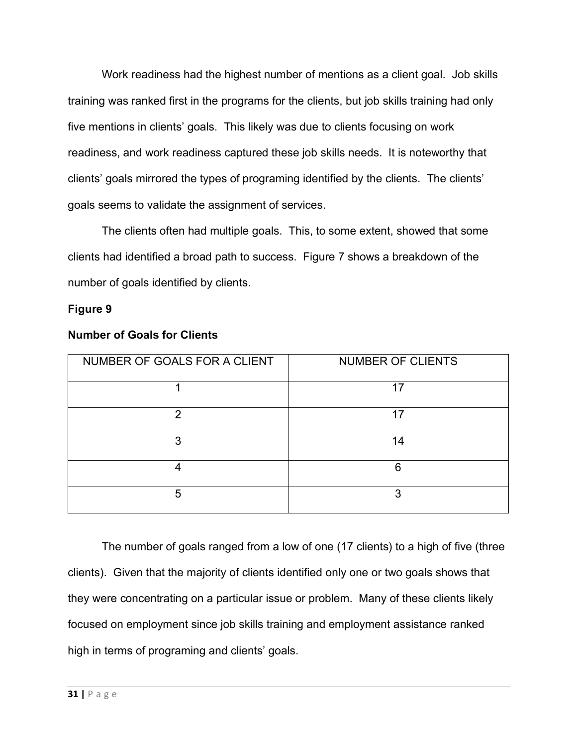Work readiness had the highest number of mentions as a client goal. Job skills training was ranked first in the programs for the clients, but job skills training had only five mentions in clients' goals. This likely was due to clients focusing on work readiness, and work readiness captured these job skills needs. It is noteworthy that clients' goals mirrored the types of programing identified by the clients. The clients' goals seems to validate the assignment of services.

The clients often had multiple goals. This, to some extent, showed that some clients had identified a broad path to success. Figure 7 shows a breakdown of the number of goals identified by clients.

**Figure 9**

**Number of Goals for Clients**

| NUMBER OF GOALS FOR A CLIENT | NUMBER OF CLIENTS |
|---|---|
| 1 | 17 |
| 2 | 17 |
| 3 | 14 |
| 4 | 6 |
| 5 | 3 |

The number of goals ranged from a low of one (17 clients) to a high of five (three clients). Given that the majority of clients identified only one or two goals shows that they were concentrating on a particular issue or problem. Many of these clients likely focused on employment since job skills training and employment assistance ranked high in terms of programing and clients' goals.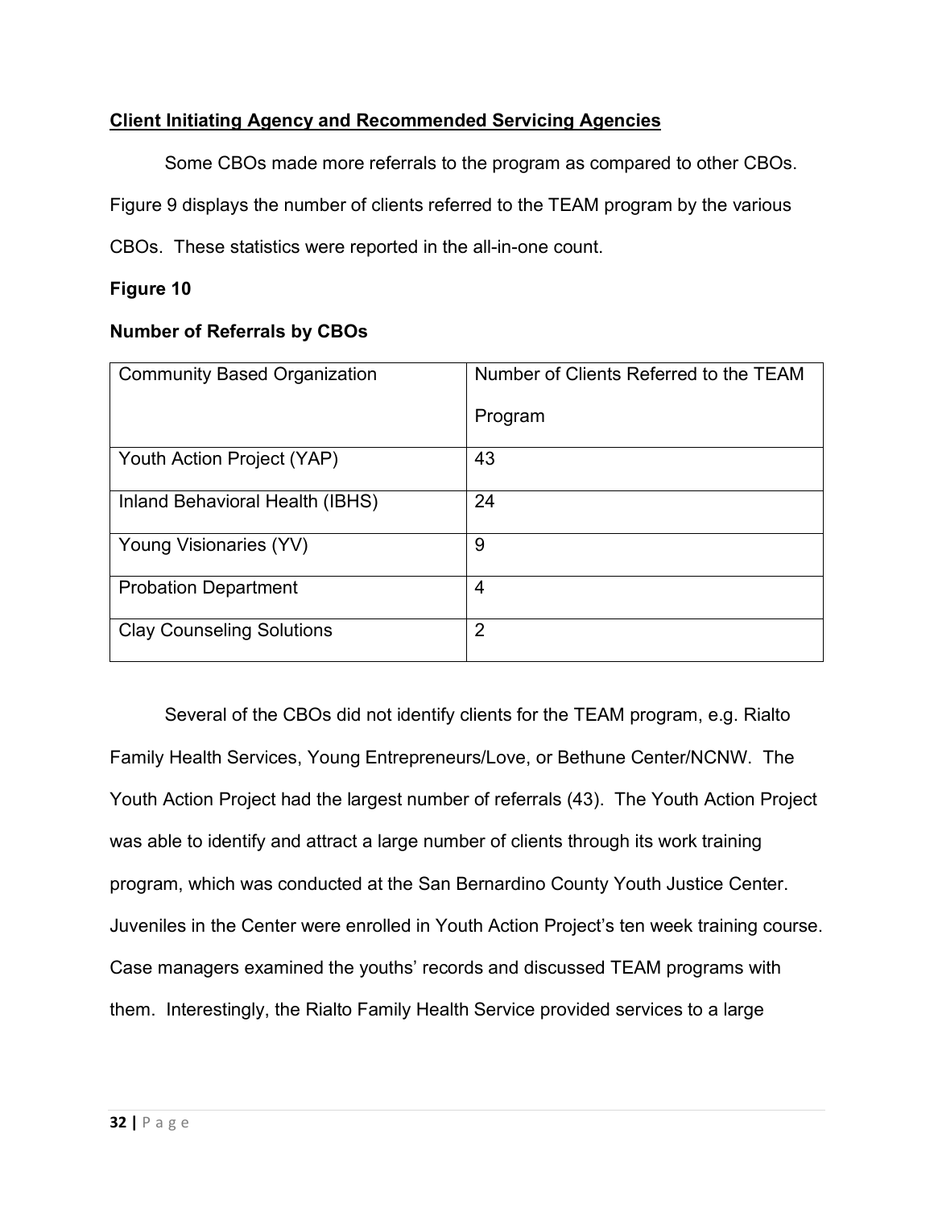**Client Initiating Agency and Recommended Servicing Agencies**

Some CBOs made more referrals to the program as compared to other CBOs. Figure 9 displays the number of clients referred to the TEAM program by the various CBOs. These statistics were reported in the all-in-one count.

**Figure 10**

**Number of Referrals by CBOs**

| Community Based Organization | Number of Clients Referred to the TEAM Program |
|---|---|
| Youth Action Project (YAP) | 43 |
| Inland Behavioral Health (IBHS) | 24 |
| Young Visionaries (YV) | 9 |
| Probation Department | 4 |
| Clay Counseling Solutions | 2 |

Several of the CBOs did not identify clients for the TEAM program, e.g. Rialto Family Health Services, Young Entrepreneurs/Love, or Bethune Center/NCNW. The Youth Action Project had the largest number of referrals (43). The Youth Action Project was able to identify and attract a large number of clients through its work training program, which was conducted at the San Bernardino County Youth Justice Center. Juveniles in the Center were enrolled in Youth Action Project's ten week training course. Case managers examined the youths' records and discussed TEAM programs with them. Interestingly, the Rialto Family Health Service provided services to a large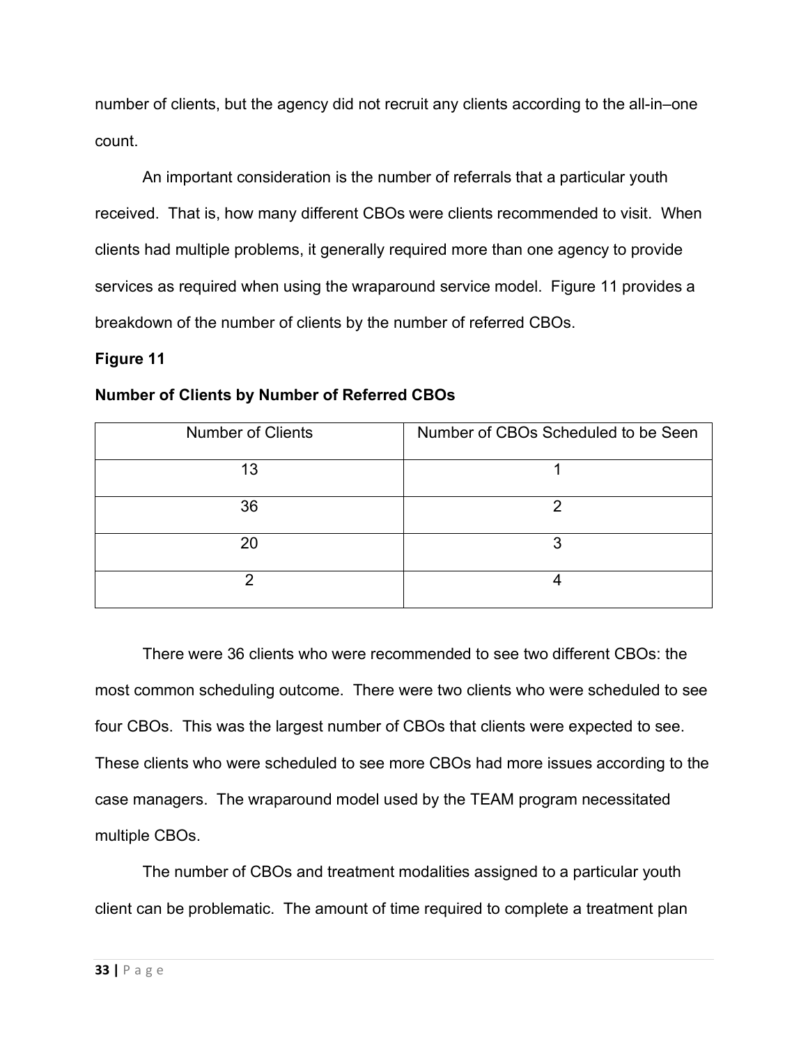number of clients, but the agency did not recruit any clients according to the all-in–one count.

An important consideration is the number of referrals that a particular youth received. That is, how many different CBOs were clients recommended to visit. When clients had multiple problems, it generally required more than one agency to provide services as required when using the wraparound service model. Figure 11 provides a breakdown of the number of clients by the number of referred CBOs.

**Figure 11**

**Number of Clients by Number of Referred CBOs**

| Number of Clients | Number of CBOs Scheduled to be Seen |
|---|---|
| 13 | 1 |
| 36 | 2 |
| 20 | 3 |
| 2 | 4 |

There were 36 clients who were recommended to see two different CBOs: the most common scheduling outcome. There were two clients who were scheduled to see four CBOs. This was the largest number of CBOs that clients were expected to see. These clients who were scheduled to see more CBOs had more issues according to the case managers. The wraparound model used by the TEAM program necessitated multiple CBOs.

The number of CBOs and treatment modalities assigned to a particular youth client can be problematic. The amount of time required to complete a treatment plan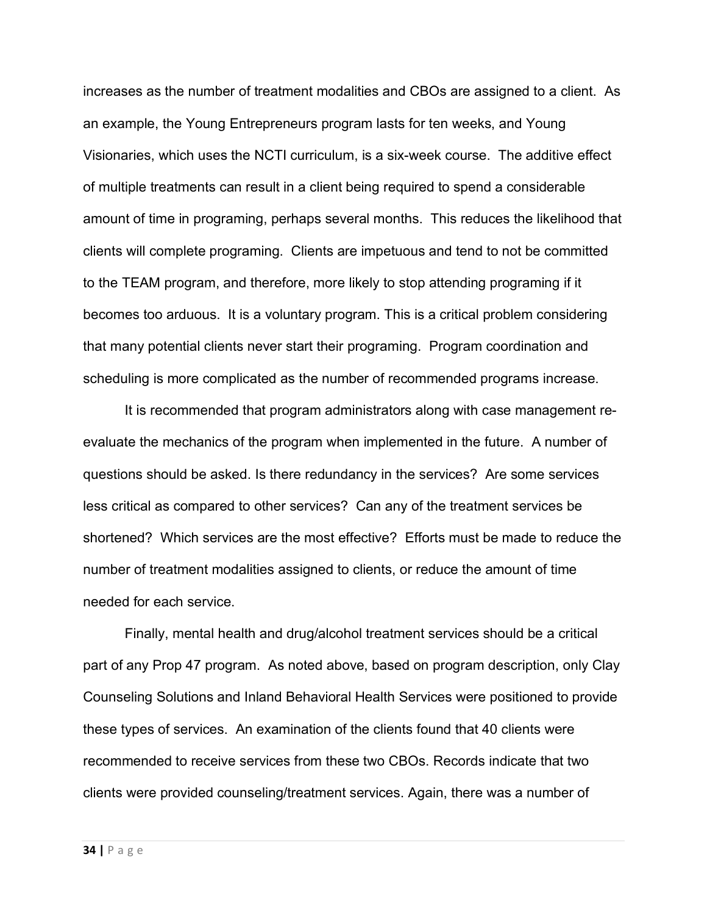increases as the number of treatment modalities and CBOs are assigned to a client. As an example, the Young Entrepreneurs program lasts for ten weeks, and Young Visionaries, which uses the NCTI curriculum, is a six-week course. The additive effect of multiple treatments can result in a client being required to spend a considerable amount of time in programing, perhaps several months. This reduces the likelihood that clients will complete programing. Clients are impetuous and tend to not be committed to the TEAM program, and therefore, more likely to stop attending programing if it becomes too arduous. It is a voluntary program. This is a critical problem considering that many potential clients never start their programing. Program coordination and scheduling is more complicated as the number of recommended programs increase.

It is recommended that program administrators along with case management re-evaluate the mechanics of the program when implemented in the future. A number of questions should be asked. Is there redundancy in the services? Are some services less critical as compared to other services? Can any of the treatment services be shortened? Which services are the most effective? Efforts must be made to reduce the number of treatment modalities assigned to clients, or reduce the amount of time needed for each service.

Finally, mental health and drug/alcohol treatment services should be a critical part of any Prop 47 program. As noted above, based on program description, only Clay Counseling Solutions and Inland Behavioral Health Services were positioned to provide these types of services. An examination of the clients found that 40 clients were recommended to receive services from these two CBOs. Records indicate that two clients were provided counseling/treatment services. Again, there was a number of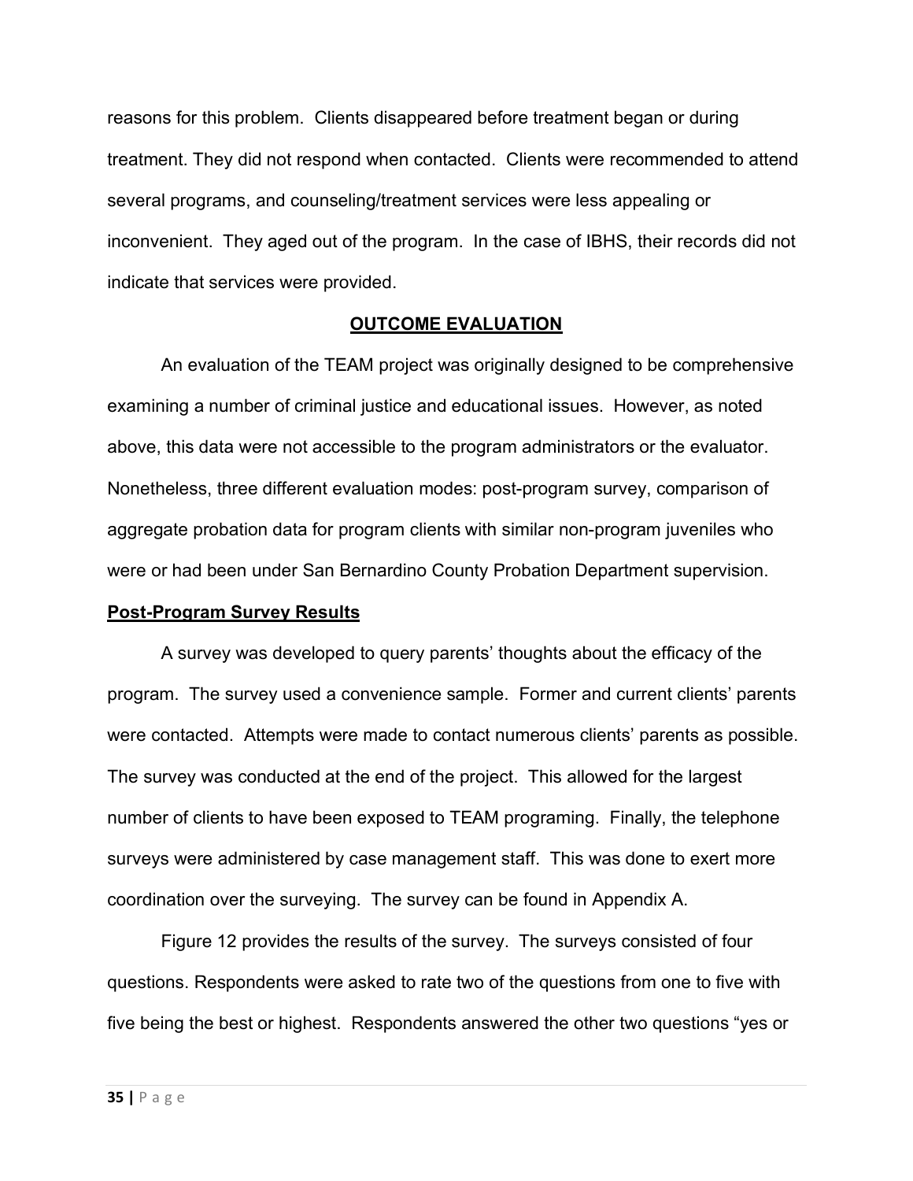reasons for this problem. Clients disappeared before treatment began or during treatment. They did not respond when contacted. Clients were recommended to attend several programs, and counseling/treatment services were less appealing or inconvenient. They aged out of the program. In the case of IBHS, their records did not indicate that services were provided.

## OUTCOME EVALUATION

An evaluation of the TEAM project was originally designed to be comprehensive examining a number of criminal justice and educational issues. However, as noted above, this data were not accessible to the program administrators or the evaluator. Nonetheless, three different evaluation modes: post-program survey, comparison of aggregate probation data for program clients with similar non-program juveniles who were or had been under San Bernardino County Probation Department supervision.

### Post-Program Survey Results

A survey was developed to query parents' thoughts about the efficacy of the program. The survey used a convenience sample. Former and current clients' parents were contacted. Attempts were made to contact numerous clients' parents as possible. The survey was conducted at the end of the project. This allowed for the largest number of clients to have been exposed to TEAM programing. Finally, the telephone surveys were administered by case management staff. This was done to exert more coordination over the surveying. The survey can be found in Appendix A.

Figure 12 provides the results of the survey. The surveys consisted of four questions. Respondents were asked to rate two of the questions from one to five with five being the best or highest. Respondents answered the other two questions "yes or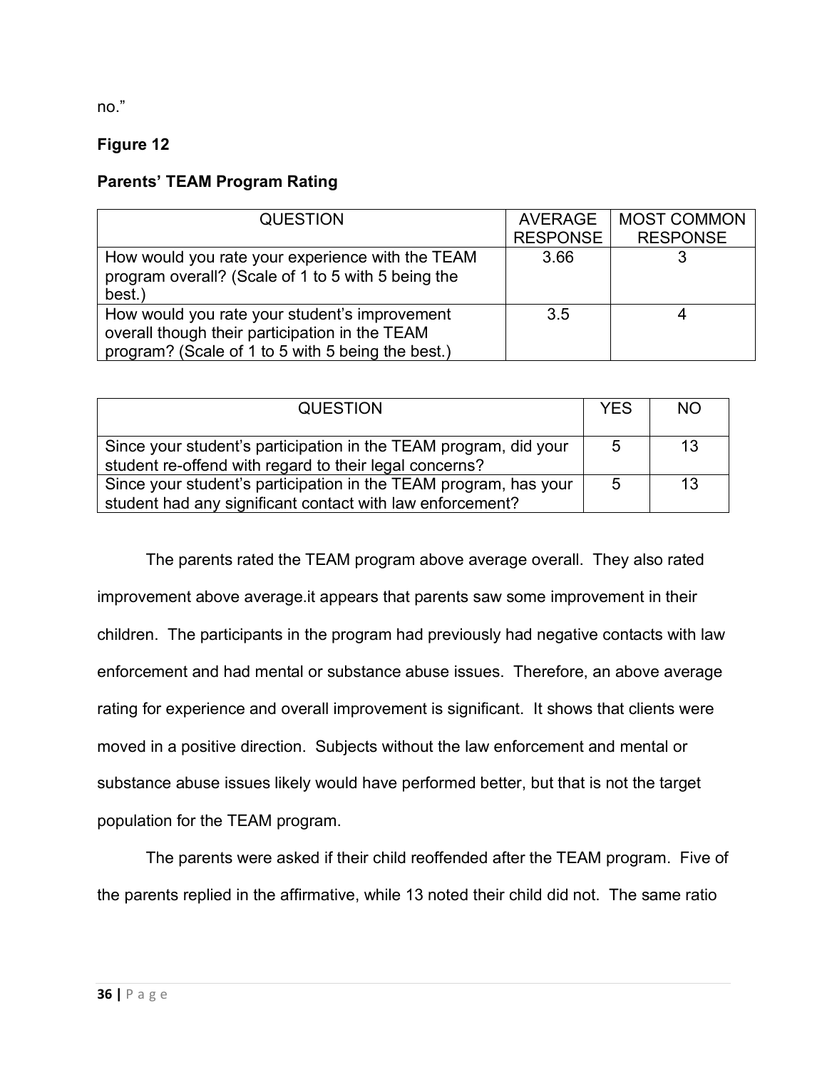no."

**Figure 12**

**Parents' TEAM Program Rating**

| QUESTION | AVERAGE RESPONSE | MOST COMMON RESPONSE |
|---|---|---|
| How would you rate your experience with the TEAM program overall? (Scale of 1 to 5 with 5 being the best.) | 3.66 | 3 |
| How would you rate your student's improvement overall though their participation in the TEAM program? (Scale of 1 to 5 with 5 being the best.) | 3.5 | 4 |

| QUESTION | YES | NO |
|---|---|---|
| Since your student's participation in the TEAM program, did your student re-offend with regard to their legal concerns? | 5 | 13 |
| Since your student's participation in the TEAM program, has your student had any significant contact with law enforcement? | 5 | 13 |

The parents rated the TEAM program above average overall. They also rated improvement above average.it appears that parents saw some improvement in their children. The participants in the program had previously had negative contacts with law enforcement and had mental or substance abuse issues. Therefore, an above average rating for experience and overall improvement is significant. It shows that clients were moved in a positive direction. Subjects without the law enforcement and mental or substance abuse issues likely would have performed better, but that is not the target population for the TEAM program.

The parents were asked if their child reoffended after the TEAM program. Five of the parents replied in the affirmative, while 13 noted their child did not. The same ratio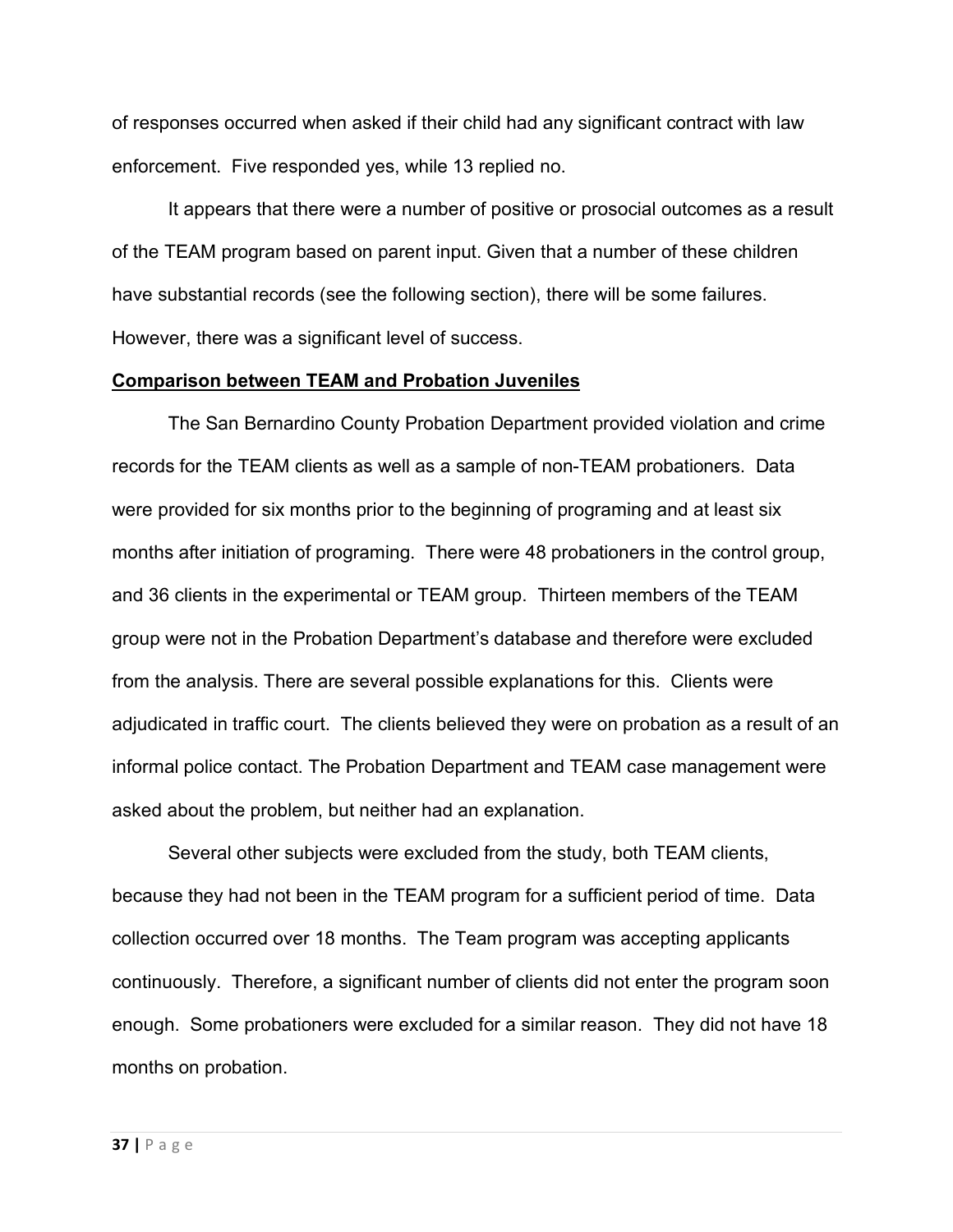of responses occurred when asked if their child had any significant contract with law enforcement. Five responded yes, while 13 replied no.

It appears that there were a number of positive or prosocial outcomes as a result of the TEAM program based on parent input. Given that a number of these children have substantial records (see the following section), there will be some failures. However, there was a significant level of success.

**<u>Comparison between TEAM and Probation Juveniles</u>**

The San Bernardino County Probation Department provided violation and crime records for the TEAM clients as well as a sample of non-TEAM probationers. Data were provided for six months prior to the beginning of programing and at least six months after initiation of programing. There were 48 probationers in the control group, and 36 clients in the experimental or TEAM group. Thirteen members of the TEAM group were not in the Probation Department's database and therefore were excluded from the analysis. There are several possible explanations for this. Clients were adjudicated in traffic court. The clients believed they were on probation as a result of an informal police contact. The Probation Department and TEAM case management were asked about the problem, but neither had an explanation.

Several other subjects were excluded from the study, both TEAM clients, because they had not been in the TEAM program for a sufficient period of time. Data collection occurred over 18 months. The Team program was accepting applicants continuously. Therefore, a significant number of clients did not enter the program soon enough. Some probationers were excluded for a similar reason. They did not have 18 months on probation.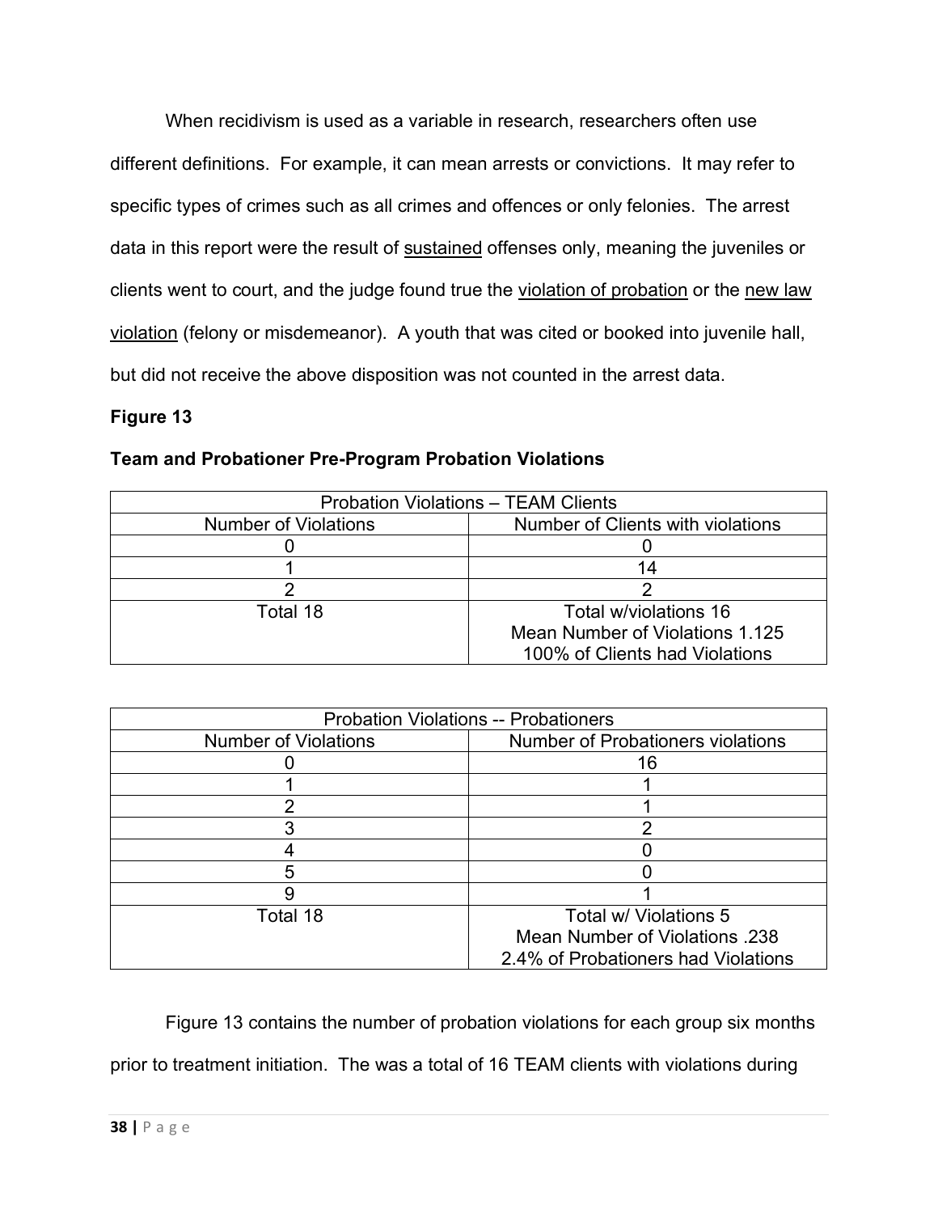When recidivism is used as a variable in research, researchers often use different definitions. For example, it can mean arrests or convictions. It may refer to specific types of crimes such as all crimes and offences or only felonies. The arrest data in this report were the result of <u>sustained</u> offenses only, meaning the juveniles or clients went to court, and the judge found true the <u>violation of probation</u> or the <u>new law violation</u> (felony or misdemeanor). A youth that was cited or booked into juvenile hall, but did not receive the above disposition was not counted in the arrest data.

**Figure 13**

**Team and Probationer Pre-Program Probation Violations**

| Probation Violations – TEAM Clients | |
|---|---|
| Number of Violations | Number of Clients with violations |
| 0 | 0 |
| 1 | 14 |
| 2 | 2 |
| Total 18 | Total w/violations 16<br>Mean Number of Violations 1.125<br>100% of Clients had Violations |

| Probation Violations -- Probationers | |
|---|---|
| Number of Violations | Number of Probationers violations |
| 0 | 16 |
| 1 | 1 |
| 2 | 1 |
| 3 | 2 |
| 4 | 0 |
| 5 | 0 |
| 9 | 1 |
| Total 18 | Total w/ Violations 5<br>Mean Number of Violations .238<br>2.4% of Probationers had Violations |

Figure 13 contains the number of probation violations for each group six months prior to treatment initiation. The was a total of 16 TEAM clients with violations during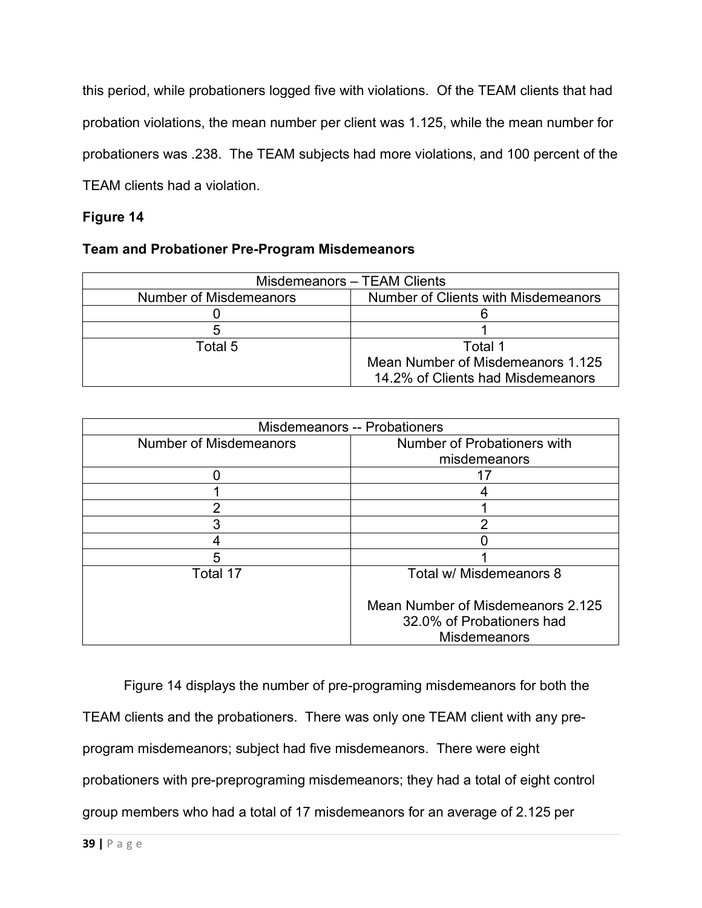this period, while probationers logged five with violations. Of the TEAM clients that had probation violations, the mean number per client was 1.125, while the mean number for probationers was .238. The TEAM subjects had more violations, and 100 percent of the TEAM clients had a violation.

**Figure 14**

**Team and Probationer Pre-Program Misdemeanors**

| Misdemeanors – TEAM Clients | |
|---|---|
| Number of Misdemeanors | Number of Clients with Misdemeanors |
| 0 | 6 |
| 5 | 1 |
| Total 5 | Total 1<br>Mean Number of Misdemeanors 1.125<br>14.2% of Clients had Misdemeanors |

| Misdemeanors -- Probationers | |
|---|---|
| Number of Misdemeanors | Number of Probationers with misdemeanors |
| 0 | 17 |
| 1 | 4 |
| 2 | 1 |
| 3 | 2 |
| 4 | 0 |
| 5 | 1 |
| Total 17 | Total w/ Misdemeanors 8<br><br>Mean Number of Misdemeanors 2.125<br>32.0% of Probationers had Misdemeanors |

Figure 14 displays the number of pre-programing misdemeanors for both the TEAM clients and the probationers. There was only one TEAM client with any pre-program misdemeanors; subject had five misdemeanors. There were eight probationers with pre-preprograming misdemeanors; they had a total of eight control group members who had a total of 17 misdemeanors for an average of 2.125 per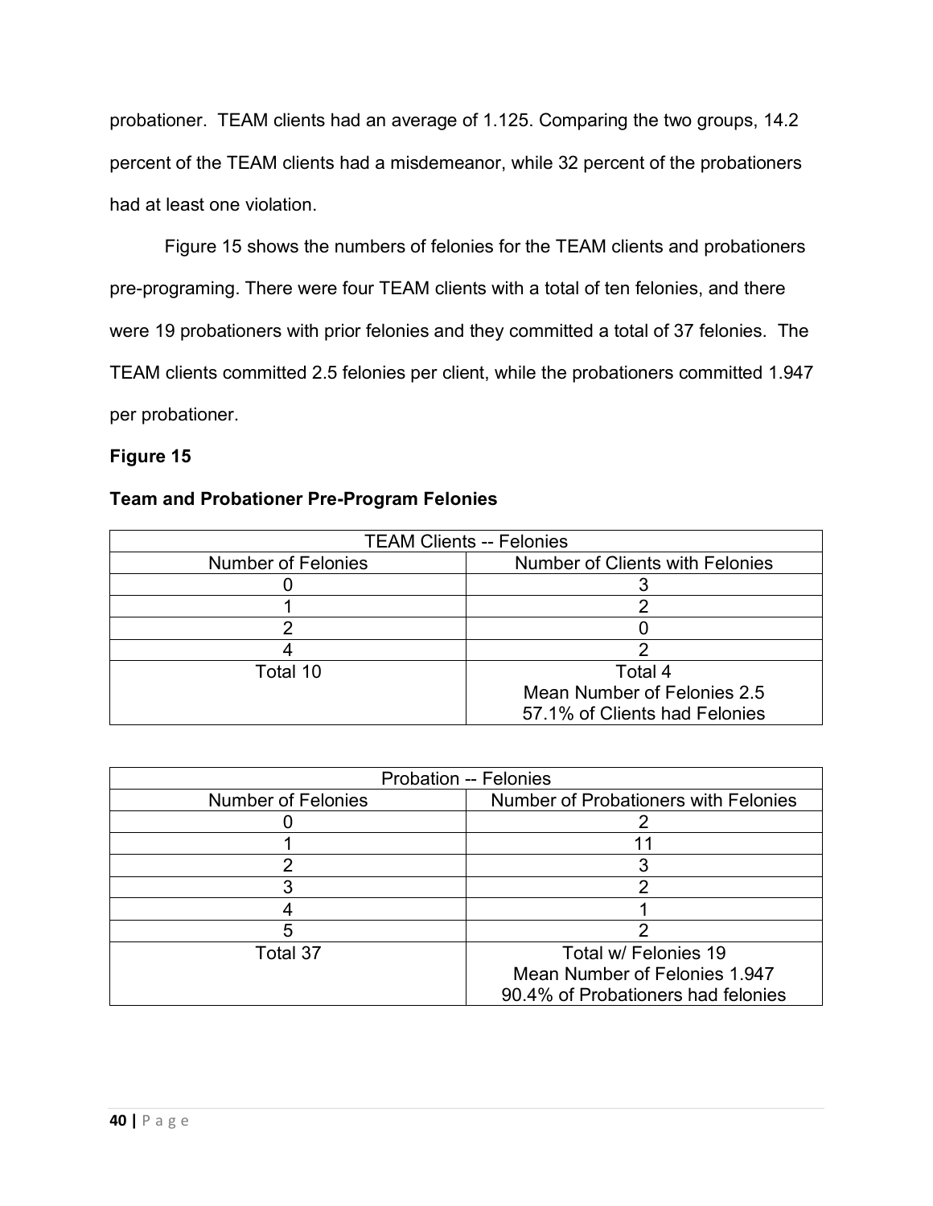probationer. TEAM clients had an average of 1.125. Comparing the two groups, 14.2 percent of the TEAM clients had a misdemeanor, while 32 percent of the probationers had at least one violation.

Figure 15 shows the numbers of felonies for the TEAM clients and probationers pre-programing. There were four TEAM clients with a total of ten felonies, and there were 19 probationers with prior felonies and they committed a total of 37 felonies. The TEAM clients committed 2.5 felonies per client, while the probationers committed 1.947 per probationer.

**Figure 15**

**Team and Probationer Pre-Program Felonies**

| TEAM Clients -- Felonies | |
|---|---|
| Number of Felonies | Number of Clients with Felonies |
| 0 | 3 |
| 1 | 2 |
| 2 | 0 |
| 4 | 2 |
| Total 10 | Total 4<br>Mean Number of Felonies 2.5<br>57.1% of Clients had Felonies |

| Probation -- Felonies | |
|---|---|
| Number of Felonies | Number of Probationers with Felonies |
| 0 | 2 |
| 1 | 11 |
| 2 | 3 |
| 3 | 2 |
| 4 | 1 |
| 5 | 2 |
| Total 37 | Total w/ Felonies 19<br>Mean Number of Felonies 1.947<br>90.4% of Probationers had felonies |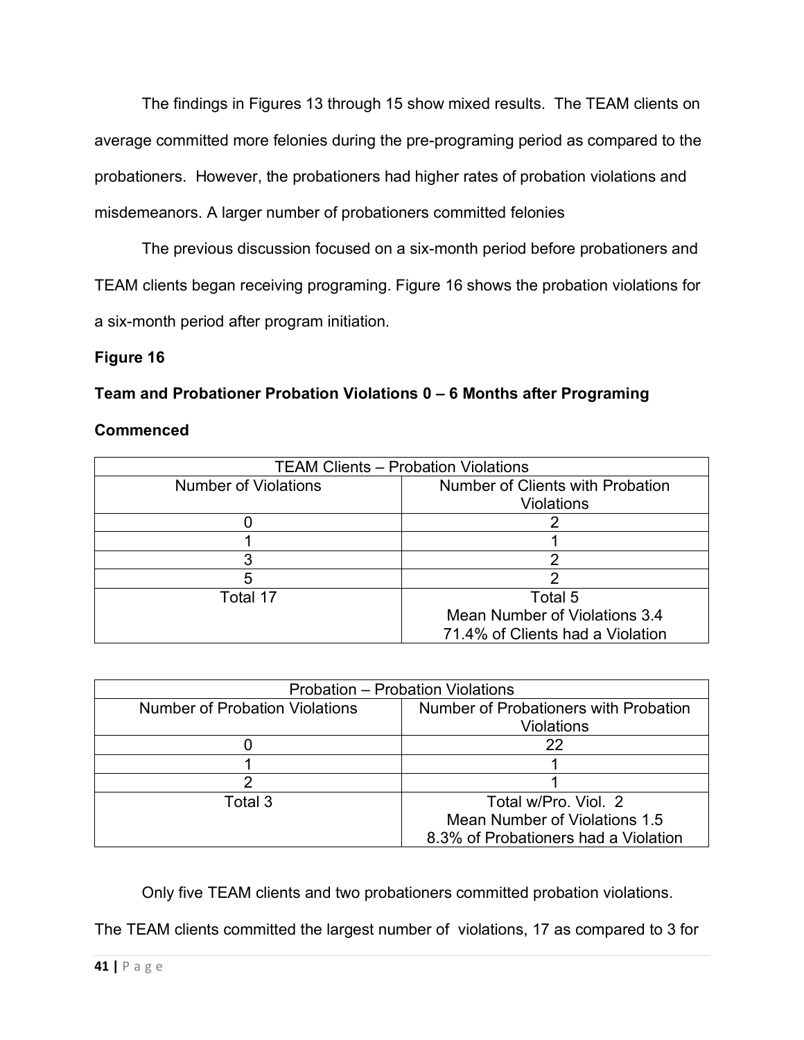The findings in Figures 13 through 15 show mixed results. The TEAM clients on average committed more felonies during the pre-programing period as compared to the probationers. However, the probationers had higher rates of probation violations and misdemeanors. A larger number of probationers committed felonies

The previous discussion focused on a six-month period before probationers and TEAM clients began receiving programing. Figure 16 shows the probation violations for a six-month period after program initiation.

**Figure 16**

**Team and Probationer Probation Violations 0 – 6 Months after Programing Commenced**

| TEAM Clients – Probation Violations | |
|---|---|
| Number of Violations | Number of Clients with Probation Violations |
| 0 | 2 |
| 1 | 1 |
| 3 | 2 |
| 5 | 2 |
| Total 17 | Total 5<br>Mean Number of Violations 3.4<br>71.4% of Clients had a Violation |

| Probation – Probation Violations | |
|---|---|
| Number of Probation Violations | Number of Probationers with Probation Violations |
| 0 | 22 |
| 1 | 1 |
| 2 | 1 |
| Total 3 | Total w/Pro. Viol. 2<br>Mean Number of Violations 1.5<br>8.3% of Probationers had a Violation |

Only five TEAM clients and two probationers committed probation violations. The TEAM clients committed the largest number of violations, 17 as compared to 3 for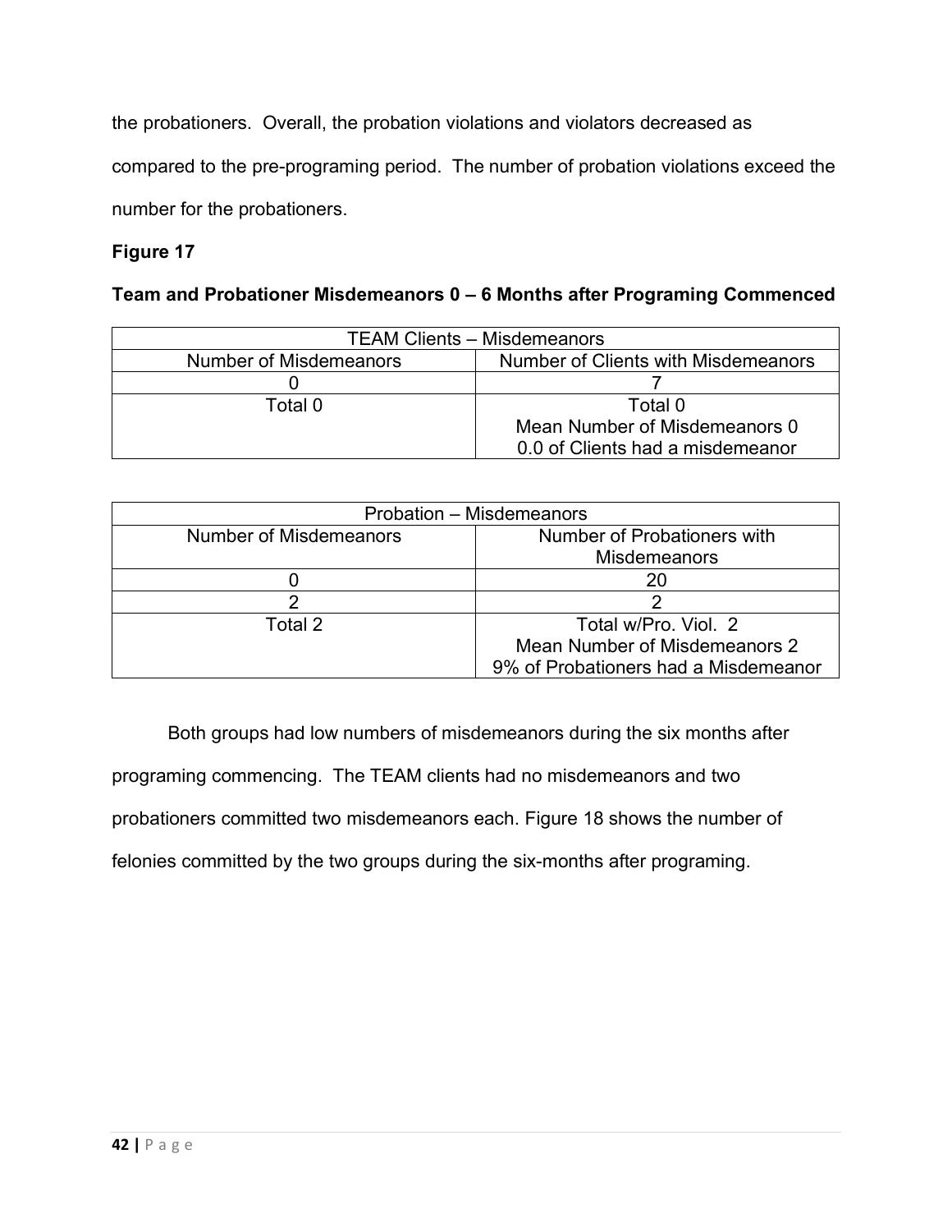the probationers. Overall, the probation violations and violators decreased as compared to the pre-programing period. The number of probation violations exceed the number for the probationers.

**Figure 17**

**Team and Probationer Misdemeanors 0 – 6 Months after Programing Commenced**

| TEAM Clients – Misdemeanors | |
|---|---|
| Number of Misdemeanors | Number of Clients with Misdemeanors |
| 0 | 7 |
| Total 0 | Total 0<br>Mean Number of Misdemeanors 0<br>0.0 of Clients had a misdemeanor |

| Probation – Misdemeanors | |
|---|---|
| Number of Misdemeanors | Number of Probationers with Misdemeanors |
| 0 | 20 |
| 2 | 2 |
| Total 2 | Total w/Pro. Viol. 2<br>Mean Number of Misdemeanors 2<br>9% of Probationers had a Misdemeanor |

Both groups had low numbers of misdemeanors during the six months after programing commencing. The TEAM clients had no misdemeanors and two probationers committed two misdemeanors each. Figure 18 shows the number of felonies committed by the two groups during the six-months after programing.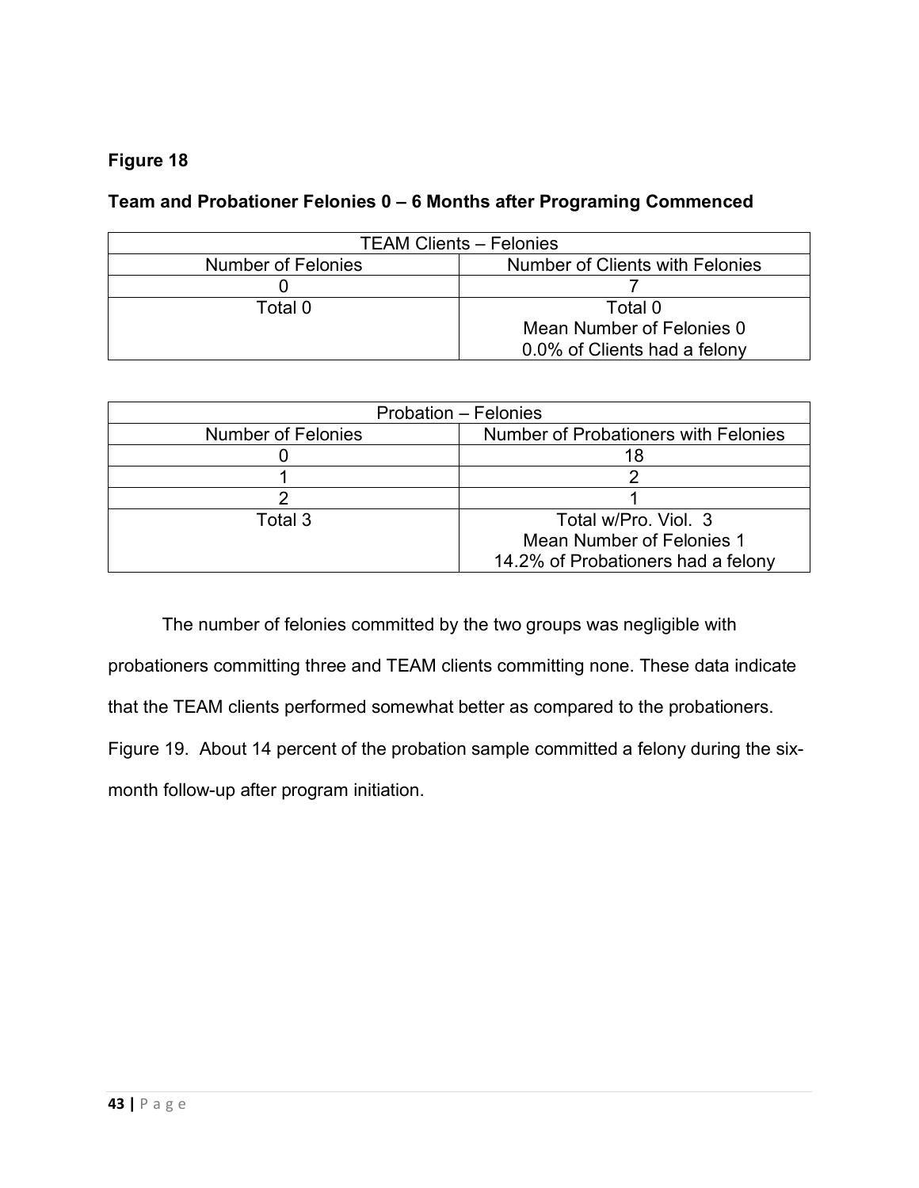**Figure 18**

**Team and Probationer Felonies 0 – 6 Months after Programing Commenced**

| TEAM Clients – Felonies | |
|---|---|
| Number of Felonies | Number of Clients with Felonies |
| 0 | 7 |
| Total 0 | Total 0<br>Mean Number of Felonies 0<br>0.0% of Clients had a felony |

| Probation – Felonies | |
|---|---|
| Number of Felonies | Number of Probationers with Felonies |
| 0 | 18 |
| 1 | 2 |
| 2 | 1 |
| Total 3 | Total w/Pro. Viol. 3<br>Mean Number of Felonies 1<br>14.2% of Probationers had a felony |

The number of felonies committed by the two groups was negligible with probationers committing three and TEAM clients committing none. These data indicate that the TEAM clients performed somewhat better as compared to the probationers. Figure 19. About 14 percent of the probation sample committed a felony during the six-month follow-up after program initiation.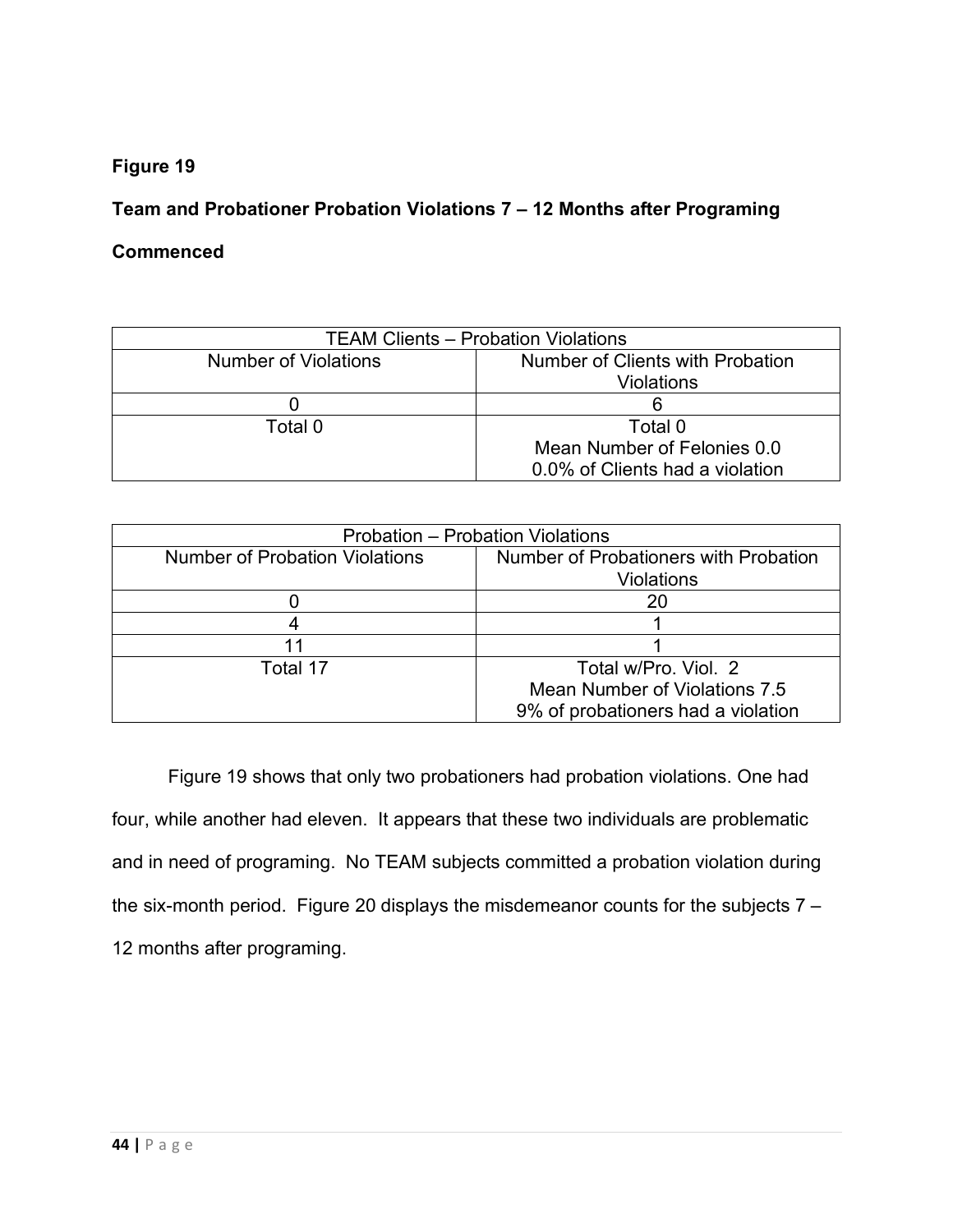**Figure 19**

**Team and Probationer Probation Violations 7 – 12 Months after Programing Commenced**

| TEAM Clients – Probation Violations | |
|---|---|
| Number of Violations | Number of Clients with Probation Violations |
| 0 | 6 |
| Total 0 | Total 0<br>Mean Number of Felonies 0.0<br>0.0% of Clients had a violation |

| Probation – Probation Violations | |
|---|---|
| Number of Probation Violations | Number of Probationers with Probation Violations |
| 0 | 20 |
| 4 | 1 |
| 11 | 1 |
| Total 17 | Total w/Pro. Viol. 2<br>Mean Number of Violations 7.5<br>9% of probationers had a violation |

Figure 19 shows that only two probationers had probation violations. One had four, while another had eleven. It appears that these two individuals are problematic and in need of programing. No TEAM subjects committed a probation violation during the six-month period. Figure 20 displays the misdemeanor counts for the subjects 7 – 12 months after programing.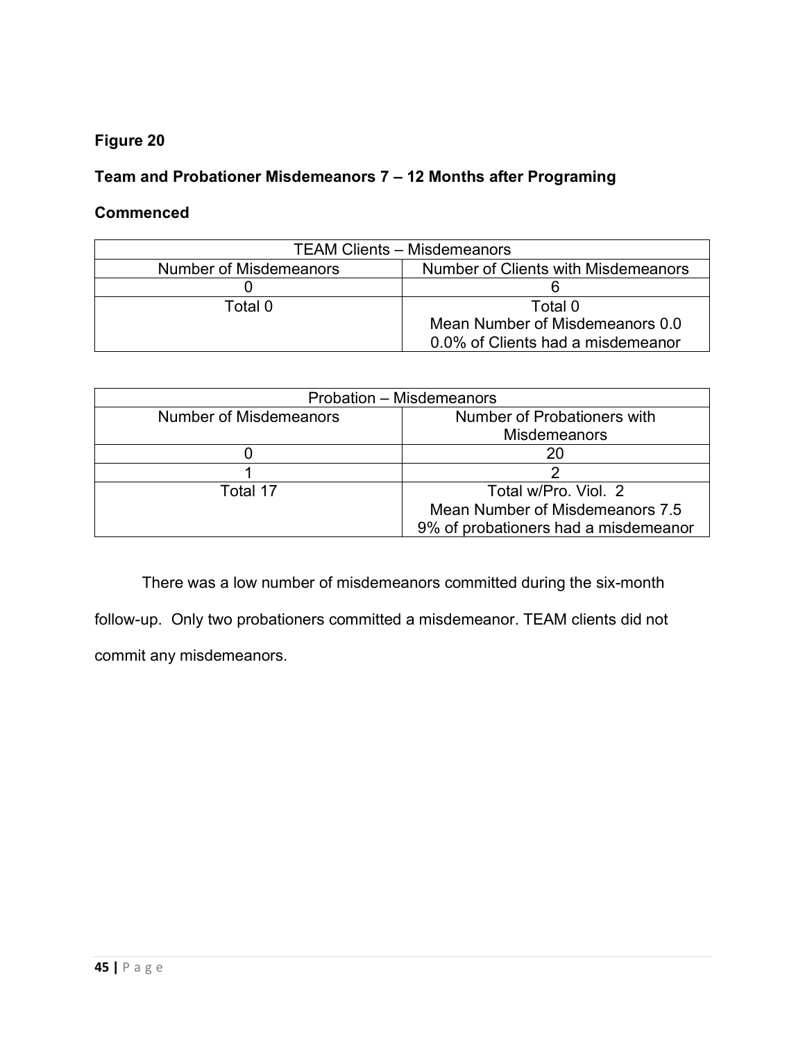**Figure 20**

**Team and Probationer Misdemeanors 7 – 12 Months after Programing Commenced**

| TEAM Clients – Misdemeanors | |
|---|---|
| Number of Misdemeanors | Number of Clients with Misdemeanors |
| 0 | 6 |
| Total 0 | Total 0<br>Mean Number of Misdemeanors 0.0<br>0.0% of Clients had a misdemeanor |

| Probation – Misdemeanors | |
|---|---|
| Number of Misdemeanors | Number of Probationers with Misdemeanors |
| 0 | 20 |
| 1 | 2 |
| Total 17 | Total w/Pro. Viol. 2<br>Mean Number of Misdemeanors 7.5<br>9% of probationers had a misdemeanor |

There was a low number of misdemeanors committed during the six-month follow-up. Only two probationers committed a misdemeanor. TEAM clients did not commit any misdemeanors.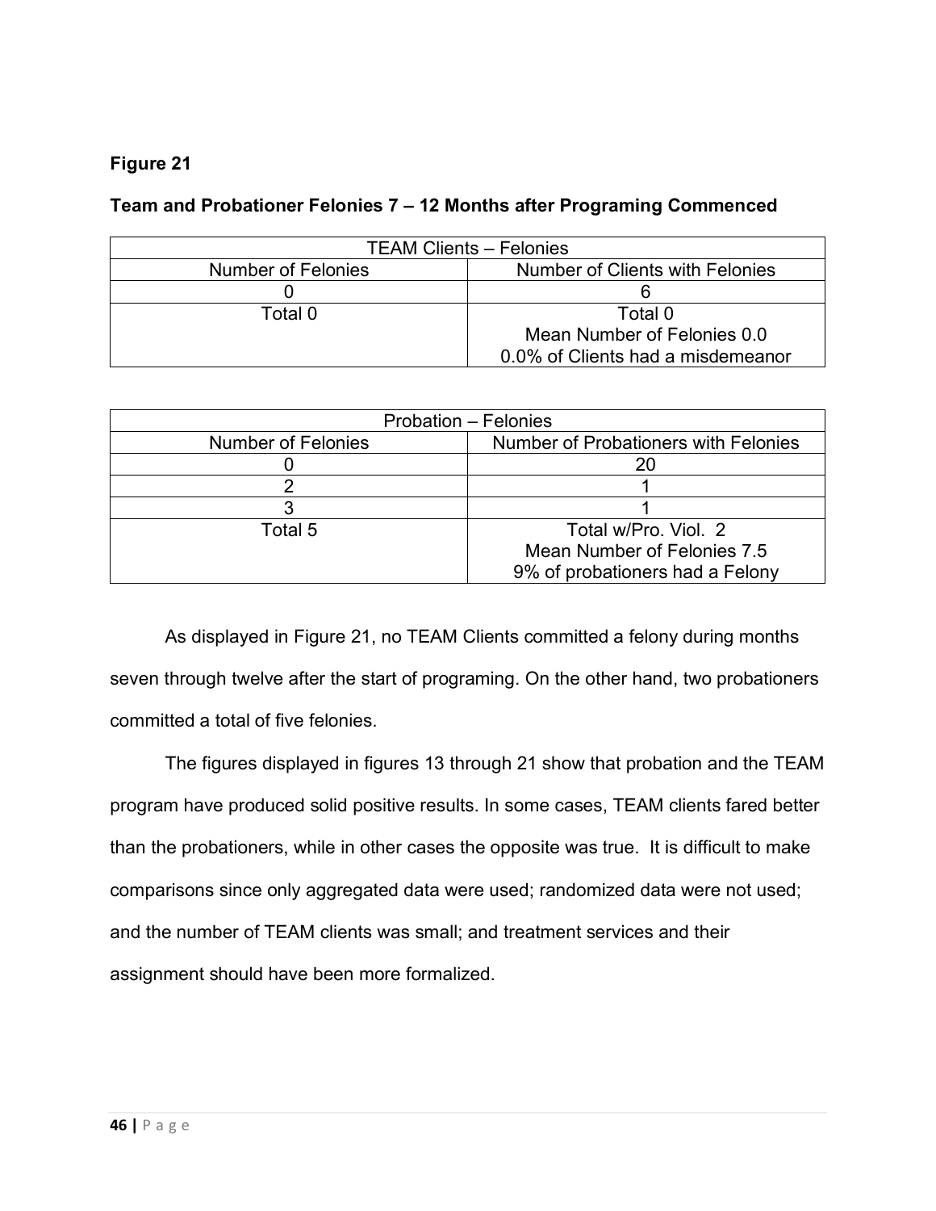**Figure 21**

**Team and Probationer Felonies 7 – 12 Months after Programing Commenced**

| TEAM Clients – Felonies | |
|---|---|
| Number of Felonies | Number of Clients with Felonies |
| 0 | 6 |
| Total 0 | Total 0<br>Mean Number of Felonies 0.0<br>0.0% of Clients had a misdemeanor |

| Probation – Felonies | |
|---|---|
| Number of Felonies | Number of Probationers with Felonies |
| 0 | 20 |
| 2 | 1 |
| 3 | 1 |
| Total 5 | Total w/Pro. Viol. 2<br>Mean Number of Felonies 7.5<br>9% of probationers had a Felony |

As displayed in Figure 21, no TEAM Clients committed a felony during months seven through twelve after the start of programing. On the other hand, two probationers committed a total of five felonies.

The figures displayed in figures 13 through 21 show that probation and the TEAM program have produced solid positive results. In some cases, TEAM clients fared better than the probationers, while in other cases the opposite was true. It is difficult to make comparisons since only aggregated data were used; randomized data were not used; and the number of TEAM clients was small; and treatment services and their assignment should have been more formalized.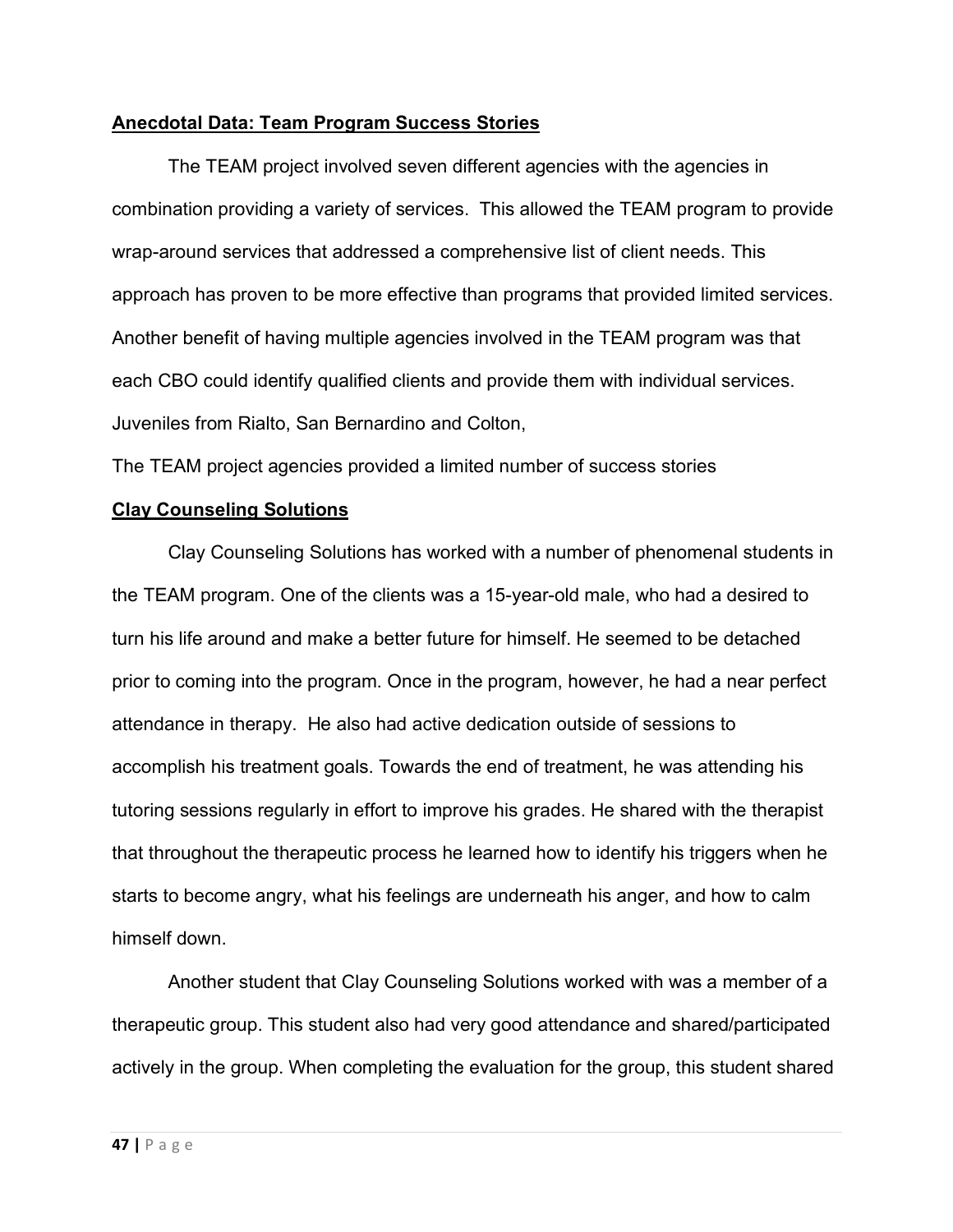## Anecdotal Data: Team Program Success Stories

The TEAM project involved seven different agencies with the agencies in combination providing a variety of services. This allowed the TEAM program to provide wrap-around services that addressed a comprehensive list of client needs. This approach has proven to be more effective than programs that provided limited services. Another benefit of having multiple agencies involved in the TEAM program was that each CBO could identify qualified clients and provide them with individual services. Juveniles from Rialto, San Bernardino and Colton,

The TEAM project agencies provided a limited number of success stories

### Clay Counseling Solutions

Clay Counseling Solutions has worked with a number of phenomenal students in the TEAM program. One of the clients was a 15-year-old male, who had a desired to turn his life around and make a better future for himself. He seemed to be detached prior to coming into the program. Once in the program, however, he had a near perfect attendance in therapy. He also had active dedication outside of sessions to accomplish his treatment goals. Towards the end of treatment, he was attending his tutoring sessions regularly in effort to improve his grades. He shared with the therapist that throughout the therapeutic process he learned how to identify his triggers when he starts to become angry, what his feelings are underneath his anger, and how to calm himself down.

Another student that Clay Counseling Solutions worked with was a member of a therapeutic group. This student also had very good attendance and shared/participated actively in the group. When completing the evaluation for the group, this student shared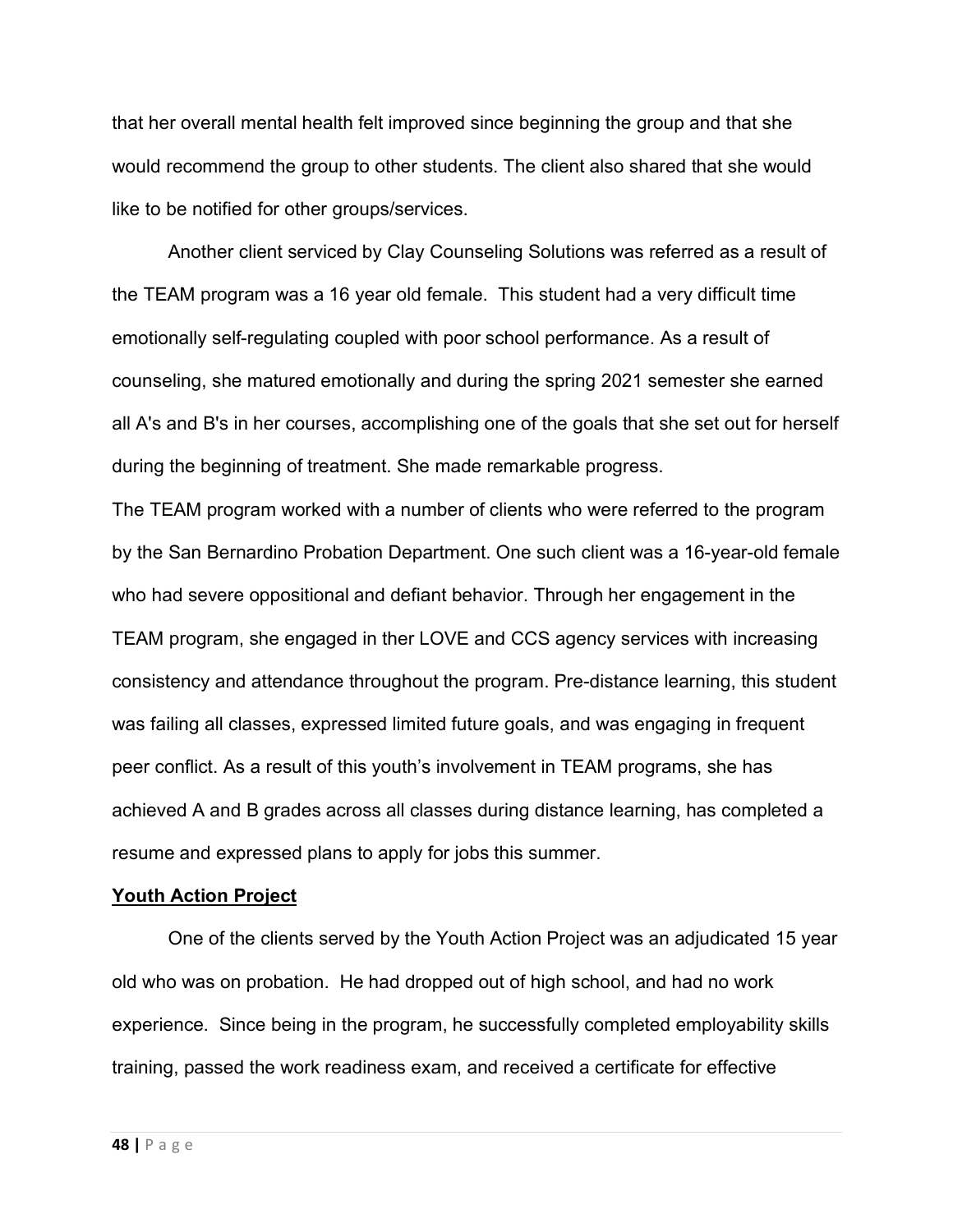that her overall mental health felt improved since beginning the group and that she would recommend the group to other students. The client also shared that she would like to be notified for other groups/services.

Another client serviced by Clay Counseling Solutions was referred as a result of the TEAM program was a 16 year old female. This student had a very difficult time emotionally self-regulating coupled with poor school performance. As a result of counseling, she matured emotionally and during the spring 2021 semester she earned all A's and B's in her courses, accomplishing one of the goals that she set out for herself during the beginning of treatment. She made remarkable progress.

The TEAM program worked with a number of clients who were referred to the program by the San Bernardino Probation Department. One such client was a 16-year-old female who had severe oppositional and defiant behavior. Through her engagement in the TEAM program, she engaged in ther LOVE and CCS agency services with increasing consistency and attendance throughout the program. Pre-distance learning, this student was failing all classes, expressed limited future goals, and was engaging in frequent peer conflict. As a result of this youth's involvement in TEAM programs, she has achieved A and B grades across all classes during distance learning, has completed a resume and expressed plans to apply for jobs this summer.

**Youth Action Project**

One of the clients served by the Youth Action Project was an adjudicated 15 year old who was on probation. He had dropped out of high school, and had no work experience. Since being in the program, he successfully completed employability skills training, passed the work readiness exam, and received a certificate for effective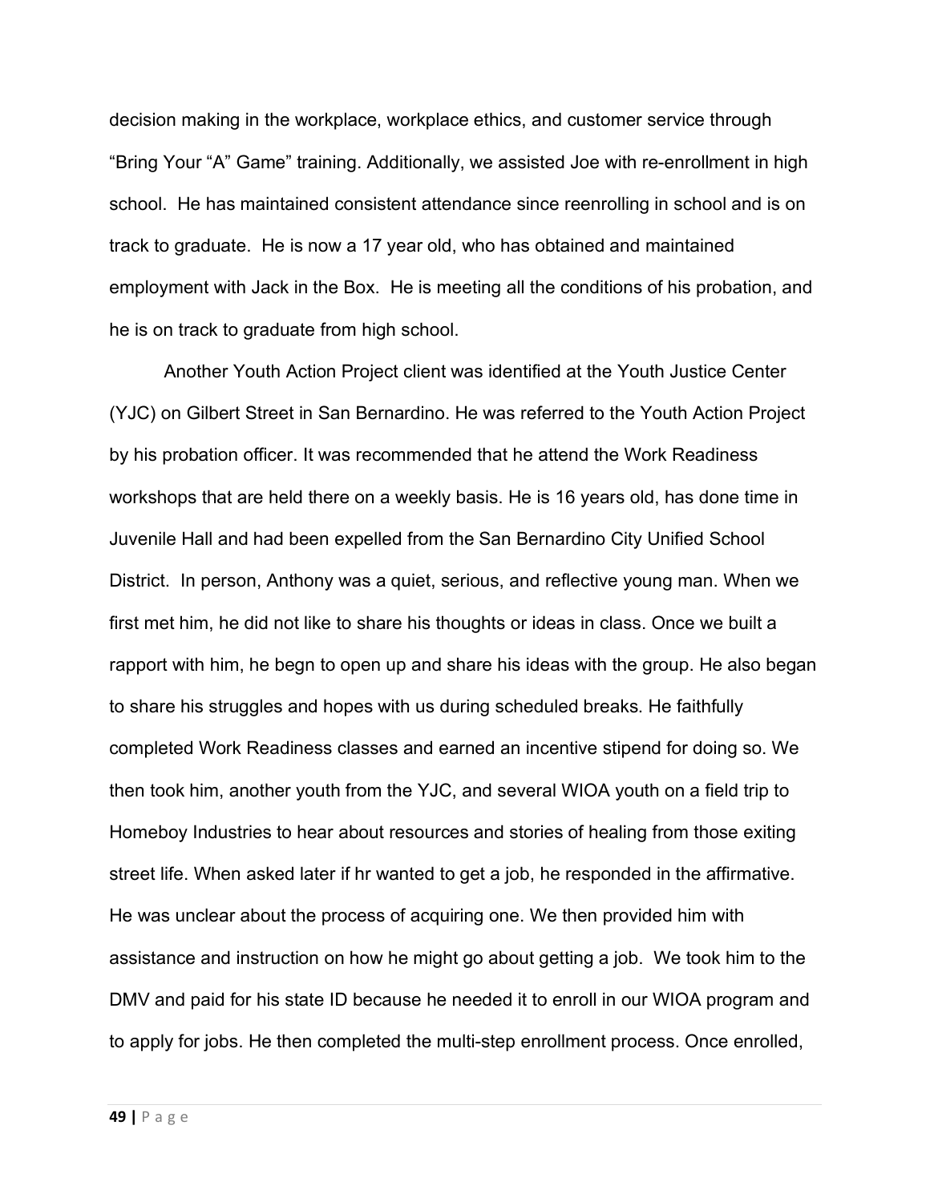decision making in the workplace, workplace ethics, and customer service through "Bring Your "A" Game" training. Additionally, we assisted Joe with re-enrollment in high school. He has maintained consistent attendance since reenrolling in school and is on track to graduate. He is now a 17 year old, who has obtained and maintained employment with Jack in the Box. He is meeting all the conditions of his probation, and he is on track to graduate from high school.

Another Youth Action Project client was identified at the Youth Justice Center (YJC) on Gilbert Street in San Bernardino. He was referred to the Youth Action Project by his probation officer. It was recommended that he attend the Work Readiness workshops that are held there on a weekly basis. He is 16 years old, has done time in Juvenile Hall and had been expelled from the San Bernardino City Unified School District. In person, Anthony was a quiet, serious, and reflective young man. When we first met him, he did not like to share his thoughts or ideas in class. Once we built a rapport with him, he begn to open up and share his ideas with the group. He also began to share his struggles and hopes with us during scheduled breaks. He faithfully completed Work Readiness classes and earned an incentive stipend for doing so. We then took him, another youth from the YJC, and several WIOA youth on a field trip to Homeboy Industries to hear about resources and stories of healing from those exiting street life. When asked later if hr wanted to get a job, he responded in the affirmative. He was unclear about the process of acquiring one. We then provided him with assistance and instruction on how he might go about getting a job. We took him to the DMV and paid for his state ID because he needed it to enroll in our WIOA program and to apply for jobs. He then completed the multi-step enrollment process. Once enrolled,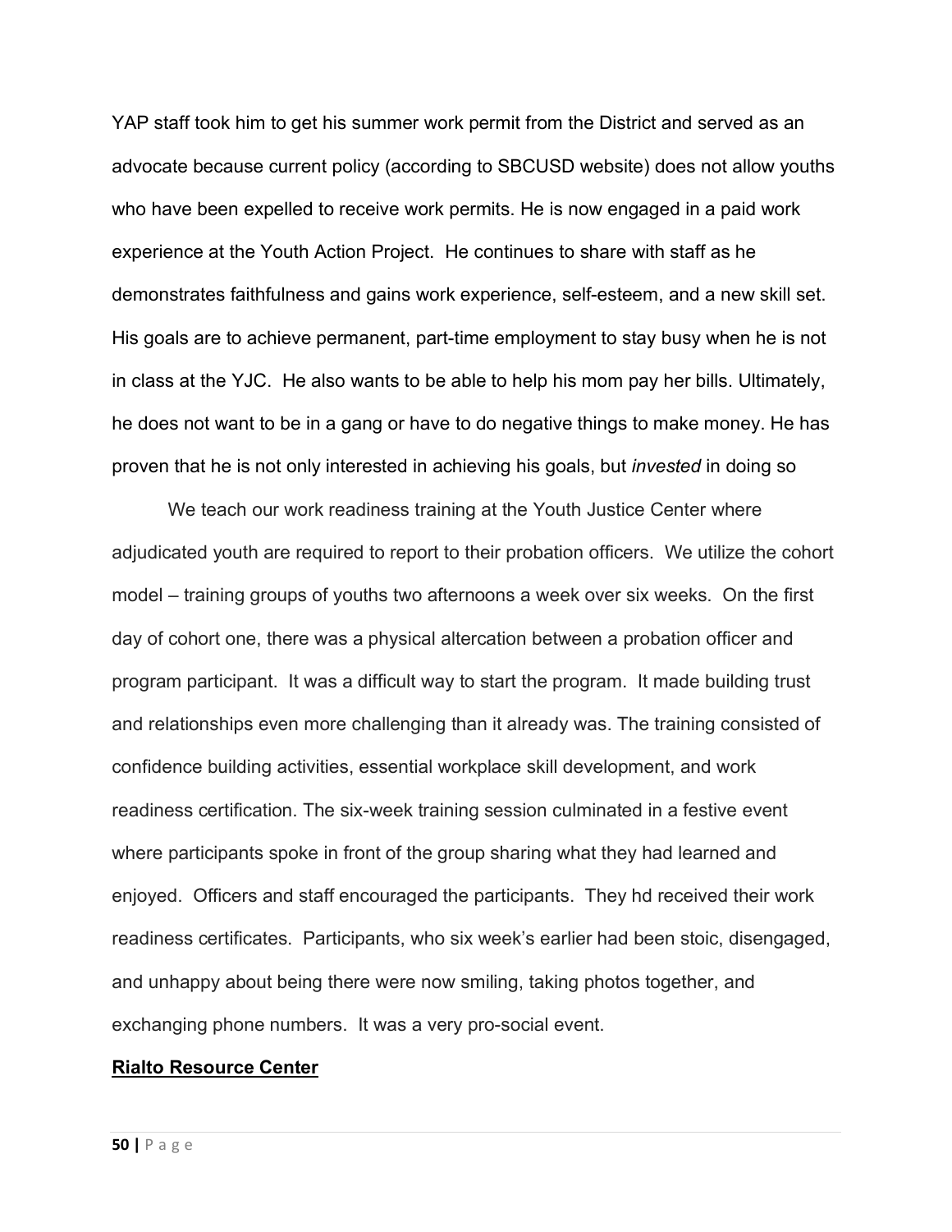YAP staff took him to get his summer work permit from the District and served as an advocate because current policy (according to SBCUSD website) does not allow youths who have been expelled to receive work permits. He is now engaged in a paid work experience at the Youth Action Project. He continues to share with staff as he demonstrates faithfulness and gains work experience, self-esteem, and a new skill set. His goals are to achieve permanent, part-time employment to stay busy when he is not in class at the YJC. He also wants to be able to help his mom pay her bills. Ultimately, he does not want to be in a gang or have to do negative things to make money. He has proven that he is not only interested in achieving his goals, but *invested* in doing so

We teach our work readiness training at the Youth Justice Center where adjudicated youth are required to report to their probation officers. We utilize the cohort model – training groups of youths two afternoons a week over six weeks. On the first day of cohort one, there was a physical altercation between a probation officer and program participant. It was a difficult way to start the program. It made building trust and relationships even more challenging than it already was. The training consisted of confidence building activities, essential workplace skill development, and work readiness certification. The six-week training session culminated in a festive event where participants spoke in front of the group sharing what they had learned and enjoyed. Officers and staff encouraged the participants. They hd received their work readiness certificates. Participants, who six week's earlier had been stoic, disengaged, and unhappy about being there were now smiling, taking photos together, and exchanging phone numbers. It was a very pro-social event.

**Rialto Resource Center**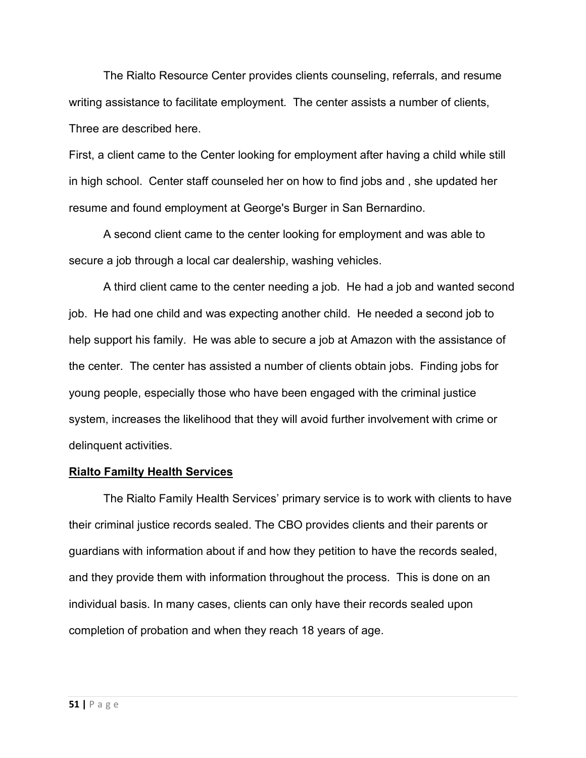The Rialto Resource Center provides clients counseling, referrals, and resume writing assistance to facilitate employment. The center assists a number of clients, Three are described here.

First, a client came to the Center looking for employment after having a child while still in high school. Center staff counseled her on how to find jobs and , she updated her resume and found employment at George's Burger in San Bernardino.

A second client came to the center looking for employment and was able to secure a job through a local car dealership, washing vehicles.

A third client came to the center needing a job. He had a job and wanted second job. He had one child and was expecting another child. He needed a second job to help support his family. He was able to secure a job at Amazon with the assistance of the center. The center has assisted a number of clients obtain jobs. Finding jobs for young people, especially those who have been engaged with the criminal justice system, increases the likelihood that they will avoid further involvement with crime or delinquent activities.

**Rialto Familty Health Services**

The Rialto Family Health Services' primary service is to work with clients to have their criminal justice records sealed. The CBO provides clients and their parents or guardians with information about if and how they petition to have the records sealed, and they provide them with information throughout the process. This is done on an individual basis. In many cases, clients can only have their records sealed upon completion of probation and when they reach 18 years of age.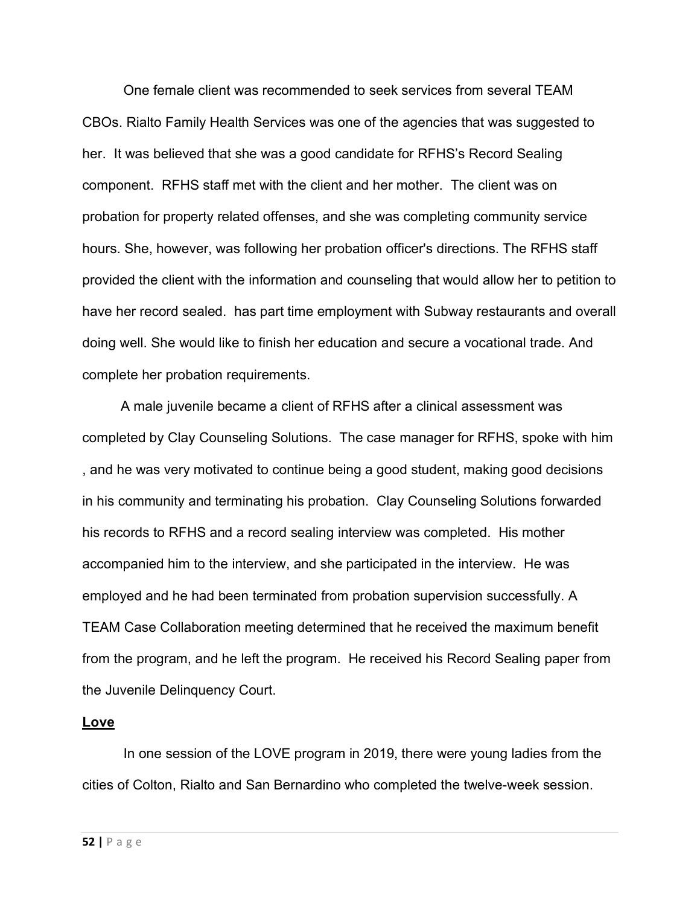One female client was recommended to seek services from several TEAM CBOs. Rialto Family Health Services was one of the agencies that was suggested to her. It was believed that she was a good candidate for RFHS's Record Sealing component. RFHS staff met with the client and her mother. The client was on probation for property related offenses, and she was completing community service hours. She, however, was following her probation officer's directions. The RFHS staff provided the client with the information and counseling that would allow her to petition to have her record sealed. has part time employment with Subway restaurants and overall doing well. She would like to finish her education and secure a vocational trade. And complete her probation requirements.

A male juvenile became a client of RFHS after a clinical assessment was completed by Clay Counseling Solutions. The case manager for RFHS, spoke with him , and he was very motivated to continue being a good student, making good decisions in his community and terminating his probation. Clay Counseling Solutions forwarded his records to RFHS and a record sealing interview was completed. His mother accompanied him to the interview, and she participated in the interview. He was employed and he had been terminated from probation supervision successfully. A TEAM Case Collaboration meeting determined that he received the maximum benefit from the program, and he left the program. He received his Record Sealing paper from the Juvenile Delinquency Court.

**Love**

In one session of the LOVE program in 2019, there were young ladies from the cities of Colton, Rialto and San Bernardino who completed the twelve-week session.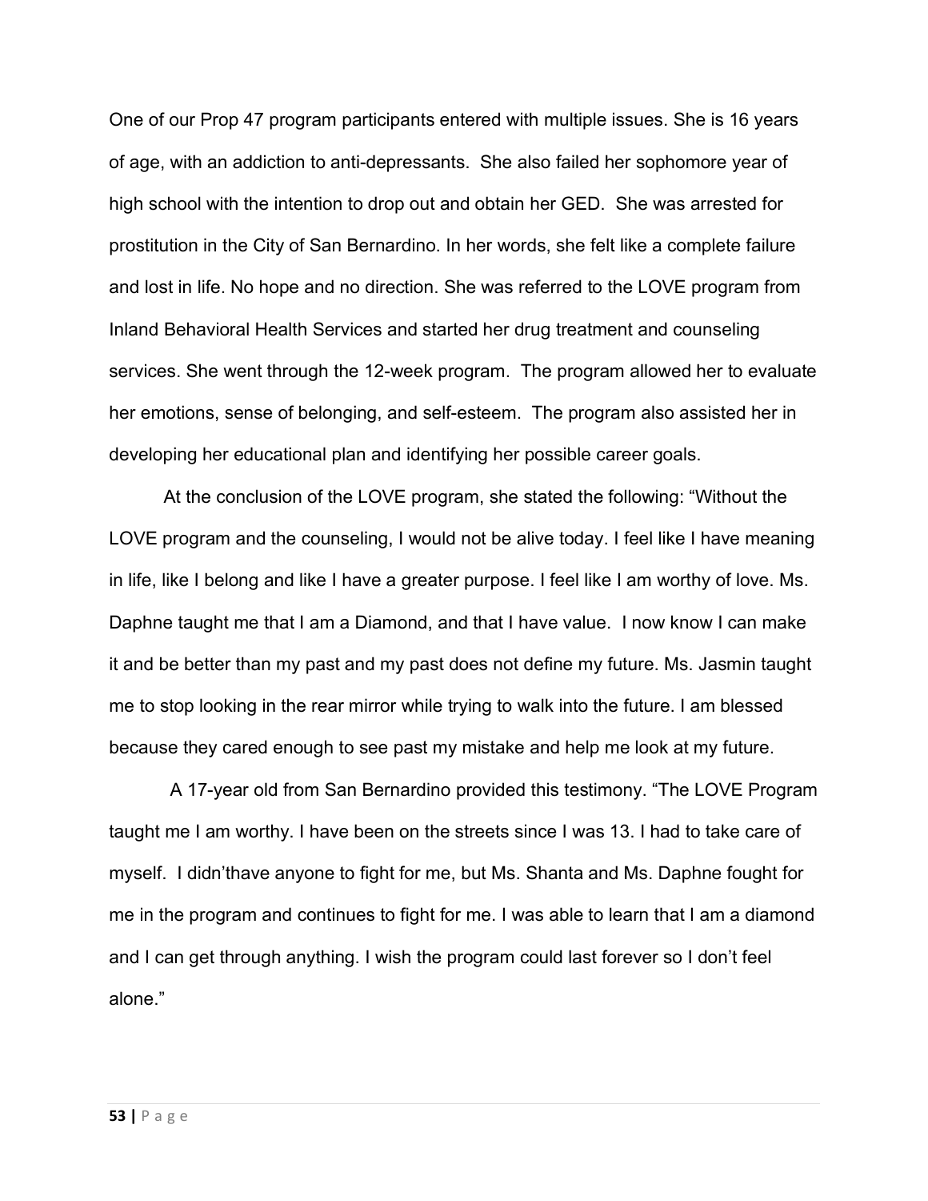One of our Prop 47 program participants entered with multiple issues. She is 16 years of age, with an addiction to anti-depressants. She also failed her sophomore year of high school with the intention to drop out and obtain her GED. She was arrested for prostitution in the City of San Bernardino. In her words, she felt like a complete failure and lost in life. No hope and no direction. She was referred to the LOVE program from Inland Behavioral Health Services and started her drug treatment and counseling services. She went through the 12-week program. The program allowed her to evaluate her emotions, sense of belonging, and self-esteem. The program also assisted her in developing her educational plan and identifying her possible career goals.

At the conclusion of the LOVE program, she stated the following: "Without the LOVE program and the counseling, I would not be alive today. I feel like I have meaning in life, like I belong and like I have a greater purpose. I feel like I am worthy of love. Ms. Daphne taught me that I am a Diamond, and that I have value. I now know I can make it and be better than my past and my past does not define my future. Ms. Jasmin taught me to stop looking in the rear mirror while trying to walk into the future. I am blessed because they cared enough to see past my mistake and help me look at my future.

A 17-year old from San Bernardino provided this testimony. "The LOVE Program taught me I am worthy. I have been on the streets since I was 13. I had to take care of myself. I didn'thave anyone to fight for me, but Ms. Shanta and Ms. Daphne fought for me in the program and continues to fight for me. I was able to learn that I am a diamond and I can get through anything. I wish the program could last forever so I don't feel alone."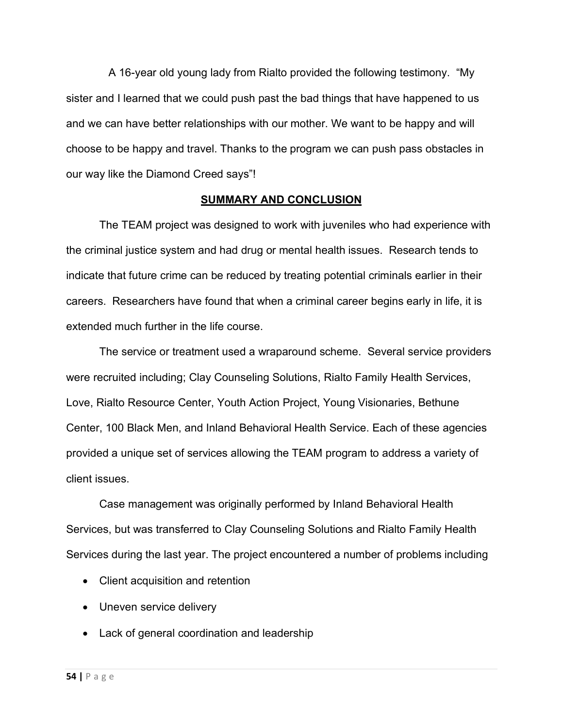A 16-year old young lady from Rialto provided the following testimony. "My sister and I learned that we could push past the bad things that have happened to us and we can have better relationships with our mother. We want to be happy and will choose to be happy and travel. Thanks to the program we can push pass obstacles in our way like the Diamond Creed says"!

## SUMMARY AND CONCLUSION

The TEAM project was designed to work with juveniles who had experience with the criminal justice system and had drug or mental health issues. Research tends to indicate that future crime can be reduced by treating potential criminals earlier in their careers. Researchers have found that when a criminal career begins early in life, it is extended much further in the life course.

The service or treatment used a wraparound scheme. Several service providers were recruited including; Clay Counseling Solutions, Rialto Family Health Services, Love, Rialto Resource Center, Youth Action Project, Young Visionaries, Bethune Center, 100 Black Men, and Inland Behavioral Health Service. Each of these agencies provided a unique set of services allowing the TEAM program to address a variety of client issues.

Case management was originally performed by Inland Behavioral Health Services, but was transferred to Clay Counseling Solutions and Rialto Family Health Services during the last year. The project encountered a number of problems including

- Client acquisition and retention
- Uneven service delivery
- Lack of general coordination and leadership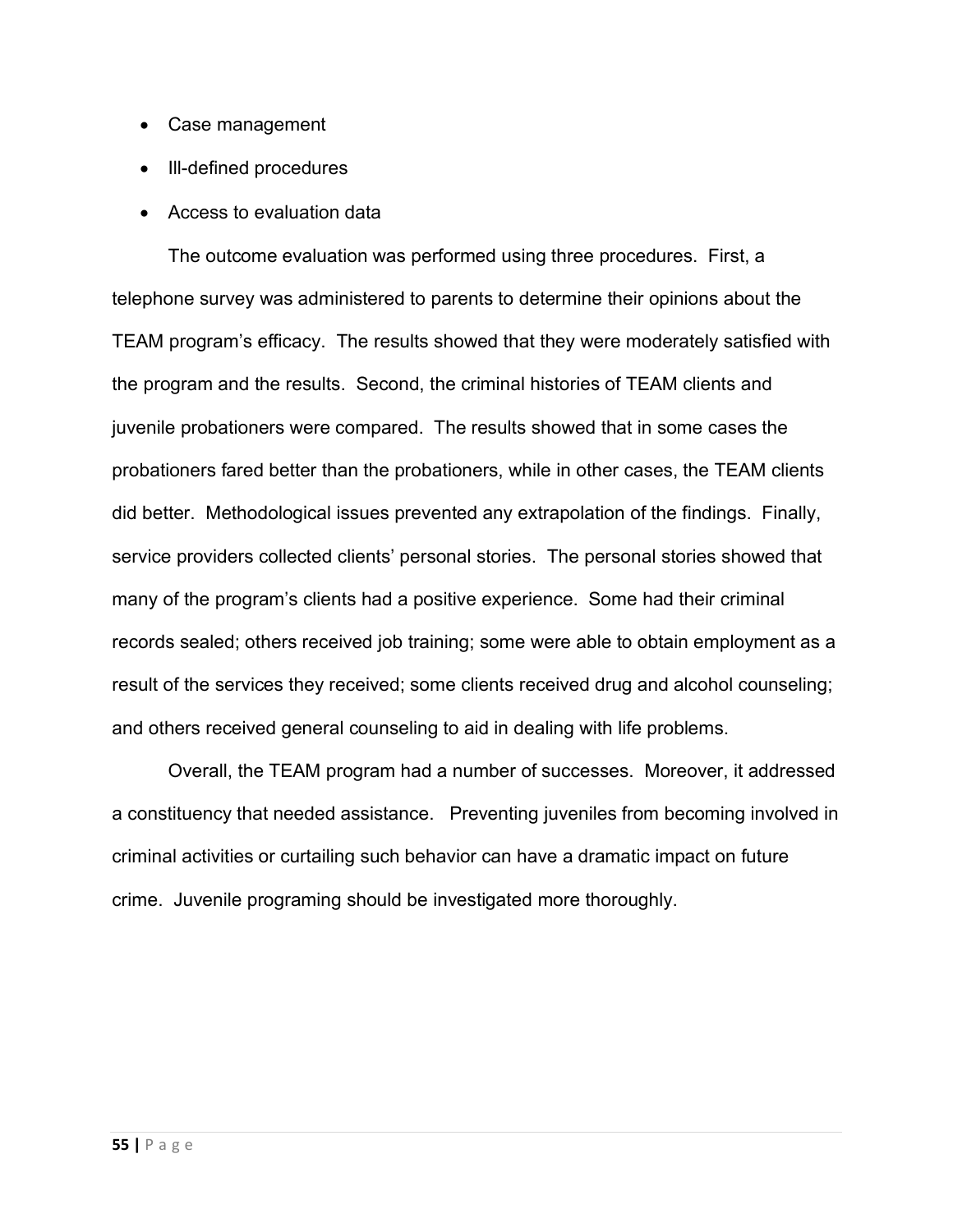- Case management
- Ill-defined procedures
- Access to evaluation data

The outcome evaluation was performed using three procedures. First, a telephone survey was administered to parents to determine their opinions about the TEAM program's efficacy. The results showed that they were moderately satisfied with the program and the results. Second, the criminal histories of TEAM clients and juvenile probationers were compared. The results showed that in some cases the probationers fared better than the probationers, while in other cases, the TEAM clients did better. Methodological issues prevented any extrapolation of the findings. Finally, service providers collected clients' personal stories. The personal stories showed that many of the program's clients had a positive experience. Some had their criminal records sealed; others received job training; some were able to obtain employment as a result of the services they received; some clients received drug and alcohol counseling; and others received general counseling to aid in dealing with life problems.

Overall, the TEAM program had a number of successes. Moreover, it addressed a constituency that needed assistance. Preventing juveniles from becoming involved in criminal activities or curtailing such behavior can have a dramatic impact on future crime. Juvenile programing should be investigated more thoroughly.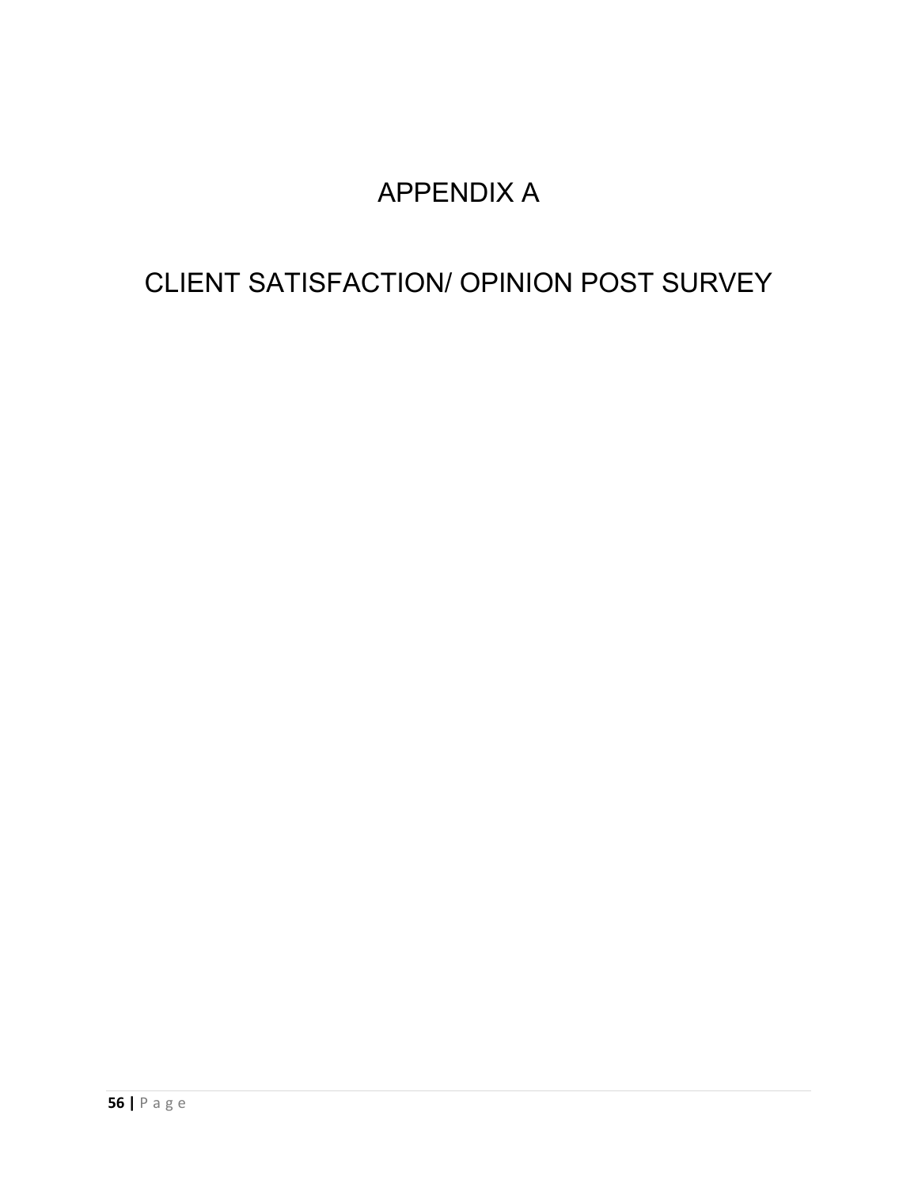# APPENDIX A

# CLIENT SATISFACTION/ OPINION POST SURVEY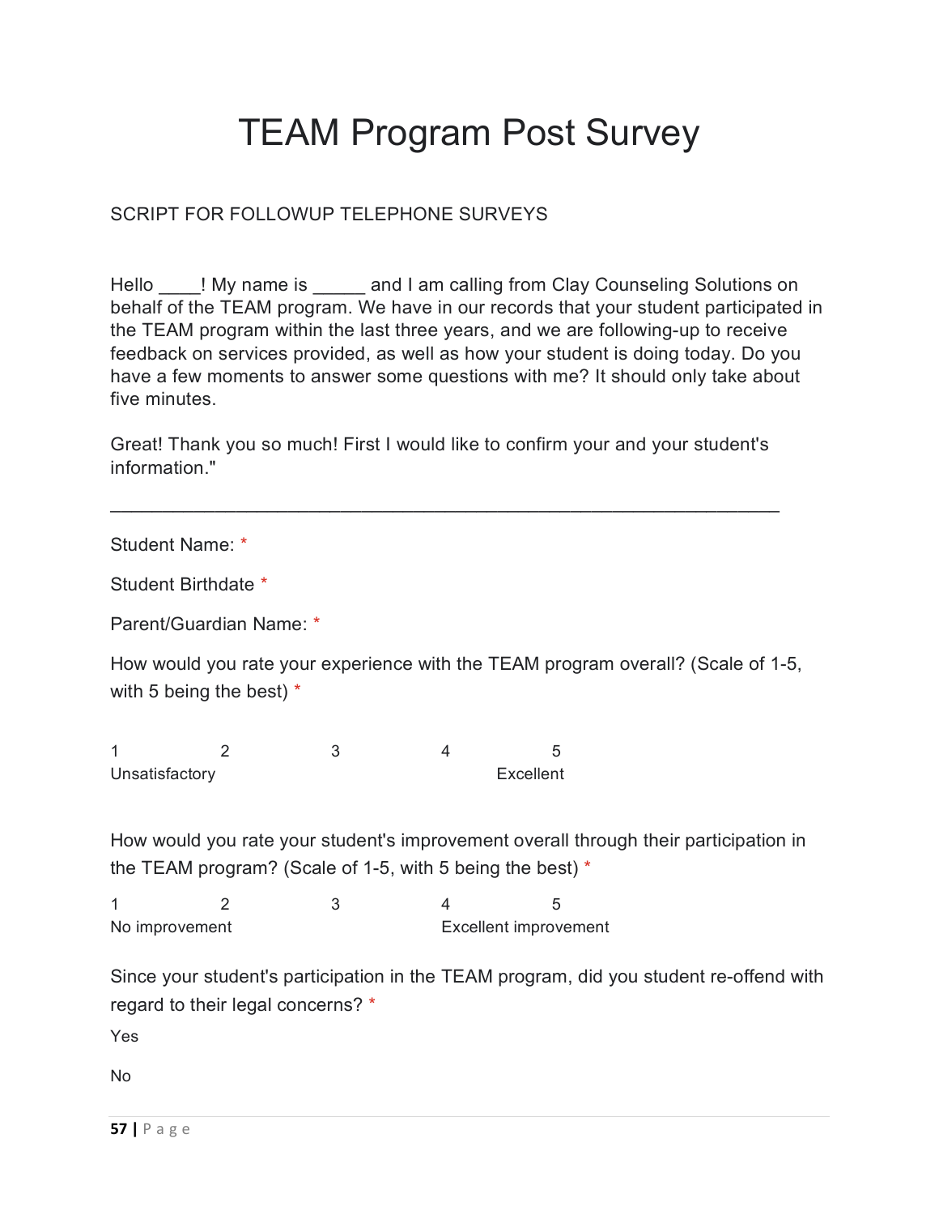# TEAM Program Post Survey

SCRIPT FOR FOLLOWUP TELEPHONE SURVEYS

Hello ____! My name is _____ and I am calling from Clay Counseling Solutions on behalf of the TEAM program. We have in our records that your student participated in the TEAM program within the last three years, and we are following-up to receive feedback on services provided, as well as how your student is doing today. Do you have a few moments to answer some questions with me? It should only take about five minutes.

Great! Thank you so much! First I would like to confirm your and your student's information."

---

Student Name: *

Student Birthdate *

Parent/Guardian Name: *

How would you rate your experience with the TEAM program overall? (Scale of 1-5, with 5 being the best) *

| 1 | 2 | 3 | 4 | 5 |
|---|---|---|---|---|
| Unsatisfactory | | | | Excellent |

How would you rate your student's improvement overall through their participation in the TEAM program? (Scale of 1-5, with 5 being the best) *

| 1 | 2 | 3 | 4 | 5 |
|---|---|---|---|---|
| No improvement | | | Excellent improvement | |

Since your student's participation in the TEAM program, did you student re-offend with regard to their legal concerns? *

Yes

No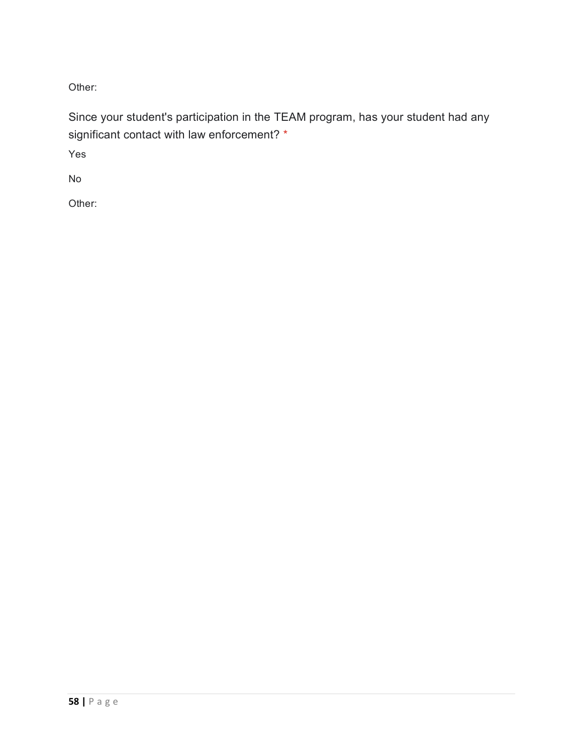Other:

Since your student's participation in the TEAM program, has your student had any significant contact with law enforcement? *

Yes

No

Other: